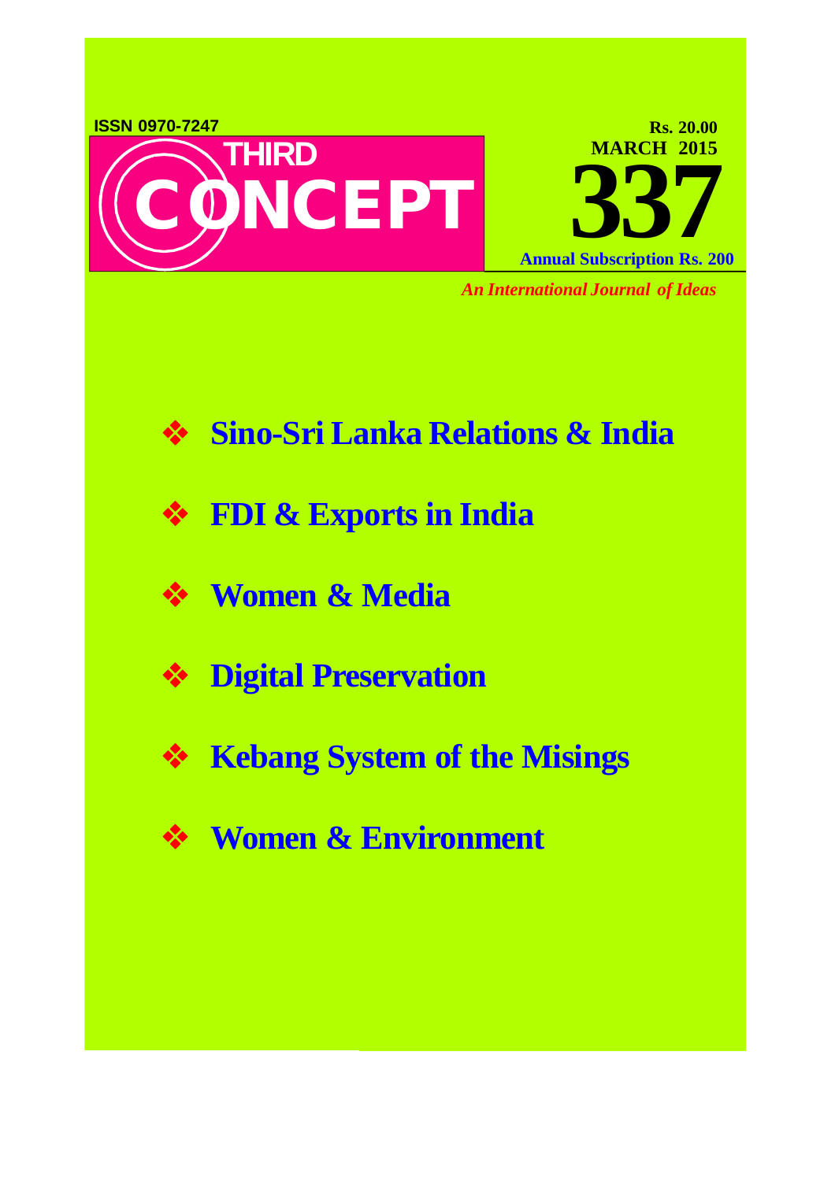ISSN 0970-7247

# THIRD CONCEPT

Rs. 20.00

MARCH 2015

# 337

Annual Subscription Rs. 200

*An International Journal of Ideas*

- **Sino-Sri Lanka Relations & India**
- **FDI & Exports in India**
- **Women & Media**
- **Digital Preservation**
- **Kebang System of the Misings**
- **Women & Environment**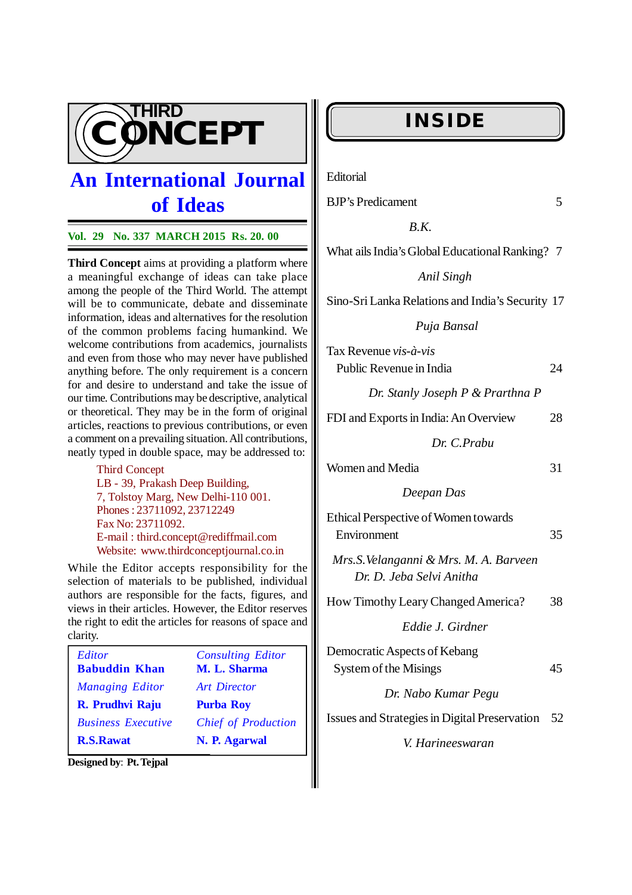# THIRD CONCEPT

## An International Journal of Ideas

**Vol. 29 No. 337 MARCH 2015 Rs. 20. 00**

**Third Concept** aims at providing a platform where a meaningful exchange of ideas can take place among the people of the Third World. The attempt will be to communicate, debate and disseminate information, ideas and alternatives for the resolution of the common problems facing humankind. We welcome contributions from academics, journalists and even from those who may never have published anything before. The only requirement is a concern for and desire to understand and take the issue of our time. Contributions may be descriptive, analytical or theoretical. They may be in the form of original articles, reactions to previous contributions, or even a comment on a prevailing situation. All contributions, neatly typed in double space, may be addressed to:

Third Concept
LB - 39, Prakash Deep Building,
7, Tolstoy Marg, New Delhi-110 001.
Phones : 23711092, 23712249
Fax No: 23711092.
E-mail : third.concept@rediffmail.com
Website: www.thirdconceptjournal.co.in

While the Editor accepts responsibility for the selection of materials to be published, individual authors are responsible for the facts, figures, and views in their articles. However, the Editor reserves the right to edit the articles for reasons of space and clarity.

| | |
|---|---|
| *Editor* **Babuddin Khan** | *Consulting Editor* **M. L. Sharma** |
| *Managing Editor* **R. Prudhvi Raju** | *Art Director* **Purba Roy** |
| *Business Executive* **R.S.Rawat** | *Chief of Production* **N. P. Agarwal** |

**Designed by**: **Pt. Tejpal**

## INSIDE

Editorial

BJP's Predicament — 5
*B.K.*

What ails India's Global Educational Ranking? — 7
*Anil Singh*

Sino-Sri Lanka Relations and India's Security — 17
*Puja Bansal*

Tax Revenue *vis-à-vis* Public Revenue in India — 24
*Dr. Stanly Joseph P & Prarthna P*

FDI and Exports in India: An Overview — 28
*Dr. C.Prabu*

Women and Media — 31
*Deepan Das*

Ethical Perspective of Women towards Environment — 35
*Mrs.S.Velanganni & Mrs. M. A. Barveen*
*Dr. D. Jeba Selvi Anitha*

How Timothy Leary Changed America? — 38
*Eddie J. Girdner*

Democratic Aspects of Kebang System of the Misings — 45
*Dr. Nabo Kumar Pegu*

Issues and Strategies in Digital Preservation — 52
*V. Harineeswaran*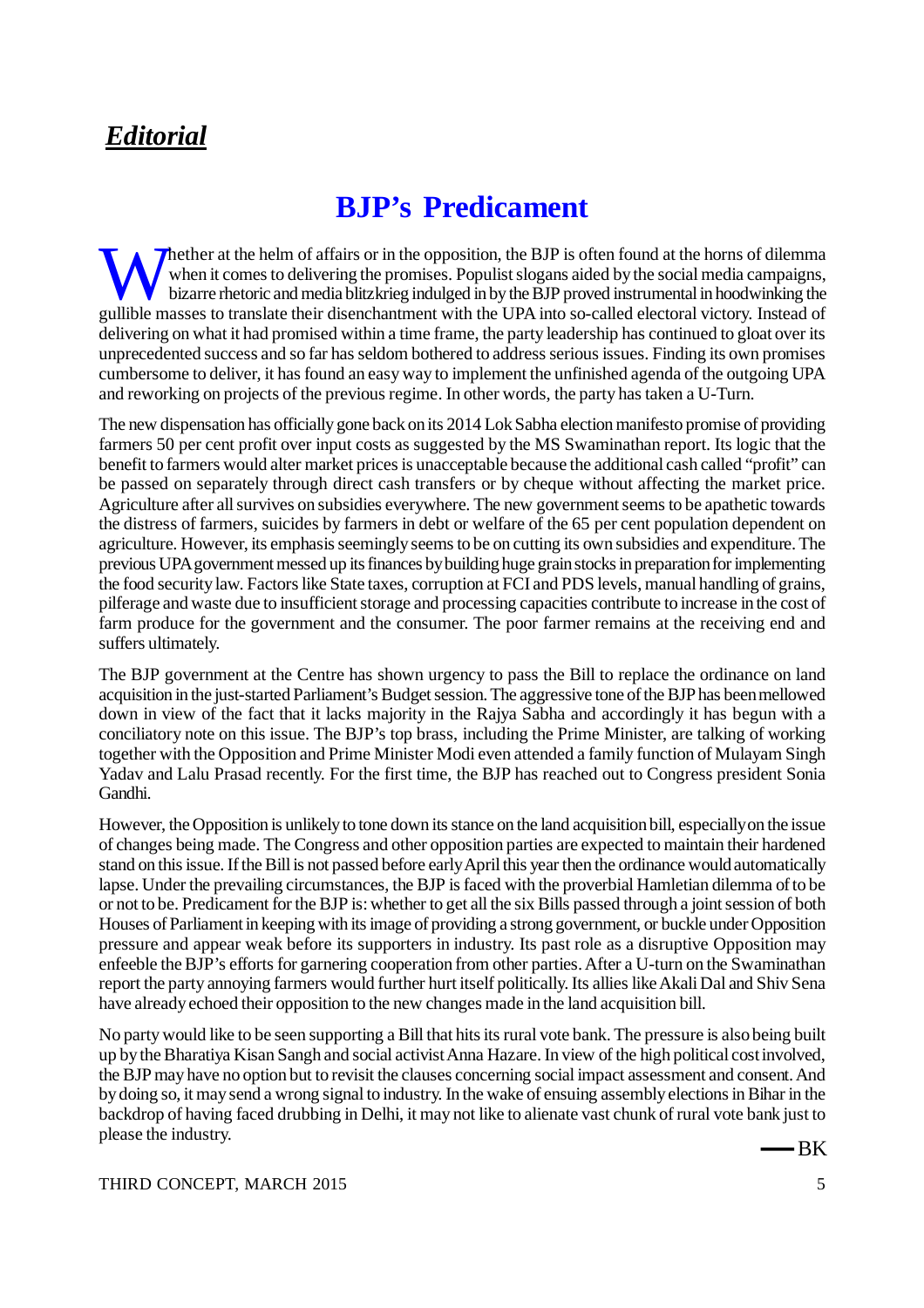## *Editorial*

# BJP's Predicament

Whether at the helm of affairs or in the opposition, the BJP is often found at the horns of dilemma when it comes to delivering the promises. Populist slogans aided by the social media campaigns, bizarre rhetoric and media blitzkrieg indulged in by the BJP proved instrumental in hoodwinking the gullible masses to translate their disenchantment with the UPA into so-called electoral victory. Instead of delivering on what it had promised within a time frame, the party leadership has continued to gloat over its unprecedented success and so far has seldom bothered to address serious issues. Finding its own promises cumbersome to deliver, it has found an easy way to implement the unfinished agenda of the outgoing UPA and reworking on projects of the previous regime. In other words, the party has taken a U-Turn.

The new dispensation has officially gone back on its 2014 Lok Sabha election manifesto promise of providing farmers 50 per cent profit over input costs as suggested by the MS Swaminathan report. Its logic that the benefit to farmers would alter market prices is unacceptable because the additional cash called "profit" can be passed on separately through direct cash transfers or by cheque without affecting the market price. Agriculture after all survives on subsidies everywhere. The new government seems to be apathetic towards the distress of farmers, suicides by farmers in debt or welfare of the 65 per cent population dependent on agriculture. However, its emphasis seemingly seems to be on cutting its own subsidies and expenditure. The previous UPA government messed up its finances by building huge grain stocks in preparation for implementing the food security law. Factors like State taxes, corruption at FCI and PDS levels, manual handling of grains, pilferage and waste due to insufficient storage and processing capacities contribute to increase in the cost of farm produce for the government and the consumer. The poor farmer remains at the receiving end and suffers ultimately.

The BJP government at the Centre has shown urgency to pass the Bill to replace the ordinance on land acquisition in the just-started Parliament's Budget session. The aggressive tone of the BJP has been mellowed down in view of the fact that it lacks majority in the Rajya Sabha and accordingly it has begun with a conciliatory note on this issue. The BJP's top brass, including the Prime Minister, are talking of working together with the Opposition and Prime Minister Modi even attended a family function of Mulayam Singh Yadav and Lalu Prasad recently. For the first time, the BJP has reached out to Congress president Sonia Gandhi.

However, the Opposition is unlikely to tone down its stance on the land acquisition bill, especially on the issue of changes being made. The Congress and other opposition parties are expected to maintain their hardened stand on this issue. If the Bill is not passed before early April this year then the ordinance would automatically lapse. Under the prevailing circumstances, the BJP is faced with the proverbial Hamletian dilemma of to be or not to be. Predicament for the BJP is: whether to get all the six Bills passed through a joint session of both Houses of Parliament in keeping with its image of providing a strong government, or buckle under Opposition pressure and appear weak before its supporters in industry. Its past role as a disruptive Opposition may enfeeble the BJP's efforts for garnering cooperation from other parties. After a U-turn on the Swaminathan report the party annoying farmers would further hurt itself politically. Its allies like Akali Dal and Shiv Sena have already echoed their opposition to the new changes made in the land acquisition bill.

No party would like to be seen supporting a Bill that hits its rural vote bank. The pressure is also being built up by the Bharatiya Kisan Sangh and social activist Anna Hazare. In view of the high political cost involved, the BJP may have no option but to revisit the clauses concerning social impact assessment and consent. And by doing so, it may send a wrong signal to industry. In the wake of ensuing assembly elections in Bihar in the backdrop of having faced drubbing in Delhi, it may not like to alienate vast chunk of rural vote bank just to please the industry.

—BK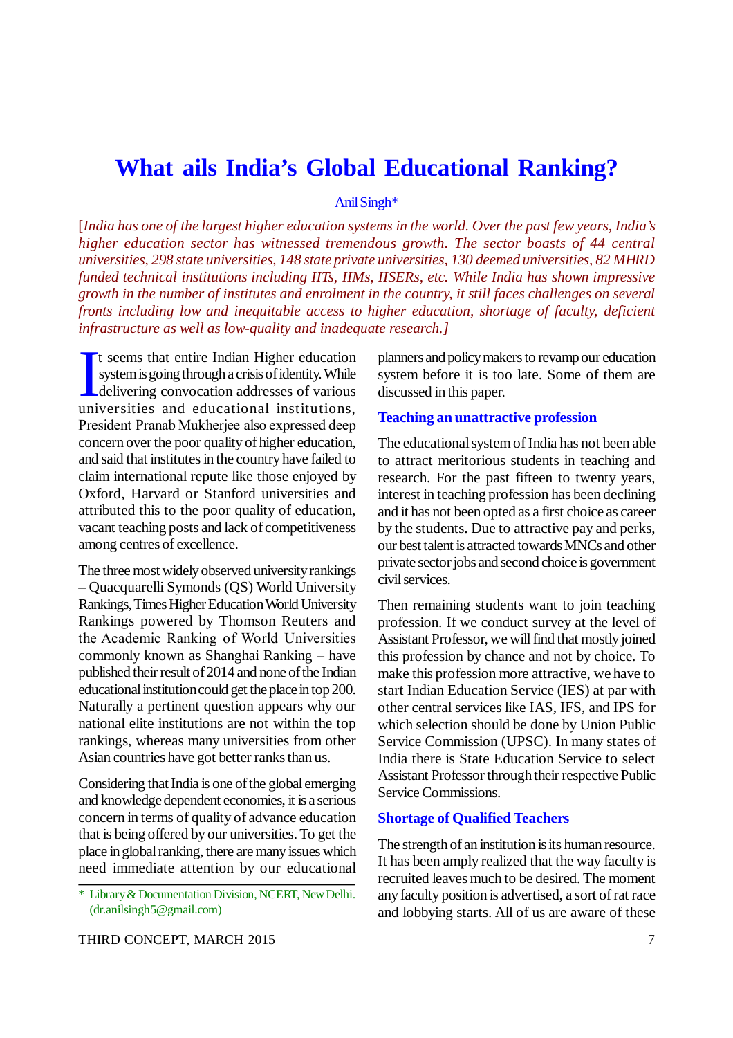# What ails India's Global Educational Ranking?

Anil Singh*

*[India has one of the largest higher education systems in the world. Over the past few years, India's higher education sector has witnessed tremendous growth. The sector boasts of 44 central universities, 298 state universities, 148 state private universities, 130 deemed universities, 82 MHRD funded technical institutions including IITs, IIMs, IISERs, etc. While India has shown impressive growth in the number of institutes and enrolment in the country, it still faces challenges on several fronts including low and inequitable access to higher education, shortage of faculty, deficient infrastructure as well as low-quality and inadequate research.]*

It seems that entire Indian Higher education system is going through a crisis of identity. While delivering convocation addresses of various universities and educational institutions, President Pranab Mukherjee also expressed deep concern over the poor quality of higher education, and said that institutes in the country have failed to claim international repute like those enjoyed by Oxford, Harvard or Stanford universities and attributed this to the poor quality of education, vacant teaching posts and lack of competitiveness among centres of excellence.

The three most widely observed university rankings – Quacquarelli Symonds (QS) World University Rankings, Times Higher Education World University Rankings powered by Thomson Reuters and the Academic Ranking of World Universities commonly known as Shanghai Ranking – have published their result of 2014 and none of the Indian educational institution could get the place in top 200. Naturally a pertinent question appears why our national elite institutions are not within the top rankings, whereas many universities from other Asian countries have got better ranks than us.

Considering that India is one of the global emerging and knowledge dependent economies, it is a serious concern in terms of quality of advance education that is being offered by our universities. To get the place in global ranking, there are many issues which need immediate attention by our educational planners and policy makers to revamp our education system before it is too late. Some of them are discussed in this paper.

## Teaching an unattractive profession

The educational system of India has not been able to attract meritorious students in teaching and research. For the past fifteen to twenty years, interest in teaching profession has been declining and it has not been opted as a first choice as career by the students. Due to attractive pay and perks, our best talent is attracted towards MNCs and other private sector jobs and second choice is government civil services.

Then remaining students want to join teaching profession. If we conduct survey at the level of Assistant Professor, we will find that mostly joined this profession by chance and not by choice. To make this profession more attractive, we have to start Indian Education Service (IES) at par with other central services like IAS, IFS, and IPS for which selection should be done by Union Public Service Commission (UPSC). In many states of India there is State Education Service to select Assistant Professor through their respective Public Service Commissions.

## Shortage of Qualified Teachers

The strength of an institution is its human resource. It has been amply realized that the way faculty is recruited leaves much to be desired. The moment any faculty position is advertised, a sort of rat race and lobbying starts. All of us are aware of these

---

\* Library & Documentation Division, NCERT, New Delhi. (dr.anilsingh5@gmail.com)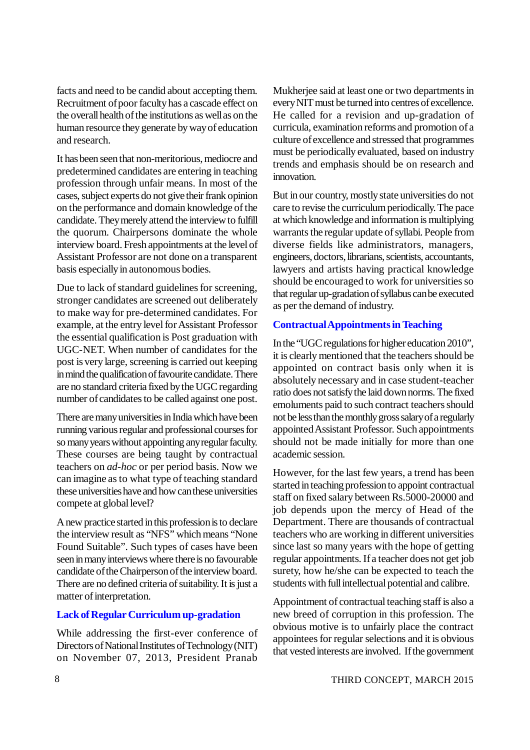facts and need to be candid about accepting them. Recruitment of poor faculty has a cascade effect on the overall health of the institutions as well as on the human resource they generate by way of education and research.

It has been seen that non-meritorious, mediocre and predetermined candidates are entering in teaching profession through unfair means. In most of the cases, subject experts do not give their frank opinion on the performance and domain knowledge of the candidate. They merely attend the interview to fulfill the quorum. Chairpersons dominate the whole interview board. Fresh appointments at the level of Assistant Professor are not done on a transparent basis especially in autonomous bodies.

Due to lack of standard guidelines for screening, stronger candidates are screened out deliberately to make way for pre-determined candidates. For example, at the entry level for Assistant Professor the essential qualification is Post graduation with UGC-NET. When number of candidates for the post is very large, screening is carried out keeping in mind the qualification of favourite candidate. There are no standard criteria fixed by the UGC regarding number of candidates to be called against one post.

There are many universities in India which have been running various regular and professional courses for so many years without appointing any regular faculty. These courses are being taught by contractual teachers on *ad-hoc* or per period basis. Now we can imagine as to what type of teaching standard these universities have and how can these universities compete at global level?

A new practice started in this profession is to declare the interview result as "NFS" which means "None Found Suitable". Such types of cases have been seen in many interviews where there is no favourable candidate of the Chairperson of the interview board. There are no defined criteria of suitability. It is just a matter of interpretation.

## Lack of Regular Curriculum up-gradation

While addressing the first-ever conference of Directors of National Institutes of Technology (NIT) on November 07, 2013, President Pranab Mukherjee said at least one or two departments in every NIT must be turned into centres of excellence. He called for a revision and up-gradation of curricula, examination reforms and promotion of a culture of excellence and stressed that programmes must be periodically evaluated, based on industry trends and emphasis should be on research and innovation.

But in our country, mostly state universities do not care to revise the curriculum periodically. The pace at which knowledge and information is multiplying warrants the regular update of syllabi. People from diverse fields like administrators, managers, engineers, doctors, librarians, scientists, accountants, lawyers and artists having practical knowledge should be encouraged to work for universities so that regular up-gradation of syllabus can be executed as per the demand of industry.

## Contractual Appointments in Teaching

In the "UGC regulations for higher education 2010", it is clearly mentioned that the teachers should be appointed on contract basis only when it is absolutely necessary and in case student-teacher ratio does not satisfy the laid down norms. The fixed emoluments paid to such contract teachers should not be less than the monthly gross salary of a regularly appointed Assistant Professor. Such appointments should not be made initially for more than one academic session.

However, for the last few years, a trend has been started in teaching profession to appoint contractual staff on fixed salary between Rs.5000-20000 and job depends upon the mercy of Head of the Department. There are thousands of contractual teachers who are working in different universities since last so many years with the hope of getting regular appointments. If a teacher does not get job surety, how he/she can be expected to teach the students with full intellectual potential and calibre.

Appointment of contractual teaching staff is also a new breed of corruption in this profession. The obvious motive is to unfairly place the contract appointees for regular selections and it is obvious that vested interests are involved. If the government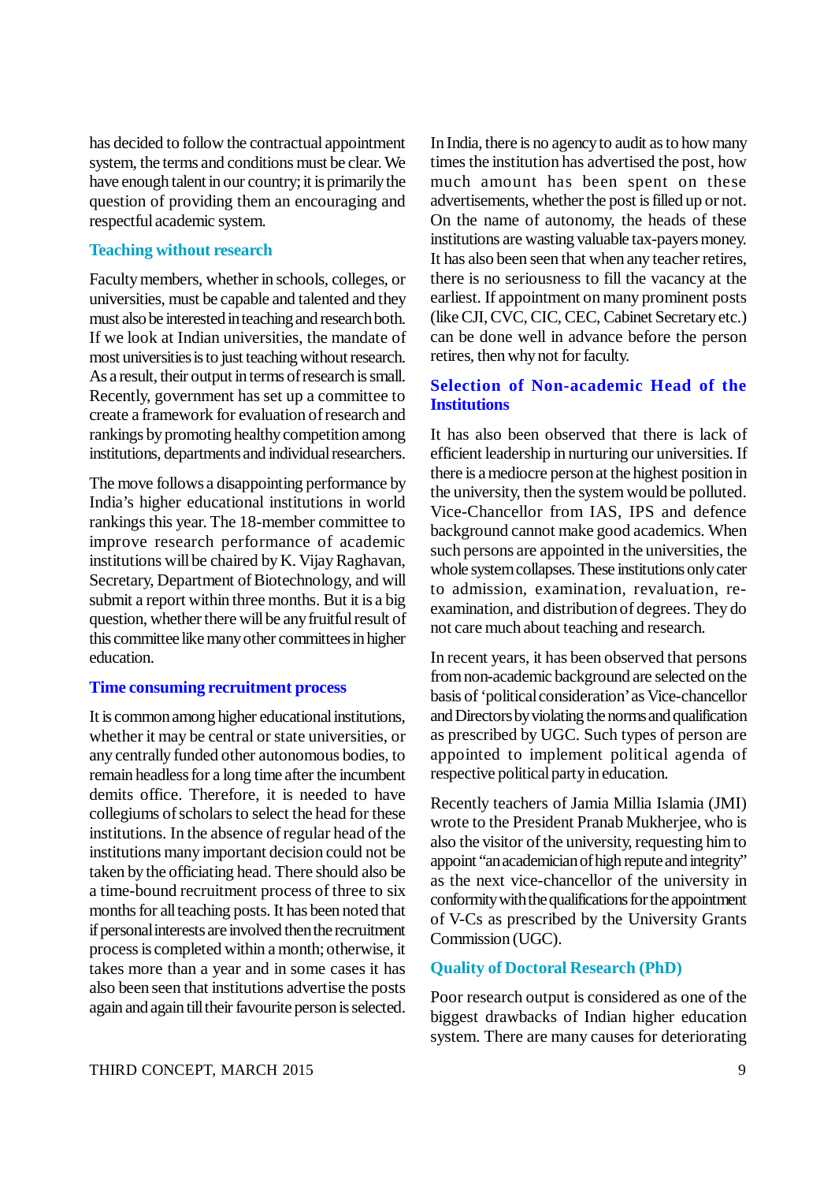has decided to follow the contractual appointment system, the terms and conditions must be clear. We have enough talent in our country; it is primarily the question of providing them an encouraging and respectful academic system.

### Teaching without research

Faculty members, whether in schools, colleges, or universities, must be capable and talented and they must also be interested in teaching and research both. If we look at Indian universities, the mandate of most universities is to just teaching without research. As a result, their output in terms of research is small. Recently, government has set up a committee to create a framework for evaluation of research and rankings by promoting healthy competition among institutions, departments and individual researchers.

The move follows a disappointing performance by India's higher educational institutions in world rankings this year. The 18-member committee to improve research performance of academic institutions will be chaired by K. Vijay Raghavan, Secretary, Department of Biotechnology, and will submit a report within three months. But it is a big question, whether there will be any fruitful result of this committee like many other committees in higher education.

### Time consuming recruitment process

It is common among higher educational institutions, whether it may be central or state universities, or any centrally funded other autonomous bodies, to remain headless for a long time after the incumbent demits office. Therefore, it is needed to have collegiums of scholars to select the head for these institutions. In the absence of regular head of the institutions many important decision could not be taken by the officiating head. There should also be a time-bound recruitment process of three to six months for all teaching posts. It has been noted that if personal interests are involved then the recruitment process is completed within a month; otherwise, it takes more than a year and in some cases it has also been seen that institutions advertise the posts again and again till their favourite person is selected.

In India, there is no agency to audit as to how many times the institution has advertised the post, how much amount has been spent on these advertisements, whether the post is filled up or not. On the name of autonomy, the heads of these institutions are wasting valuable tax-payers money. It has also been seen that when any teacher retires, there is no seriousness to fill the vacancy at the earliest. If appointment on many prominent posts (like CJI, CVC, CIC, CEC, Cabinet Secretary etc.) can be done well in advance before the person retires, then why not for faculty.

### Selection of Non-academic Head of the Institutions

It has also been observed that there is lack of efficient leadership in nurturing our universities. If there is a mediocre person at the highest position in the university, then the system would be polluted. Vice-Chancellor from IAS, IPS and defence background cannot make good academics. When such persons are appointed in the universities, the whole system collapses. These institutions only cater to admission, examination, revaluation, re-examination, and distribution of degrees. They do not care much about teaching and research.

In recent years, it has been observed that persons from non-academic background are selected on the basis of 'political consideration' as Vice-chancellor and Directors by violating the norms and qualification as prescribed by UGC. Such types of person are appointed to implement political agenda of respective political party in education.

Recently teachers of Jamia Millia Islamia (JMI) wrote to the President Pranab Mukherjee, who is also the visitor of the university, requesting him to appoint "an academician of high repute and integrity" as the next vice-chancellor of the university in conformity with the qualifications for the appointment of V-Cs as prescribed by the University Grants Commission (UGC).

### Quality of Doctoral Research (PhD)

Poor research output is considered as one of the biggest drawbacks of Indian higher education system. There are many causes for deteriorating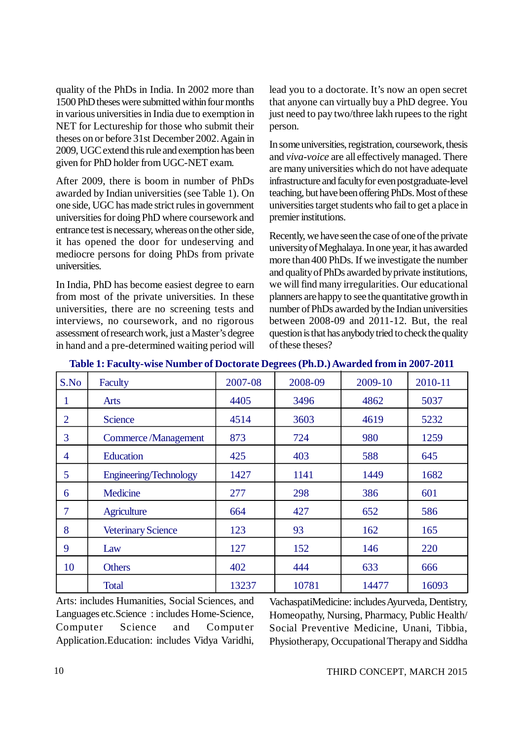quality of the PhDs in India. In 2002 more than 1500 PhD theses were submitted within four months in various universities in India due to exemption in NET for Lectureship for those who submit their theses on or before 31st December 2002. Again in 2009, UGC extend this rule and exemption has been given for PhD holder from UGC-NET exam.

After 2009, there is boom in number of PhDs awarded by Indian universities (see Table 1). On one side, UGC has made strict rules in government universities for doing PhD where coursework and entrance test is necessary, whereas on the other side, it has opened the door for undeserving and mediocre persons for doing PhDs from private universities.

In India, PhD has become easiest degree to earn from most of the private universities. In these universities, there are no screening tests and interviews, no coursework, and no rigorous assessment of research work, just a Master's degree in hand and a pre-determined waiting period will lead you to a doctorate. It's now an open secret that anyone can virtually buy a PhD degree. You just need to pay two/three lakh rupees to the right person.

In some universities, registration, coursework, thesis and *viva-voice* are all effectively managed. There are many universities which do not have adequate infrastructure and faculty for even postgraduate-level teaching, but have been offering PhDs. Most of these universities target students who fail to get a place in premier institutions.

Recently, we have seen the case of one of the private university of Meghalaya. In one year, it has awarded more than 400 PhDs. If we investigate the number and quality of PhDs awarded by private institutions, we will find many irregularities. Our educational planners are happy to see the quantitative growth in number of PhDs awarded by the Indian universities between 2008-09 and 2011-12. But, the real question is that has anybody tried to check the quality of these theses?

**Table 1: Faculty-wise Number of Doctorate Degrees (Ph.D.) Awarded from in 2007-2011**

| S.No | Faculty | 2007-08 | 2008-09 | 2009-10 | 2010-11 |
|---|---|---|---|---|---|
| 1 | Arts | 4405 | 3496 | 4862 | 5037 |
| 2 | Science | 4514 | 3603 | 4619 | 5232 |
| 3 | Commerce /Management | 873 | 724 | 980 | 1259 |
| 4 | Education | 425 | 403 | 588 | 645 |
| 5 | Engineering/Technology | 1427 | 1141 | 1449 | 1682 |
| 6 | Medicine | 277 | 298 | 386 | 601 |
| 7 | Agriculture | 664 | 427 | 652 | 586 |
| 8 | Veterinary Science | 123 | 93 | 162 | 165 |
| 9 | Law | 127 | 152 | 146 | 220 |
| 10 | Others | 402 | 444 | 633 | 666 |
| | Total | 13237 | 10781 | 14477 | 16093 |

Arts: includes Humanities, Social Sciences, and Languages etc.Science : includes Home-Science, Computer Science and Computer Application.Education: includes Vidya Varidhi, VachaspatiMedicine: includes Ayurveda, Dentistry, Homeopathy, Nursing, Pharmacy, Public Health/ Social Preventive Medicine, Unani, Tibbia, Physiotherapy, Occupational Therapy and Siddha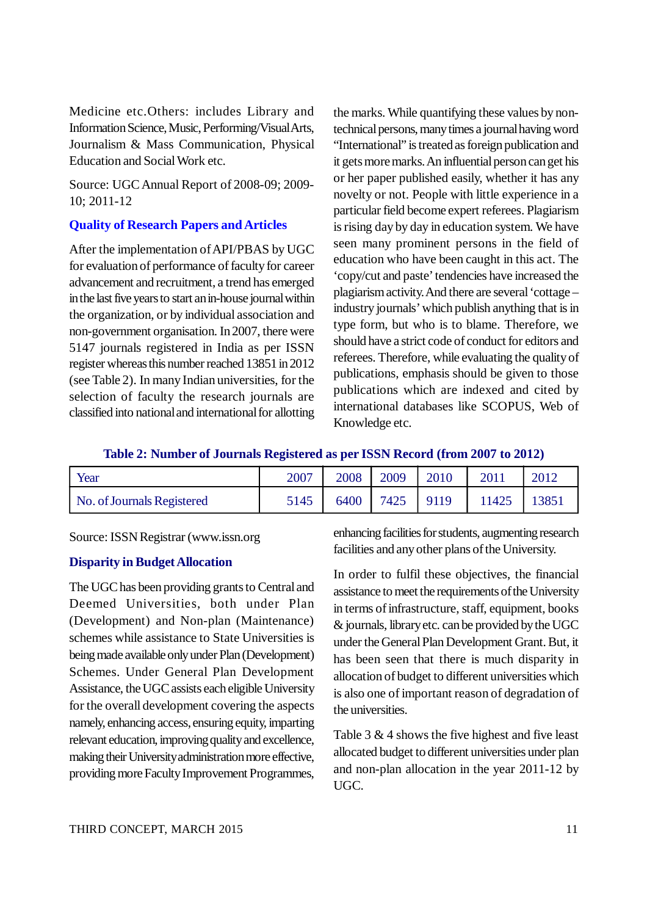Medicine etc.Others: includes Library and Information Science, Music, Performing/Visual Arts, Journalism & Mass Communication, Physical Education and Social Work etc.

Source: UGC Annual Report of 2008-09; 2009-10; 2011-12

### Quality of Research Papers and Articles

After the implementation of API/PBAS by UGC for evaluation of performance of faculty for career advancement and recruitment, a trend has emerged in the last five years to start an in-house journal within the organization, or by individual association and non-government organisation. In 2007, there were 5147 journals registered in India as per ISSN register whereas this number reached 13851 in 2012 (see Table 2). In many Indian universities, for the selection of faculty the research journals are classified into national and international for allotting the marks. While quantifying these values by non-technical persons, many times a journal having word "International" is treated as foreign publication and it gets more marks. An influential person can get his or her paper published easily, whether it has any novelty or not. People with little experience in a particular field become expert referees. Plagiarism is rising day by day in education system. We have seen many prominent persons in the field of education who have been caught in this act. The 'copy/cut and paste' tendencies have increased the plagiarism activity. And there are several 'cottage – industry journals' which publish anything that is in type form, but who is to blame. Therefore, we should have a strict code of conduct for editors and referees. Therefore, while evaluating the quality of publications, emphasis should be given to those publications which are indexed and cited by international databases like SCOPUS, Web of Knowledge etc.

**Table 2: Number of Journals Registered as per ISSN Record (from 2007 to 2012)**

| Year | 2007 | 2008 | 2009 | 2010 | 2011 | 2012 |
|---|---|---|---|---|---|---|
| No. of Journals Registered | 5145 | 6400 | 7425 | 9119 | 11425 | 13851 |

Source: ISSN Registrar (www.issn.org

### Disparity in Budget Allocation

The UGC has been providing grants to Central and Deemed Universities, both under Plan (Development) and Non-plan (Maintenance) schemes while assistance to State Universities is being made available only under Plan (Development) Schemes. Under General Plan Development Assistance, the UGC assists each eligible University for the overall development covering the aspects namely, enhancing access, ensuring equity, imparting relevant education, improving quality and excellence, making their University administration more effective, providing more Faculty Improvement Programmes, enhancing facilities for students, augmenting research facilities and any other plans of the University.

In order to fulfil these objectives, the financial assistance to meet the requirements of the University in terms of infrastructure, staff, equipment, books & journals, library etc. can be provided by the UGC under the General Plan Development Grant. But, it has been seen that there is much disparity in allocation of budget to different universities which is also one of important reason of degradation of the universities.

Table 3 & 4 shows the five highest and five least allocated budget to different universities under plan and non-plan allocation in the year 2011-12 by UGC.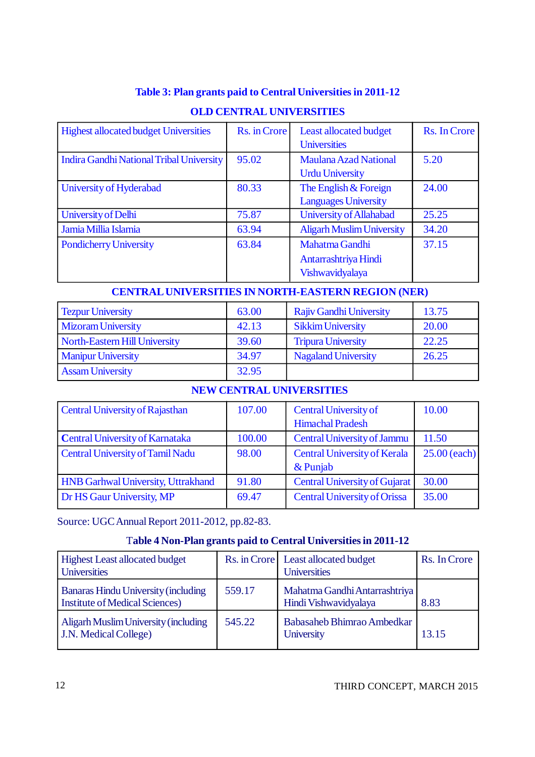**Table 3: Plan grants paid to Central Universities in 2011-12**

**OLD CENTRAL UNIVERSITIES**

| Highest allocated budget Universities | Rs. in Crore | Least allocated budget Universities | Rs. In Crore |
|---|---|---|---|
| Indira Gandhi National Tribal University | 95.02 | Maulana Azad National Urdu University | 5.20 |
| University of Hyderabad | 80.33 | The English & Foreign Languages University | 24.00 |
| University of Delhi | 75.87 | University of Allahabad | 25.25 |
| Jamia Millia Islamia | 63.94 | Aligarh Muslim University | 34.20 |
| Pondicherry University | 63.84 | Mahatma Gandhi Antarrashtriya Hindi Vishwavidyalaya | 37.15 |

**CENTRAL UNIVERSITIES IN NORTH-EASTERN REGION (NER)**

| | | | |
|---|---|---|---|
| Tezpur University | 63.00 | Rajiv Gandhi University | 13.75 |
| Mizoram University | 42.13 | Sikkim University | 20.00 |
| North-Eastern Hill University | 39.60 | Tripura University | 22.25 |
| Manipur University | 34.97 | Nagaland University | 26.25 |
| Assam University | 32.95 | | |

**NEW CENTRAL UNIVERSITIES**

| | | | |
|---|---|---|---|
| Central University of Rajasthan | 107.00 | Central University of Himachal Pradesh | 10.00 |
| Central University of Karnataka | 100.00 | Central University of Jammu | 11.50 |
| Central University of Tamil Nadu | 98.00 | Central University of Kerala & Punjab | 25.00 (each) |
| HNB Garhwal University, Uttrakhand | 91.80 | Central University of Gujarat | 30.00 |
| Dr HS Gaur University, MP | 69.47 | Central University of Orissa | 35.00 |

Source: UGC Annual Report 2011-2012, pp.82-83.

**Table 4 Non-Plan grants paid to Central Universities in 2011-12**

| Highest Least allocated budget Universities | Rs. in Crore | Least allocated budget Universities | Rs. In Crore |
|---|---|---|---|
| Banaras Hindu University (including Institute of Medical Sciences) | 559.17 | Mahatma Gandhi Antarrashtriya Hindi Vishwavidyalaya | 8.83 |
| Aligarh Muslim University (including J.N. Medical College) | 545.22 | Babasaheb Bhimrao Ambedkar University | 13.15 |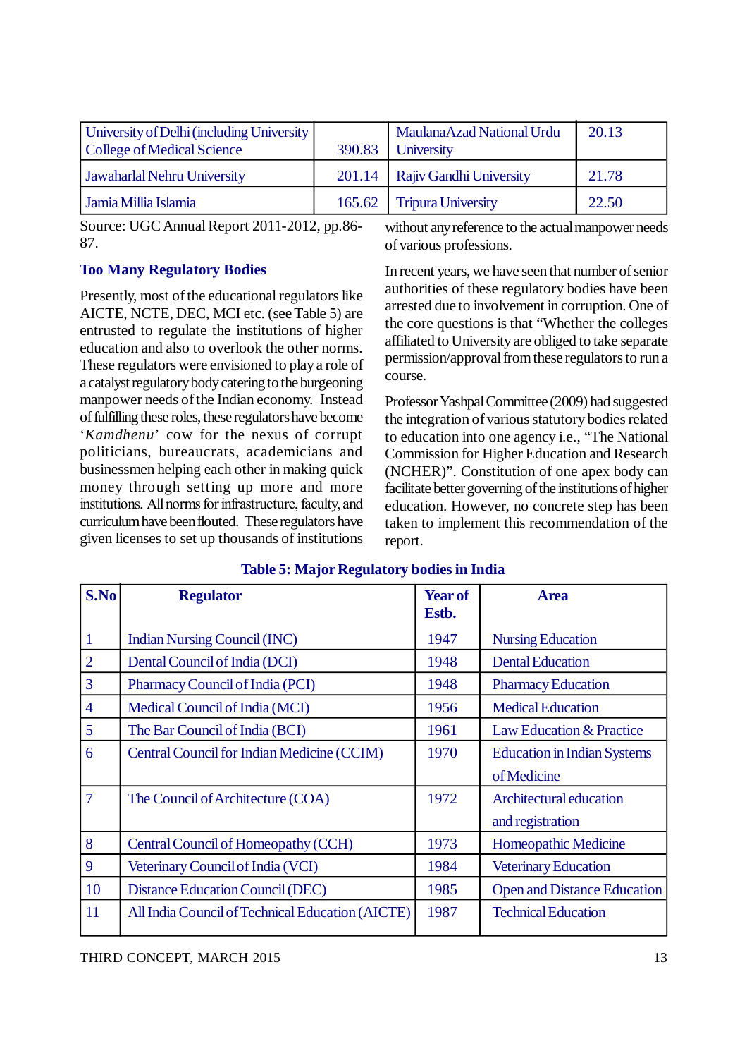| | | | |
|---|---|---|---|
| University of Delhi (including University College of Medical Science | 390.83 | MaulanaAzad National Urdu University | 20.13 |
| Jawaharlal Nehru University | 201.14 | Rajiv Gandhi University | 21.78 |
| Jamia Millia Islamia | 165.62 | Tripura University | 22.50 |

Source: UGC Annual Report 2011-2012, pp.86-87.

### Too Many Regulatory Bodies

Presently, most of the educational regulators like AICTE, NCTE, DEC, MCI etc. (see Table 5) are entrusted to regulate the institutions of higher education and also to overlook the other norms. These regulators were envisioned to play a role of a catalyst regulatory body catering to the burgeoning manpower needs of the Indian economy. Instead of fulfilling these roles, these regulators have become '*Kamdhenu*' cow for the nexus of corrupt politicians, bureaucrats, academicians and businessmen helping each other in making quick money through setting up more and more institutions. All norms for infrastructure, faculty, and curriculum have been flouted. These regulators have given licenses to set up thousands of institutions without any reference to the actual manpower needs of various professions.

In recent years, we have seen that number of senior authorities of these regulatory bodies have been arrested due to involvement in corruption. One of the core questions is that "Whether the colleges affiliated to University are obliged to take separate permission/approval from these regulators to run a course.

Professor Yashpal Committee (2009) had suggested the integration of various statutory bodies related to education into one agency i.e., "The National Commission for Higher Education and Research (NCHER)". Constitution of one apex body can facilitate better governing of the institutions of higher education. However, no concrete step has been taken to implement this recommendation of the report.

**Table 5: Major Regulatory bodies in India**

| S.No | Regulator | Year of Estb. | Area |
|---|---|---|---|
| 1 | Indian Nursing Council (INC) | 1947 | Nursing Education |
| 2 | Dental Council of India (DCI) | 1948 | Dental Education |
| 3 | Pharmacy Council of India (PCI) | 1948 | Pharmacy Education |
| 4 | Medical Council of India (MCI) | 1956 | Medical Education |
| 5 | The Bar Council of India (BCI) | 1961 | Law Education & Practice |
| 6 | Central Council for Indian Medicine (CCIM) | 1970 | Education in Indian Systems of Medicine |
| 7 | The Council of Architecture (COA) | 1972 | Architectural education and registration |
| 8 | Central Council of Homeopathy (CCH) | 1973 | Homeopathic Medicine |
| 9 | Veterinary Council of India (VCI) | 1984 | Veterinary Education |
| 10 | Distance Education Council (DEC) | 1985 | Open and Distance Education |
| 11 | All India Council of Technical Education (AICTE) | 1987 | Technical Education |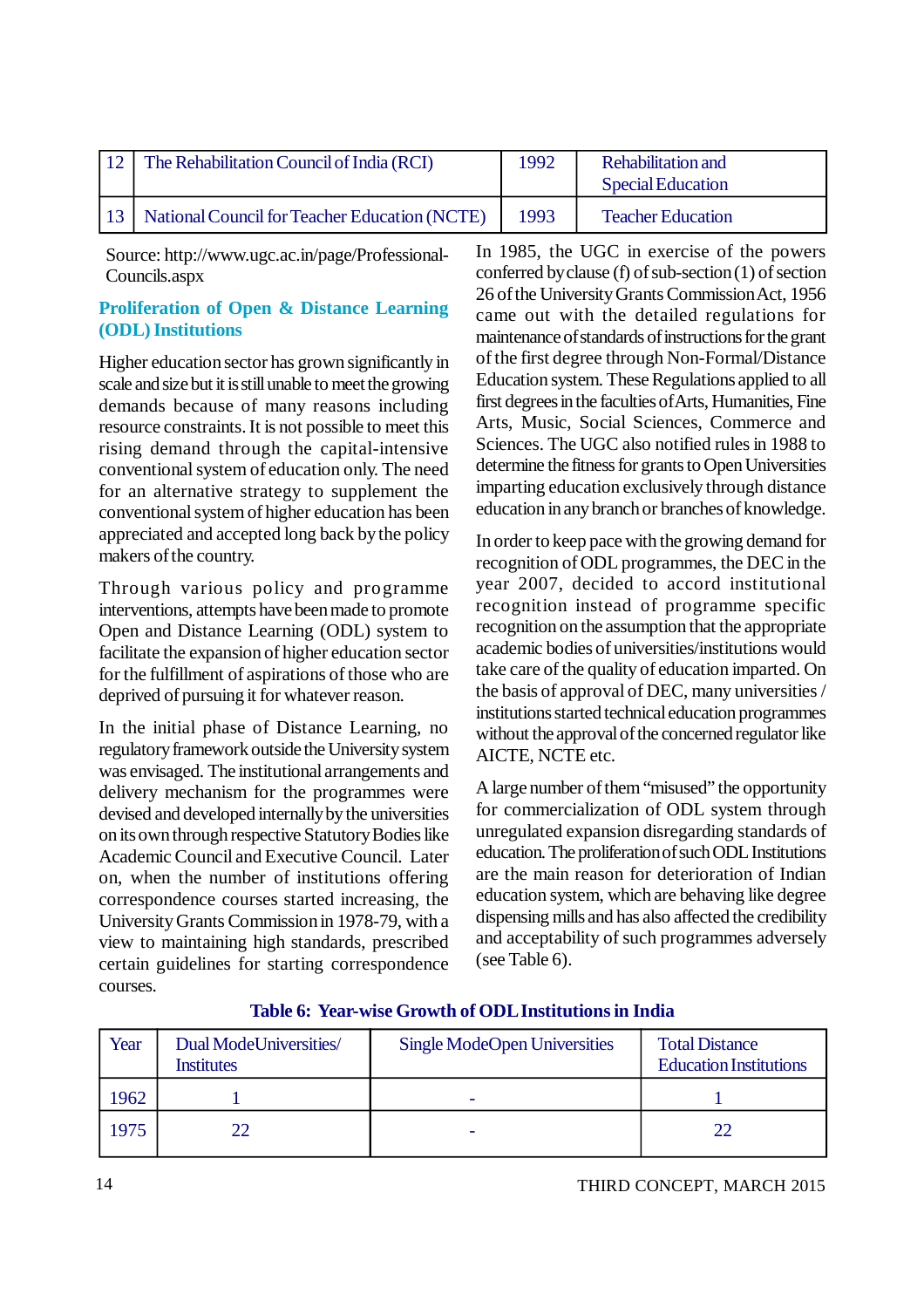| 12 | The Rehabilitation Council of India (RCI) | 1992 | Rehabilitation and Special Education |
|---|---|---|---|
| 13 | National Council for Teacher Education (NCTE) | 1993 | Teacher Education |

Source: http://www.ugc.ac.in/page/Professional-Councils.aspx

### Proliferation of Open & Distance Learning (ODL) Institutions

Higher education sector has grown significantly in scale and size but it is still unable to meet the growing demands because of many reasons including resource constraints. It is not possible to meet this rising demand through the capital-intensive conventional system of education only. The need for an alternative strategy to supplement the conventional system of higher education has been appreciated and accepted long back by the policy makers of the country.

Through various policy and programme interventions, attempts have been made to promote Open and Distance Learning (ODL) system to facilitate the expansion of higher education sector for the fulfillment of aspirations of those who are deprived of pursuing it for whatever reason.

In the initial phase of Distance Learning, no regulatory framework outside the University system was envisaged. The institutional arrangements and delivery mechanism for the programmes were devised and developed internally by the universities on its own through respective Statutory Bodies like Academic Council and Executive Council. Later on, when the number of institutions offering correspondence courses started increasing, the University Grants Commission in 1978-79, with a view to maintaining high standards, prescribed certain guidelines for starting correspondence courses.

In 1985, the UGC in exercise of the powers conferred by clause (f) of sub-section (1) of section 26 of the University Grants Commission Act, 1956 came out with the detailed regulations for maintenance of standards of instructions for the grant of the first degree through Non-Formal/Distance Education system. These Regulations applied to all first degrees in the faculties of Arts, Humanities, Fine Arts, Music, Social Sciences, Commerce and Sciences. The UGC also notified rules in 1988 to determine the fitness for grants to Open Universities imparting education exclusively through distance education in any branch or branches of knowledge.

In order to keep pace with the growing demand for recognition of ODL programmes, the DEC in the year 2007, decided to accord institutional recognition instead of programme specific recognition on the assumption that the appropriate academic bodies of universities/institutions would take care of the quality of education imparted. On the basis of approval of DEC, many universities / institutions started technical education programmes without the approval of the concerned regulator like AICTE, NCTE etc.

A large number of them “misused” the opportunity for commercialization of ODL system through unregulated expansion disregarding standards of education. The proliferation of such ODL Institutions are the main reason for deterioration of Indian education system, which are behaving like degree dispensing mills and has also affected the credibility and acceptability of such programmes adversely (see Table 6).

**Table 6: Year-wise Growth of ODL Institutions in India**

| Year | Dual Mode Universities/ Institutes | Single Mode Open Universities | Total Distance Education Institutions |
|---|---|---|---|
| 1962 | 1 | - | 1 |
| 1975 | 22 | - | 22 |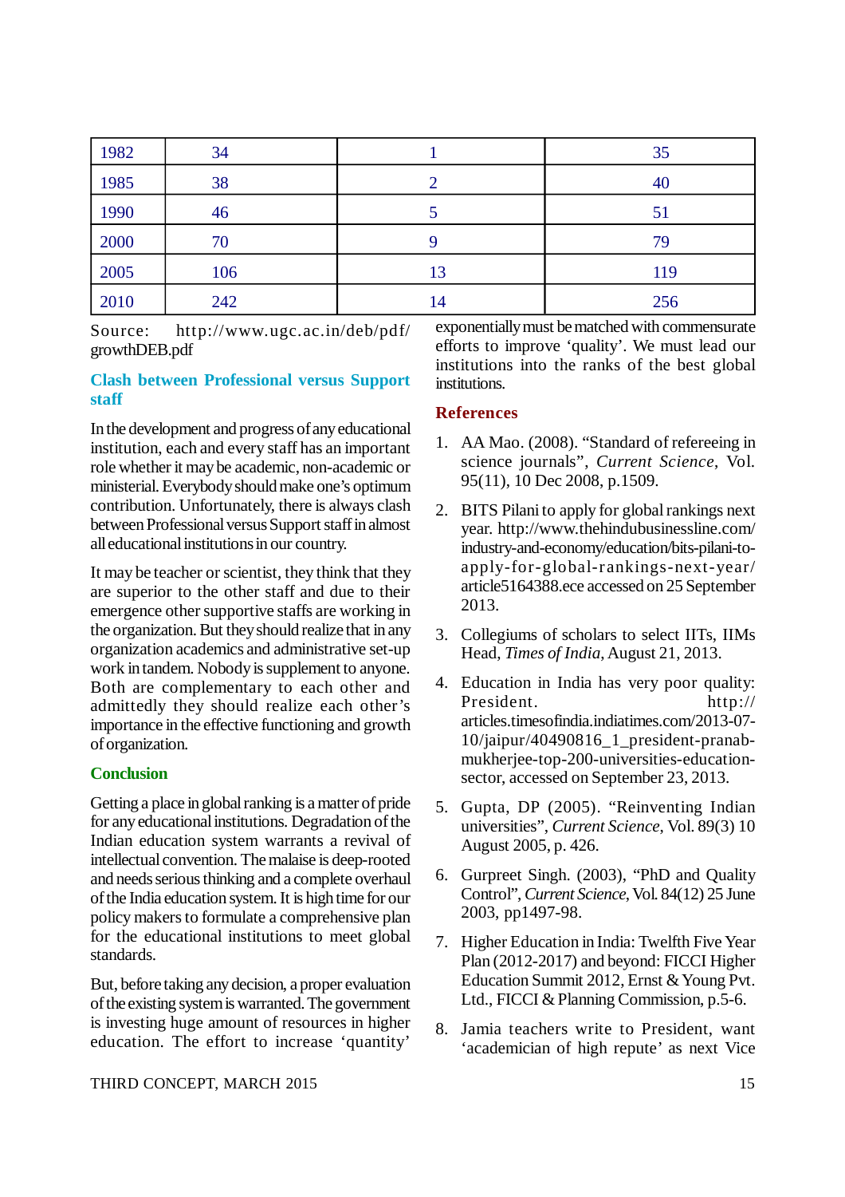| 1982 | 34 | 1 | 35 |
|---|---|---|---|
| 1985 | 38 | 2 | 40 |
| 1990 | 46 | 5 | 51 |
| 2000 | 70 | 9 | 79 |
| 2005 | 106 | 13 | 119 |
| 2010 | 242 | 14 | 256 |

Source: http://www.ugc.ac.in/deb/pdf/growthDEB.pdf

### Clash between Professional versus Support staff

In the development and progress of any educational institution, each and every staff has an important role whether it may be academic, non-academic or ministerial. Everybody should make one's optimum contribution. Unfortunately, there is always clash between Professional versus Support staff in almost all educational institutions in our country.

It may be teacher or scientist, they think that they are superior to the other staff and due to their emergence other supportive staffs are working in the organization. But they should realize that in any organization academics and administrative set-up work in tandem. Nobody is supplement to anyone. Both are complementary to each other and admittedly they should realize each other's importance in the effective functioning and growth of organization.

### Conclusion

Getting a place in global ranking is a matter of pride for any educational institutions. Degradation of the Indian education system warrants a revival of intellectual convention. The malaise is deep-rooted and needs serious thinking and a complete overhaul of the India education system. It is high time for our policy makers to formulate a comprehensive plan for the educational institutions to meet global standards.

But, before taking any decision, a proper evaluation of the existing system is warranted. The government is investing huge amount of resources in higher education. The effort to increase 'quantity' exponentially must be matched with commensurate efforts to improve 'quality'. We must lead our institutions into the ranks of the best global institutions.

### References

1. AA Mao. (2008). "Standard of refereeing in science journals", *Current Science*, Vol. 95(11), 10 Dec 2008, p.1509.
2. BITS Pilani to apply for global rankings next year. http://www.thehindubusinessline.com/industry-and-economy/education/bits-pilani-to-apply-for-global-rankings-next-year/article5164388.ece accessed on 25 September 2013.
3. Collegiums of scholars to select IITs, IIMs Head, *Times of India*, August 21, 2013.
4. Education in India has very poor quality: President. http://articles.timesofindia.indiatimes.com/2013-07-10/jaipur/40490816_1_president-pranab-mukherjee-top-200-universities-education-sector, accessed on September 23, 2013.
5. Gupta, DP (2005). "Reinventing Indian universities", *Current Science*, Vol. 89(3) 10 August 2005, p. 426.
6. Gurpreet Singh. (2003), "PhD and Quality Control", *Current Science*, Vol. 84(12) 25 June 2003, pp1497-98.
7. Higher Education in India: Twelfth Five Year Plan (2012-2017) and beyond: FICCI Higher Education Summit 2012, Ernst & Young Pvt. Ltd., FICCI & Planning Commission, p.5-6.
8. Jamia teachers write to President, want 'academician of high repute' as next Vice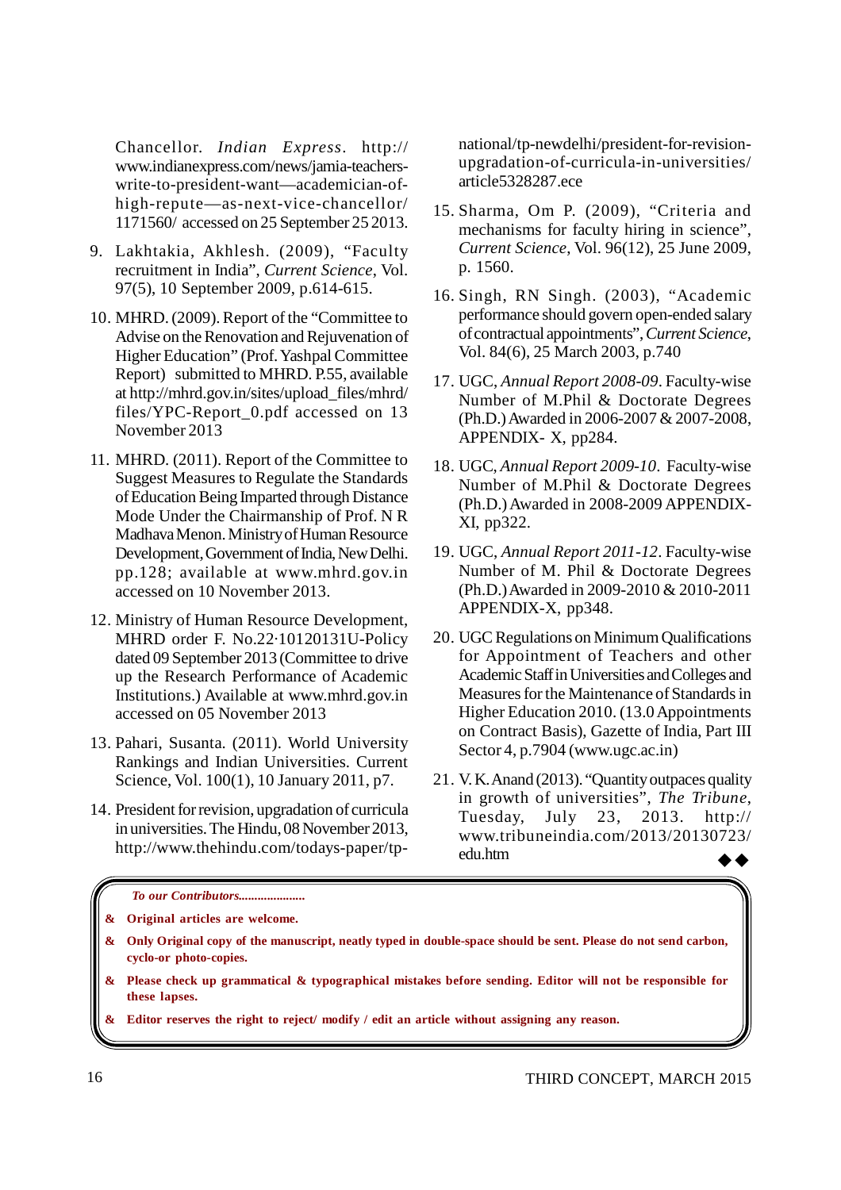Chancellor. *Indian Express*. http://www.indianexpress.com/news/jamia-teachers-write-to-president-want—academician-of-high-repute—as-next-vice-chancellor/1171560/ accessed on 25 September 25 2013.

9. Lakhtakia, Akhlesh. (2009), "Faculty recruitment in India", *Current Science*, Vol. 97(5), 10 September 2009, p.614-615.

10. MHRD. (2009). Report of the "Committee to Advise on the Renovation and Rejuvenation of Higher Education" (Prof. Yashpal Committee Report) submitted to MHRD. P.55, available at http://mhrd.gov.in/sites/upload_files/mhrd/files/YPC-Report_0.pdf accessed on 13 November 2013

11. MHRD. (2011). Report of the Committee to Suggest Measures to Regulate the Standards of Education Being Imparted through Distance Mode Under the Chairmanship of Prof. N R Madhava Menon. Ministry of Human Resource Development, Government of India, New Delhi. pp.128; available at www.mhrd.gov.in accessed on 10 November 2013.

12. Ministry of Human Resource Development, MHRD order F. No.22·10120131U-Policy dated 09 September 2013 (Committee to drive up the Research Performance of Academic Institutions.) Available at www.mhrd.gov.in accessed on 05 November 2013

13. Pahari, Susanta. (2011). World University Rankings and Indian Universities. Current Science, Vol. 100(1), 10 January 2011, p7.

14. President for revision, upgradation of curricula in universities. The Hindu, 08 November 2013, http://www.thehindu.com/todays-paper/tp-national/tp-newdelhi/president-for-revision-upgradation-of-curricula-in-universities/article5328287.ece

15. Sharma, Om P. (2009), "Criteria and mechanisms for faculty hiring in science", *Current Science*, Vol. 96(12), 25 June 2009, p. 1560.

16. Singh, RN Singh. (2003), "Academic performance should govern open-ended salary of contractual appointments", *Current Science*, Vol. 84(6), 25 March 2003, p.740

17. UGC, *Annual Report 2008-09*. Faculty-wise Number of M.Phil & Doctorate Degrees (Ph.D.) Awarded in 2006-2007 & 2007-2008, APPENDIX- X, pp284.

18. UGC, *Annual Report 2009-10*. Faculty-wise Number of M.Phil & Doctorate Degrees (Ph.D.) Awarded in 2008-2009 APPENDIX-XI, pp322.

19. UGC, *Annual Report 2011-12*. Faculty-wise Number of M. Phil & Doctorate Degrees (Ph.D.) Awarded in 2009-2010 & 2010-2011 APPENDIX-X, pp348.

20. UGC Regulations on Minimum Qualifications for Appointment of Teachers and other Academic Staff in Universities and Colleges and Measures for the Maintenance of Standards in Higher Education 2010. (13.0 Appointments on Contract Basis), Gazette of India, Part III Sector 4, p.7904 (www.ugc.ac.in)

21. V. K. Anand (2013). "Quantity outpaces quality in growth of universities", *The Tribune*, Tuesday, July 23, 2013. http://www.tribuneindia.com/2013/20130723/edu.htm

◆◆

***To our Contributors.....................***

- **Original articles are welcome.**
- **Only Original copy of the manuscript, neatly typed in double-space should be sent. Please do not send carbon, cyclo-or photo-copies.**
- **Please check up grammatical & typographical mistakes before sending. Editor will not be responsible for these lapses.**
- **Editor reserves the right to reject/ modify / edit an article without assigning any reason.**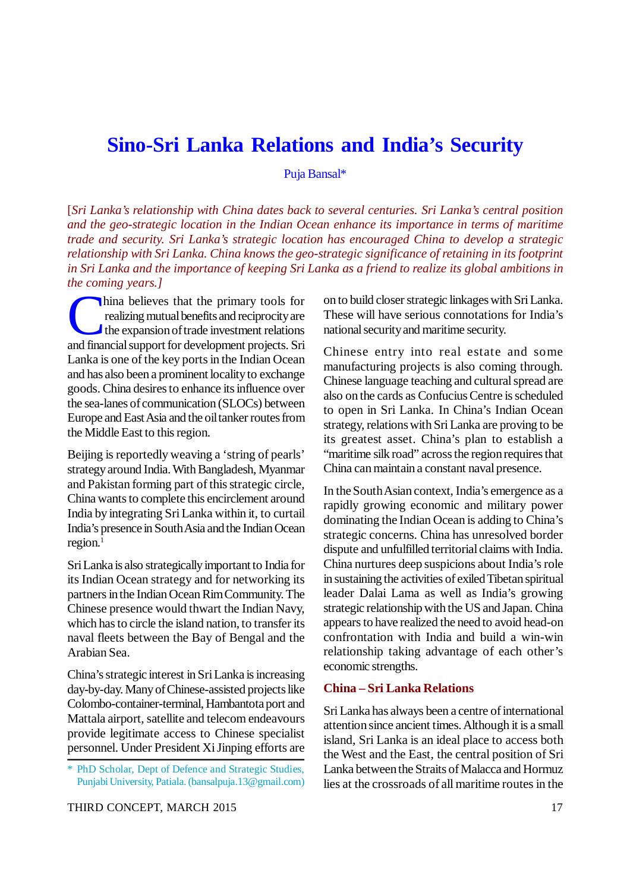# Sino-Sri Lanka Relations and India's Security

Puja Bansal*

*[Sri Lanka's relationship with China dates back to several centuries. Sri Lanka's central position and the geo-strategic location in the Indian Ocean enhance its importance in terms of maritime trade and security. Sri Lanka's strategic location has encouraged China to develop a strategic relationship with Sri Lanka. China knows the geo-strategic significance of retaining in its footprint in Sri Lanka and the importance of keeping Sri Lanka as a friend to realize its global ambitions in the coming years.]*

China believes that the primary tools for realizing mutual benefits and reciprocity are the expansion of trade investment relations and financial support for development projects. Sri Lanka is one of the key ports in the Indian Ocean and has also been a prominent locality to exchange goods. China desires to enhance its influence over the sea-lanes of communication (SLOCs) between Europe and East Asia and the oil tanker routes from the Middle East to this region.

Beijing is reportedly weaving a 'string of pearls' strategy around India. With Bangladesh, Myanmar and Pakistan forming part of this strategic circle, China wants to complete this encirclement around India by integrating Sri Lanka within it, to curtail India's presence in South Asia and the Indian Ocean region.[1]

Sri Lanka is also strategically important to India for its Indian Ocean strategy and for networking its partners in the Indian Ocean Rim Community. The Chinese presence would thwart the Indian Navy, which has to circle the island nation, to transfer its naval fleets between the Bay of Bengal and the Arabian Sea.

China's strategic interest in Sri Lanka is increasing day-by-day. Many of Chinese-assisted projects like Colombo-container-terminal, Hambantota port and Mattala airport, satellite and telecom endeavours provide legitimate access to Chinese specialist personnel. Under President Xi Jinping efforts are on to build closer strategic linkages with Sri Lanka. These will have serious connotations for India's national security and maritime security.

Chinese entry into real estate and some manufacturing projects is also coming through. Chinese language teaching and cultural spread are also on the cards as Confucius Centre is scheduled to open in Sri Lanka. In China's Indian Ocean strategy, relations with Sri Lanka are proving to be its greatest asset. China's plan to establish a "maritime silk road" across the region requires that China can maintain a constant naval presence.

In the South Asian context, India's emergence as a rapidly growing economic and military power dominating the Indian Ocean is adding to China's strategic concerns. China has unresolved border dispute and unfulfilled territorial claims with India. China nurtures deep suspicions about India's role in sustaining the activities of exiled Tibetan spiritual leader Dalai Lama as well as India's growing strategic relationship with the US and Japan. China appears to have realized the need to avoid head-on confrontation with India and build a win-win relationship taking advantage of each other's economic strengths.

## China – Sri Lanka Relations

Sri Lanka has always been a centre of international attention since ancient times. Although it is a small island, Sri Lanka is an ideal place to access both the West and the East, the central position of Sri Lanka between the Straits of Malacca and Hormuz lies at the crossroads of all maritime routes in the

\* PhD Scholar, Dept of Defence and Strategic Studies, Punjabi University, Patiala. (bansalpuja.13@gmail.com)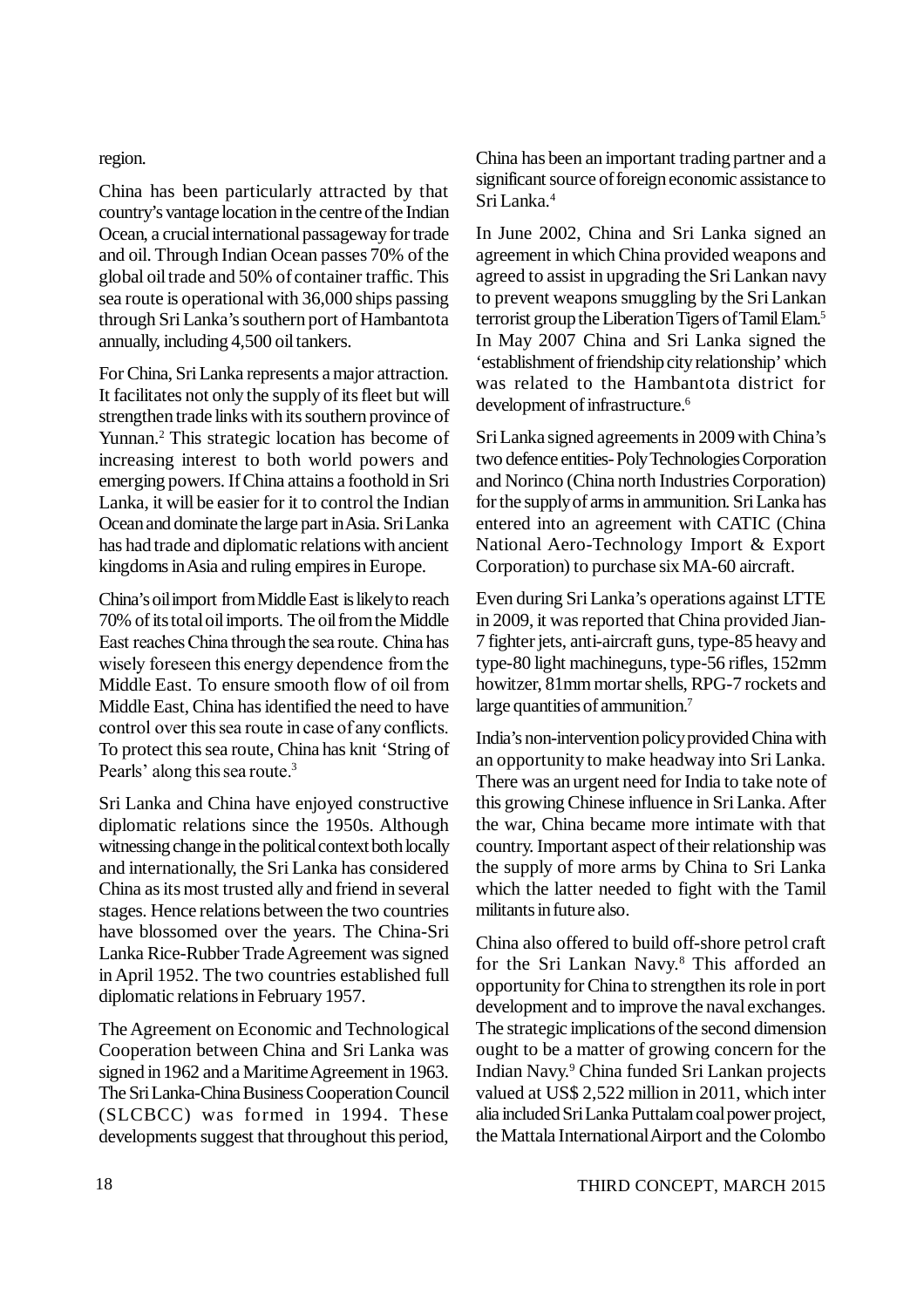region.

China has been particularly attracted by that country's vantage location in the centre of the Indian Ocean, a crucial international passageway for trade and oil. Through Indian Ocean passes 70% of the global oil trade and 50% of container traffic. This sea route is operational with 36,000 ships passing through Sri Lanka's southern port of Hambantota annually, including 4,500 oil tankers.

For China, Sri Lanka represents a major attraction. It facilitates not only the supply of its fleet but will strengthen trade links with its southern province of Yunnan.[2] This strategic location has become of increasing interest to both world powers and emerging powers. If China attains a foothold in Sri Lanka, it will be easier for it to control the Indian Ocean and dominate the large part in Asia. Sri Lanka has had trade and diplomatic relations with ancient kingdoms in Asia and ruling empires in Europe.

China's oil import from Middle East is likely to reach 70% of its total oil imports. The oil from the Middle East reaches China through the sea route. China has wisely foreseen this energy dependence from the Middle East. To ensure smooth flow of oil from Middle East, China has identified the need to have control over this sea route in case of any conflicts. To protect this sea route, China has knit 'String of Pearls' along this sea route.[3]

Sri Lanka and China have enjoyed constructive diplomatic relations since the 1950s. Although witnessing change in the political context both locally and internationally, the Sri Lanka has considered China as its most trusted ally and friend in several stages. Hence relations between the two countries have blossomed over the years. The China-Sri Lanka Rice-Rubber Trade Agreement was signed in April 1952. The two countries established full diplomatic relations in February 1957.

The Agreement on Economic and Technological Cooperation between China and Sri Lanka was signed in 1962 and a Maritime Agreement in 1963. The Sri Lanka-China Business Cooperation Council (SLCBCC) was formed in 1994. These developments suggest that throughout this period, China has been an important trading partner and a significant source of foreign economic assistance to Sri Lanka.[4]

In June 2002, China and Sri Lanka signed an agreement in which China provided weapons and agreed to assist in upgrading the Sri Lankan navy to prevent weapons smuggling by the Sri Lankan terrorist group the Liberation Tigers of Tamil Elam.[5] In May 2007 China and Sri Lanka signed the 'establishment of friendship city relationship' which was related to the Hambantota district for development of infrastructure.[6]

Sri Lanka signed agreements in 2009 with China's two defence entities- Poly Technologies Corporation and Norinco (China north Industries Corporation) for the supply of arms in ammunition. Sri Lanka has entered into an agreement with CATIC (China National Aero-Technology Import & Export Corporation) to purchase six MA-60 aircraft.

Even during Sri Lanka's operations against LTTE in 2009, it was reported that China provided Jian-7 fighter jets, anti-aircraft guns, type-85 heavy and type-80 light machineguns, type-56 rifles, 152mm howitzer, 81mm mortar shells, RPG-7 rockets and large quantities of ammunition.[7]

India's non-intervention policy provided China with an opportunity to make headway into Sri Lanka. There was an urgent need for India to take note of this growing Chinese influence in Sri Lanka. After the war, China became more intimate with that country. Important aspect of their relationship was the supply of more arms by China to Sri Lanka which the latter needed to fight with the Tamil militants in future also.

China also offered to build off-shore petrol craft for the Sri Lankan Navy.[8] This afforded an opportunity for China to strengthen its role in port development and to improve the naval exchanges. The strategic implications of the second dimension ought to be a matter of growing concern for the Indian Navy.[9] China funded Sri Lankan projects valued at US$ 2,522 million in 2011, which inter alia included Sri Lanka Puttalam coal power project, the Mattala International Airport and the Colombo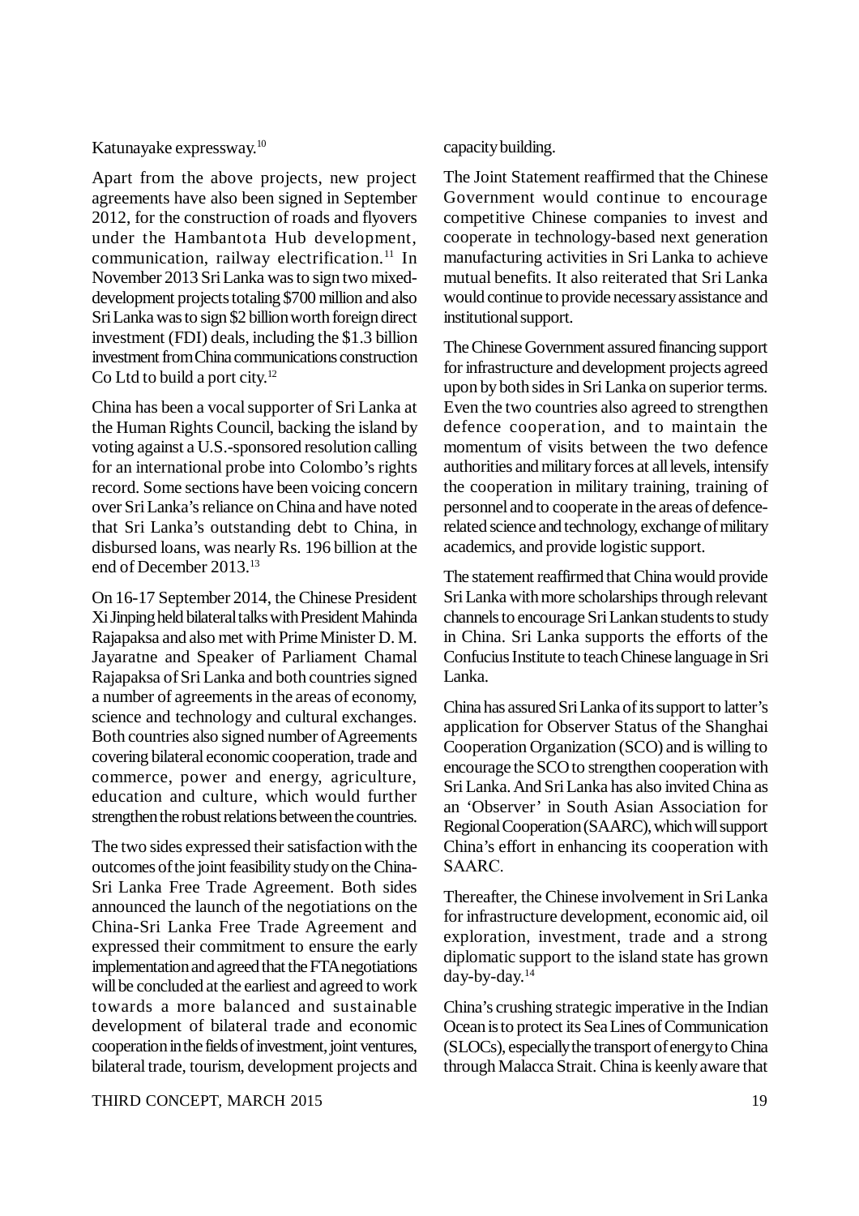Katunayake expressway.[10]

Apart from the above projects, new project agreements have also been signed in September 2012, for the construction of roads and flyovers under the Hambantota Hub development, communication, railway electrification.[11] In November 2013 Sri Lanka was to sign two mixed-development projects totaling $700 million and also Sri Lanka was to sign $2 billion worth foreign direct investment (FDI) deals, including the $1.3 billion investment from China communications construction Co Ltd to build a port city.[12]

China has been a vocal supporter of Sri Lanka at the Human Rights Council, backing the island by voting against a U.S.-sponsored resolution calling for an international probe into Colombo's rights record. Some sections have been voicing concern over Sri Lanka's reliance on China and have noted that Sri Lanka's outstanding debt to China, in disbursed loans, was nearly Rs. 196 billion at the end of December 2013.[13]

On 16-17 September 2014, the Chinese President Xi Jinping held bilateral talks with President Mahinda Rajapaksa and also met with Prime Minister D. M. Jayaratne and Speaker of Parliament Chamal Rajapaksa of Sri Lanka and both countries signed a number of agreements in the areas of economy, science and technology and cultural exchanges. Both countries also signed number of Agreements covering bilateral economic cooperation, trade and commerce, power and energy, agriculture, education and culture, which would further strengthen the robust relations between the countries.

The two sides expressed their satisfaction with the outcomes of the joint feasibility study on the China-Sri Lanka Free Trade Agreement. Both sides announced the launch of the negotiations on the China-Sri Lanka Free Trade Agreement and expressed their commitment to ensure the early implementation and agreed that the FTA negotiations will be concluded at the earliest and agreed to work towards a more balanced and sustainable development of bilateral trade and economic cooperation in the fields of investment, joint ventures, bilateral trade, tourism, development projects and capacity building.

The Joint Statement reaffirmed that the Chinese Government would continue to encourage competitive Chinese companies to invest and cooperate in technology-based next generation manufacturing activities in Sri Lanka to achieve mutual benefits. It also reiterated that Sri Lanka would continue to provide necessary assistance and institutional support.

The Chinese Government assured financing support for infrastructure and development projects agreed upon by both sides in Sri Lanka on superior terms. Even the two countries also agreed to strengthen defence cooperation, and to maintain the momentum of visits between the two defence authorities and military forces at all levels, intensify the cooperation in military training, training of personnel and to cooperate in the areas of defence-related science and technology, exchange of military academics, and provide logistic support.

The statement reaffirmed that China would provide Sri Lanka with more scholarships through relevant channels to encourage Sri Lankan students to study in China. Sri Lanka supports the efforts of the Confucius Institute to teach Chinese language in Sri Lanka.

China has assured Sri Lanka of its support to latter's application for Observer Status of the Shanghai Cooperation Organization (SCO) and is willing to encourage the SCO to strengthen cooperation with Sri Lanka. And Sri Lanka has also invited China as an 'Observer' in South Asian Association for Regional Cooperation (SAARC), which will support China's effort in enhancing its cooperation with SAARC.

Thereafter, the Chinese involvement in Sri Lanka for infrastructure development, economic aid, oil exploration, investment, trade and a strong diplomatic support to the island state has grown day-by-day.[14]

China's crushing strategic imperative in the Indian Ocean is to protect its Sea Lines of Communication (SLOCs), especially the transport of energy to China through Malacca Strait. China is keenly aware that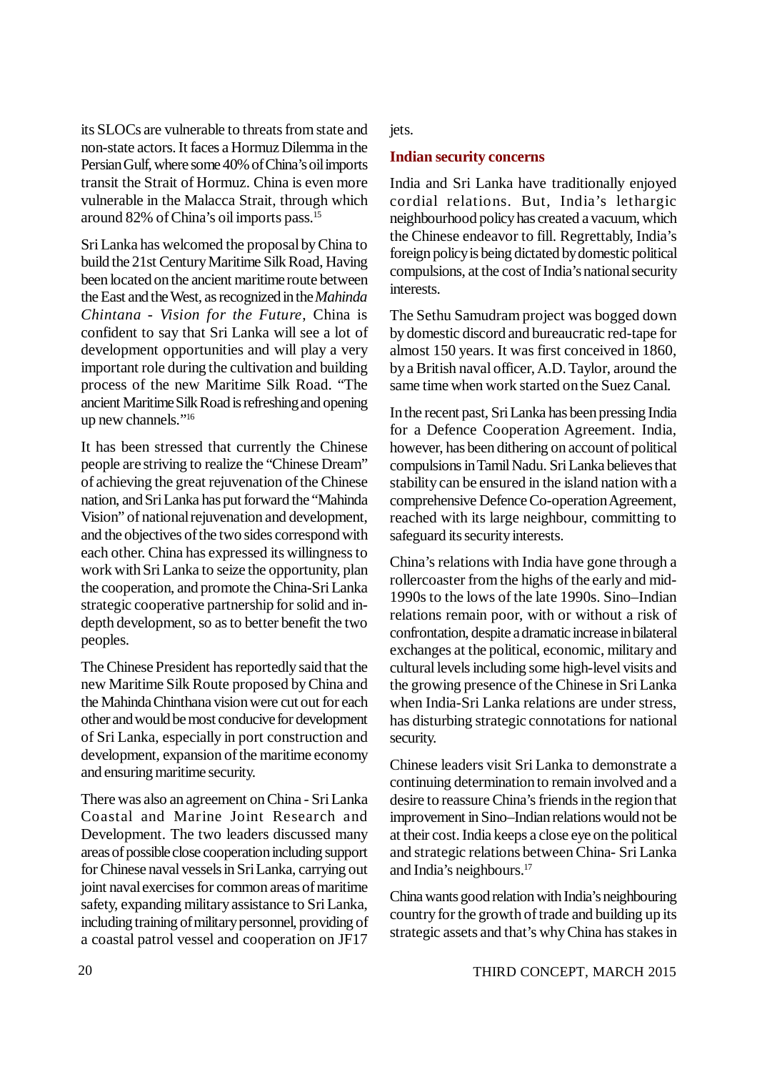its SLOCs are vulnerable to threats from state and non-state actors. It faces a Hormuz Dilemma in the Persian Gulf, where some 40% of China's oil imports transit the Strait of Hormuz. China is even more vulnerable in the Malacca Strait, through which around 82% of China's oil imports pass.[15]

Sri Lanka has welcomed the proposal by China to build the 21st Century Maritime Silk Road, Having been located on the ancient maritime route between the East and the West, as recognized in the *Mahinda Chintana - Vision for the Future*, China is confident to say that Sri Lanka will see a lot of development opportunities and will play a very important role during the cultivation and building process of the new Maritime Silk Road. "The ancient Maritime Silk Road is refreshing and opening up new channels."[16]

It has been stressed that currently the Chinese people are striving to realize the "Chinese Dream" of achieving the great rejuvenation of the Chinese nation, and Sri Lanka has put forward the "Mahinda Vision" of national rejuvenation and development, and the objectives of the two sides correspond with each other. China has expressed its willingness to work with Sri Lanka to seize the opportunity, plan the cooperation, and promote the China-Sri Lanka strategic cooperative partnership for solid and in-depth development, so as to better benefit the two peoples.

The Chinese President has reportedly said that the new Maritime Silk Route proposed by China and the Mahinda Chinthana vision were cut out for each other and would be most conducive for development of Sri Lanka, especially in port construction and development, expansion of the maritime economy and ensuring maritime security.

There was also an agreement on China - Sri Lanka Coastal and Marine Joint Research and Development. The two leaders discussed many areas of possible close cooperation including support for Chinese naval vessels in Sri Lanka, carrying out joint naval exercises for common areas of maritime safety, expanding military assistance to Sri Lanka, including training of military personnel, providing of a coastal patrol vessel and cooperation on JF17 jets.

## Indian security concerns

India and Sri Lanka have traditionally enjoyed cordial relations. But, India's lethargic neighbourhood policy has created a vacuum, which the Chinese endeavor to fill. Regrettably, India's foreign policy is being dictated by domestic political compulsions, at the cost of India's national security interests.

The Sethu Samudram project was bogged down by domestic discord and bureaucratic red-tape for almost 150 years. It was first conceived in 1860, by a British naval officer, A.D. Taylor, around the same time when work started on the Suez Canal.

In the recent past, Sri Lanka has been pressing India for a Defence Cooperation Agreement. India, however, has been dithering on account of political compulsions in Tamil Nadu. Sri Lanka believes that stability can be ensured in the island nation with a comprehensive Defence Co-operation Agreement, reached with its large neighbour, committing to safeguard its security interests.

China's relations with India have gone through a rollercoaster from the highs of the early and mid-1990s to the lows of the late 1990s. Sino–Indian relations remain poor, with or without a risk of confrontation, despite a dramatic increase in bilateral exchanges at the political, economic, military and cultural levels including some high-level visits and the growing presence of the Chinese in Sri Lanka when India-Sri Lanka relations are under stress, has disturbing strategic connotations for national security.

Chinese leaders visit Sri Lanka to demonstrate a continuing determination to remain involved and a desire to reassure China's friends in the region that improvement in Sino–Indian relations would not be at their cost. India keeps a close eye on the political and strategic relations between China- Sri Lanka and India's neighbours.[17]

China wants good relation with India's neighbouring country for the growth of trade and building up its strategic assets and that's why China has stakes in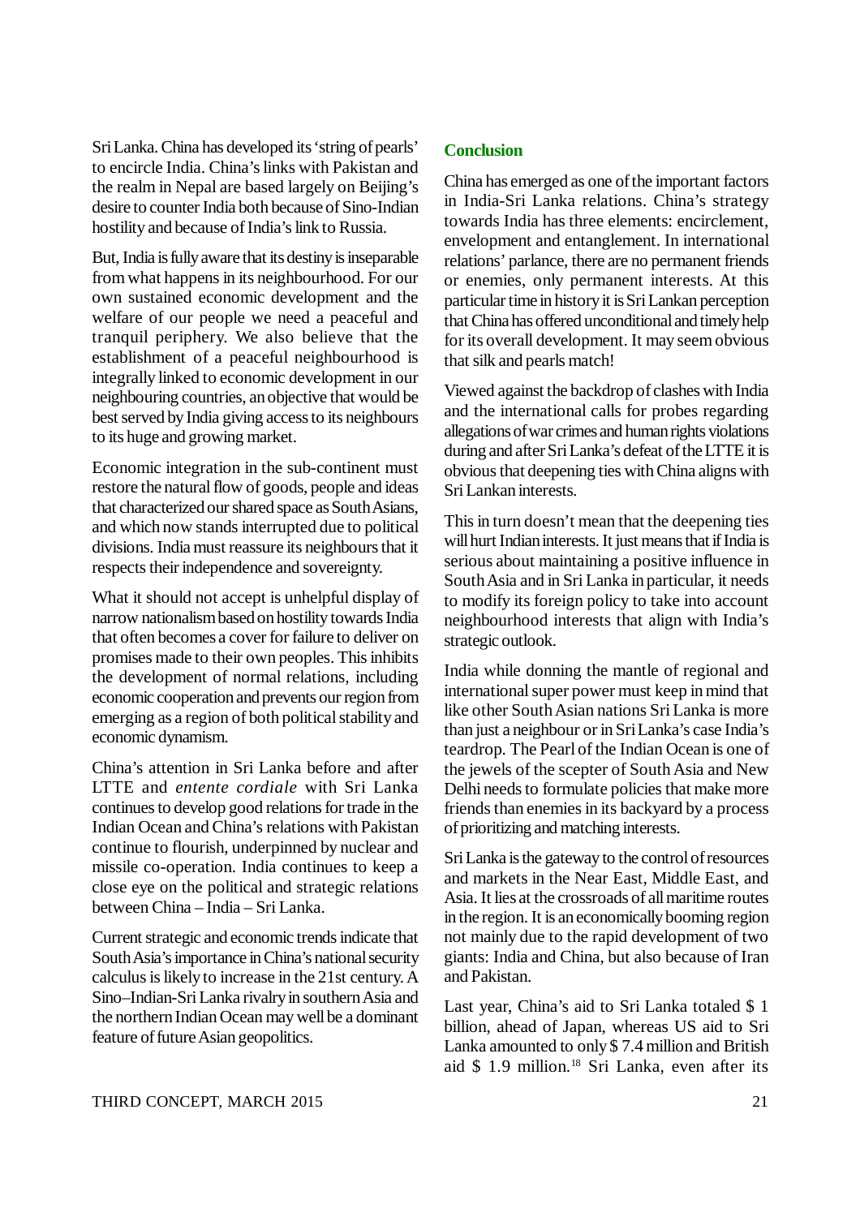Sri Lanka. China has developed its 'string of pearls' to encircle India. China's links with Pakistan and the realm in Nepal are based largely on Beijing's desire to counter India both because of Sino-Indian hostility and because of India's link to Russia.

But, India is fully aware that its destiny is inseparable from what happens in its neighbourhood. For our own sustained economic development and the welfare of our people we need a peaceful and tranquil periphery. We also believe that the establishment of a peaceful neighbourhood is integrally linked to economic development in our neighbouring countries, an objective that would be best served by India giving access to its neighbours to its huge and growing market.

Economic integration in the sub-continent must restore the natural flow of goods, people and ideas that characterized our shared space as South Asians, and which now stands interrupted due to political divisions. India must reassure its neighbours that it respects their independence and sovereignty.

What it should not accept is unhelpful display of narrow nationalism based on hostility towards India that often becomes a cover for failure to deliver on promises made to their own peoples. This inhibits the development of normal relations, including economic cooperation and prevents our region from emerging as a region of both political stability and economic dynamism.

China's attention in Sri Lanka before and after LTTE and *entente cordiale* with Sri Lanka continues to develop good relations for trade in the Indian Ocean and China's relations with Pakistan continue to flourish, underpinned by nuclear and missile co-operation. India continues to keep a close eye on the political and strategic relations between China – India – Sri Lanka.

Current strategic and economic trends indicate that South Asia's importance in China's national security calculus is likely to increase in the 21st century. A Sino–Indian-Sri Lanka rivalry in southern Asia and the northern Indian Ocean may well be a dominant feature of future Asian geopolitics.

## Conclusion

China has emerged as one of the important factors in India-Sri Lanka relations. China's strategy towards India has three elements: encirclement, envelopment and entanglement. In international relations' parlance, there are no permanent friends or enemies, only permanent interests. At this particular time in history it is Sri Lankan perception that China has offered unconditional and timely help for its overall development. It may seem obvious that silk and pearls match!

Viewed against the backdrop of clashes with India and the international calls for probes regarding allegations of war crimes and human rights violations during and after Sri Lanka's defeat of the LTTE it is obvious that deepening ties with China aligns with Sri Lankan interests.

This in turn doesn't mean that the deepening ties will hurt Indian interests. It just means that if India is serious about maintaining a positive influence in South Asia and in Sri Lanka in particular, it needs to modify its foreign policy to take into account neighbourhood interests that align with India's strategic outlook.

India while donning the mantle of regional and international super power must keep in mind that like other South Asian nations Sri Lanka is more than just a neighbour or in Sri Lanka's case India's teardrop. The Pearl of the Indian Ocean is one of the jewels of the scepter of South Asia and New Delhi needs to formulate policies that make more friends than enemies in its backyard by a process of prioritizing and matching interests.

Sri Lanka is the gateway to the control of resources and markets in the Near East, Middle East, and Asia. It lies at the crossroads of all maritime routes in the region. It is an economically booming region not mainly due to the rapid development of two giants: India and China, but also because of Iran and Pakistan.

Last year, China's aid to Sri Lanka totaled $ 1 billion, ahead of Japan, whereas US aid to Sri Lanka amounted to only $ 7.4 million and British aid $ 1.9 million.[18] Sri Lanka, even after its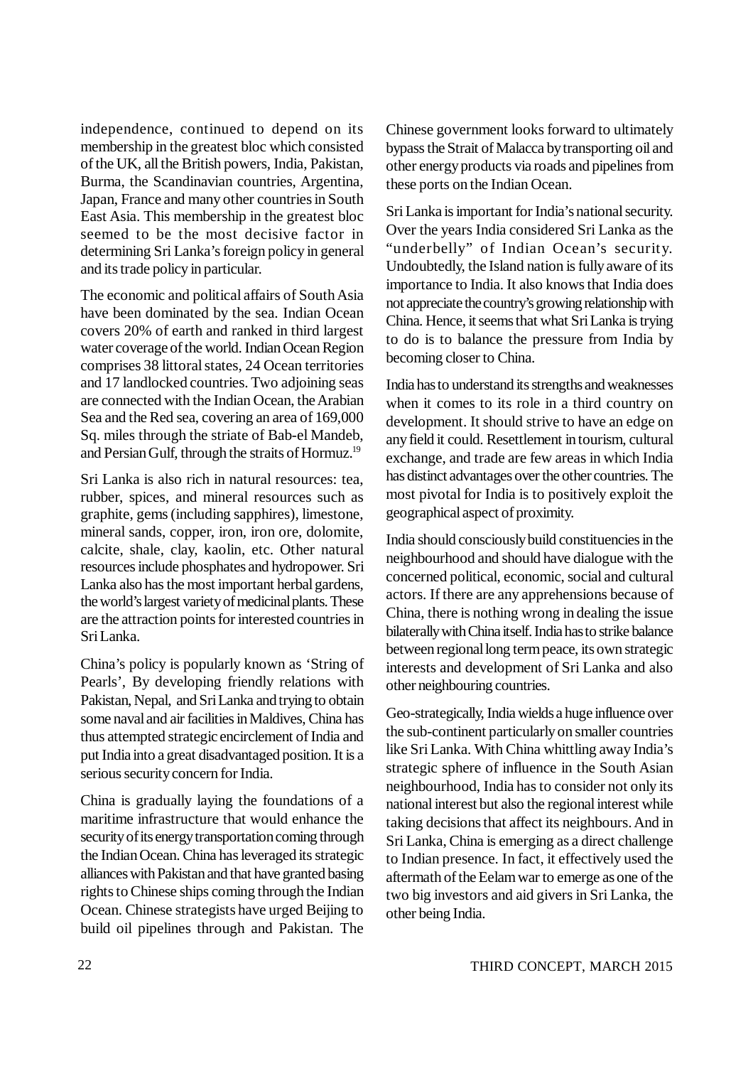independence, continued to depend on its membership in the greatest bloc which consisted of the UK, all the British powers, India, Pakistan, Burma, the Scandinavian countries, Argentina, Japan, France and many other countries in South East Asia. This membership in the greatest bloc seemed to be the most decisive factor in determining Sri Lanka's foreign policy in general and its trade policy in particular.

The economic and political affairs of South Asia have been dominated by the sea. Indian Ocean covers 20% of earth and ranked in third largest water coverage of the world. Indian Ocean Region comprises 38 littoral states, 24 Ocean territories and 17 landlocked countries. Two adjoining seas are connected with the Indian Ocean, the Arabian Sea and the Red sea, covering an area of 169,000 Sq. miles through the striate of Bab-el Mandeb, and Persian Gulf, through the straits of Hormuz.[19]

Sri Lanka is also rich in natural resources: tea, rubber, spices, and mineral resources such as graphite, gems (including sapphires), limestone, mineral sands, copper, iron, iron ore, dolomite, calcite, shale, clay, kaolin, etc. Other natural resources include phosphates and hydropower. Sri Lanka also has the most important herbal gardens, the world's largest variety of medicinal plants. These are the attraction points for interested countries in Sri Lanka.

China's policy is popularly known as 'String of Pearls', By developing friendly relations with Pakistan, Nepal, and Sri Lanka and trying to obtain some naval and air facilities in Maldives, China has thus attempted strategic encirclement of India and put India into a great disadvantaged position. It is a serious security concern for India.

China is gradually laying the foundations of a maritime infrastructure that would enhance the security of its energy transportation coming through the Indian Ocean. China has leveraged its strategic alliances with Pakistan and that have granted basing rights to Chinese ships coming through the Indian Ocean. Chinese strategists have urged Beijing to build oil pipelines through and Pakistan. The Chinese government looks forward to ultimately bypass the Strait of Malacca by transporting oil and other energy products via roads and pipelines from these ports on the Indian Ocean.

Sri Lanka is important for India's national security. Over the years India considered Sri Lanka as the "underbelly" of Indian Ocean's security. Undoubtedly, the Island nation is fully aware of its importance to India. It also knows that India does not appreciate the country's growing relationship with China. Hence, it seems that what Sri Lanka is trying to do is to balance the pressure from India by becoming closer to China.

India has to understand its strengths and weaknesses when it comes to its role in a third country on development. It should strive to have an edge on any field it could. Resettlement in tourism, cultural exchange, and trade are few areas in which India has distinct advantages over the other countries. The most pivotal for India is to positively exploit the geographical aspect of proximity.

India should consciously build constituencies in the neighbourhood and should have dialogue with the concerned political, economic, social and cultural actors. If there are any apprehensions because of China, there is nothing wrong in dealing the issue bilaterally with China itself. India has to strike balance between regional long term peace, its own strategic interests and development of Sri Lanka and also other neighbouring countries.

Geo-strategically, India wields a huge influence over the sub-continent particularly on smaller countries like Sri Lanka. With China whittling away India's strategic sphere of influence in the South Asian neighbourhood, India has to consider not only its national interest but also the regional interest while taking decisions that affect its neighbours. And in Sri Lanka, China is emerging as a direct challenge to Indian presence. In fact, it effectively used the aftermath of the Eelam war to emerge as one of the two big investors and aid givers in Sri Lanka, the other being India.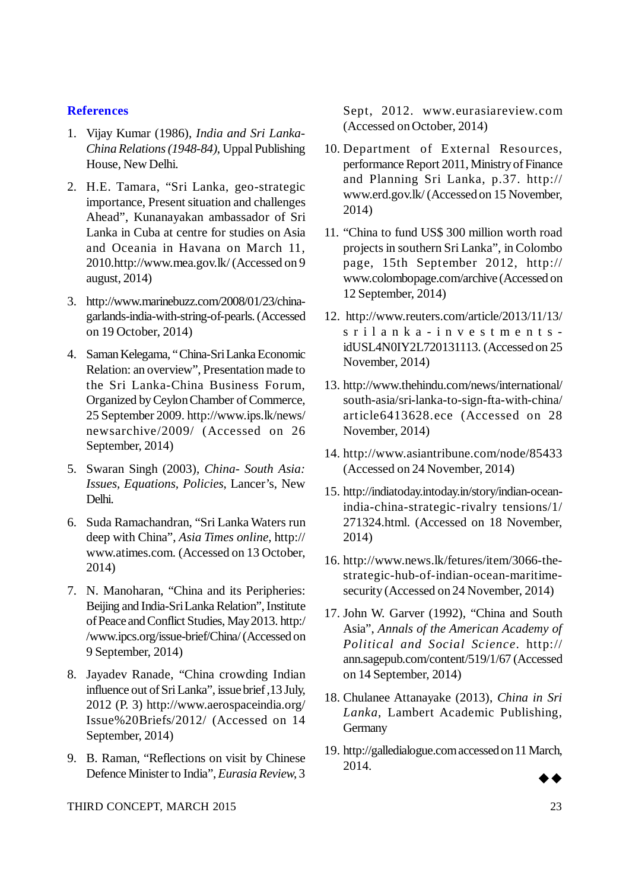## References

1. Vijay Kumar (1986), *India and Sri Lanka-China Relations (1948-84)*, Uppal Publishing House, New Delhi.

2. H.E. Tamara, "Sri Lanka, geo-strategic importance, Present situation and challenges Ahead", Kunanayakan ambassador of Sri Lanka in Cuba at centre for studies on Asia and Oceania in Havana on March 11, 2010.http://www.mea.gov.lk/ (Accessed on 9 august, 2014)

3. http://www.marinebuzz.com/2008/01/23/china-garlands-india-with-string-of-pearls. (Accessed on 19 October, 2014)

4. Saman Kelegama, "China-Sri Lanka Economic Relation: an overview", Presentation made to the Sri Lanka-China Business Forum, Organized by Ceylon Chamber of Commerce, 25 September 2009. http://www.ips.lk/news/newsarchive/2009/ (Accessed on 26 September, 2014)

5. Swaran Singh (2003), *China- South Asia: Issues, Equations, Policies*, Lancer's, New Delhi.

6. Suda Ramachandran, "Sri Lanka Waters run deep with China", *Asia Times online*, http://www.atimes.com. (Accessed on 13 October, 2014)

7. N. Manoharan, "China and its Peripheries: Beijing and India-Sri Lanka Relation", Institute of Peace and Conflict Studies, May 2013. http://www.ipcs.org/issue-brief/China/ (Accessed on 9 September, 2014)

8. Jayadev Ranade, "China crowding Indian influence out of Sri Lanka", issue brief ,13 July, 2012 (P. 3) http://www.aerospaceindia.org/Issue%20Briefs/2012/ (Accessed on 14 September, 2014)

9. B. Raman, "Reflections on visit by Chinese Defence Minister to India", *Eurasia Review*, 3 Sept, 2012. www.eurasiareview.com (Accessed on October, 2014)

10. Department of External Resources, performance Report 2011, Ministry of Finance and Planning Sri Lanka, p.37. http://www.erd.gov.lk/ (Accessed on 15 November, 2014)

11. "China to fund US$ 300 million worth road projects in southern Sri Lanka", in Colombo page, 15th September 2012, http://www.colombopage.com/archive (Accessed on 12 September, 2014)

12. http://www.reuters.com/article/2013/11/13/srilanka-investments-idUSL4N0IY2L720131113. (Accessed on 25 November, 2014)

13. http://www.thehindu.com/news/international/south-asia/sri-lanka-to-sign-fta-with-china/article6413628.ece (Accessed on 28 November, 2014)

14. http://www.asiantribune.com/node/85433 (Accessed on 24 November, 2014)

15. http://indiatoday.intoday.in/story/indian-ocean-india-china-strategic-rivalry tensions/1/271324.html. (Accessed on 18 November, 2014)

16. http://www.news.lk/fetures/item/3066-the-strategic-hub-of-indian-ocean-maritime-security (Accessed on 24 November, 2014)

17. John W. Garver (1992), "China and South Asia", *Annals of the American Academy of Political and Social Science*. http://ann.sagepub.com/content/519/1/67 (Accessed on 14 September, 2014)

18. Chulanee Attanayake (2013), *China in Sri Lanka*, Lambert Academic Publishing, Germany

19. http://galledialogue.com accessed on 11 March, 2014.

◆◆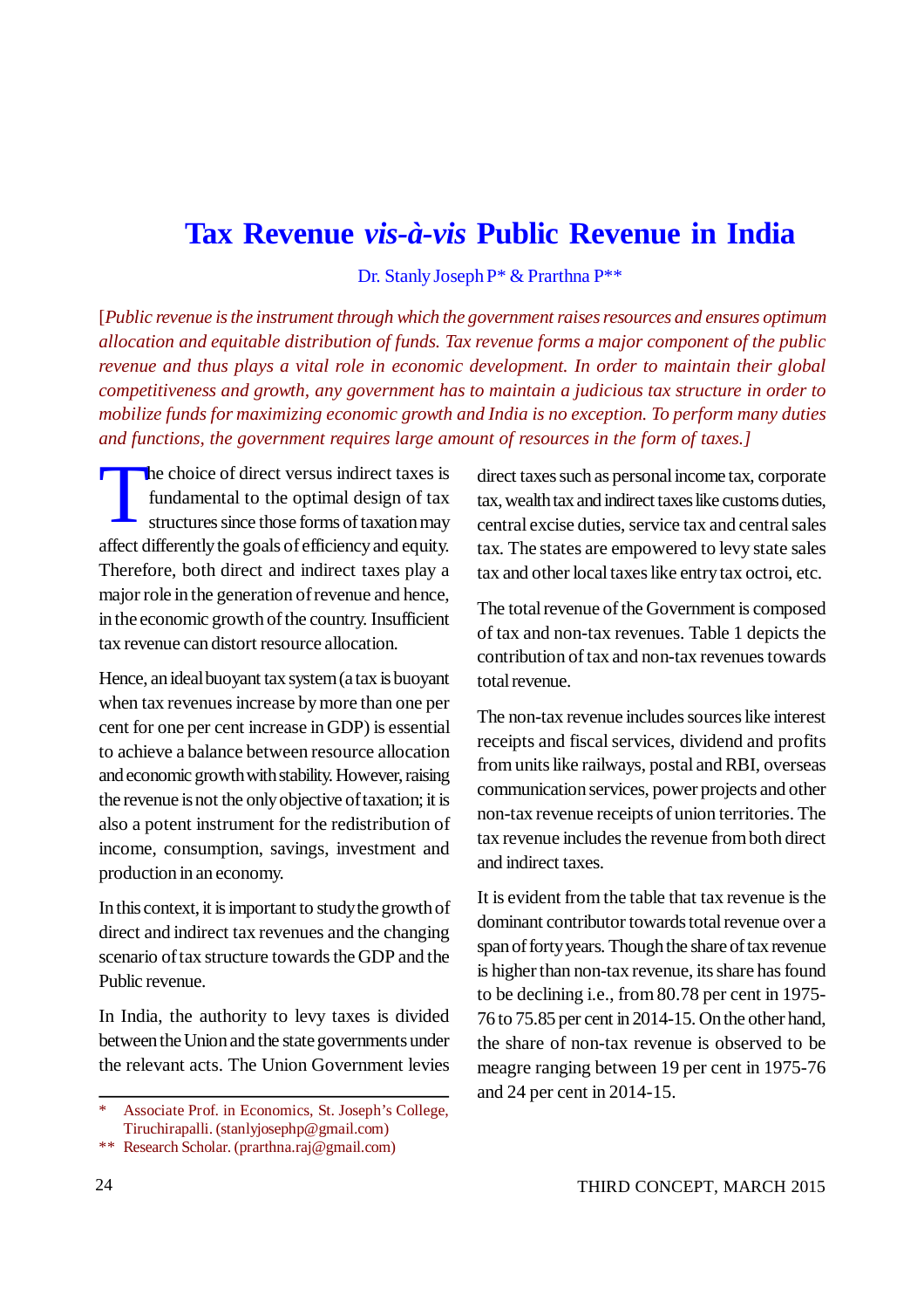# Tax Revenue *vis-à-vis* Public Revenue in India

Dr. Stanly Joseph P* & Prarthna P**

[*Public revenue is the instrument through which the government raises resources and ensures optimum allocation and equitable distribution of funds. Tax revenue forms a major component of the public revenue and thus plays a vital role in economic development. In order to maintain their global competitiveness and growth, any government has to maintain a judicious tax structure in order to mobilize funds for maximizing economic growth and India is no exception. To perform many duties and functions, the government requires large amount of resources in the form of taxes.*]

The choice of direct versus indirect taxes is fundamental to the optimal design of tax structures since those forms of taxation may affect differently the goals of efficiency and equity. Therefore, both direct and indirect taxes play a major role in the generation of revenue and hence, in the economic growth of the country. Insufficient tax revenue can distort resource allocation.

Hence, an ideal buoyant tax system (a tax is buoyant when tax revenues increase by more than one per cent for one per cent increase in GDP) is essential to achieve a balance between resource allocation and economic growth with stability. However, raising the revenue is not the only objective of taxation; it is also a potent instrument for the redistribution of income, consumption, savings, investment and production in an economy.

In this context, it is important to study the growth of direct and indirect tax revenues and the changing scenario of tax structure towards the GDP and the Public revenue.

In India, the authority to levy taxes is divided between the Union and the state governments under the relevant acts. The Union Government levies direct taxes such as personal income tax, corporate tax, wealth tax and indirect taxes like customs duties, central excise duties, service tax and central sales tax. The states are empowered to levy state sales tax and other local taxes like entry tax octroi, etc.

The total revenue of the Government is composed of tax and non-tax revenues. Table 1 depicts the contribution of tax and non-tax revenues towards total revenue.

The non-tax revenue includes sources like interest receipts and fiscal services, dividend and profits from units like railways, postal and RBI, overseas communication services, power projects and other non-tax revenue receipts of union territories. The tax revenue includes the revenue from both direct and indirect taxes.

It is evident from the table that tax revenue is the dominant contributor towards total revenue over a span of forty years. Though the share of tax revenue is higher than non-tax revenue, its share has found to be declining i.e., from 80.78 per cent in 1975-76 to 75.85 per cent in 2014-15. On the other hand, the share of non-tax revenue is observed to be meagre ranging between 19 per cent in 1975-76 and 24 per cent in 2014-15.

---

\* Associate Prof. in Economics, St. Joseph's College, Tiruchirapalli. (stanlyjosephp@gmail.com)

\** Research Scholar. (prarthna.raj@gmail.com)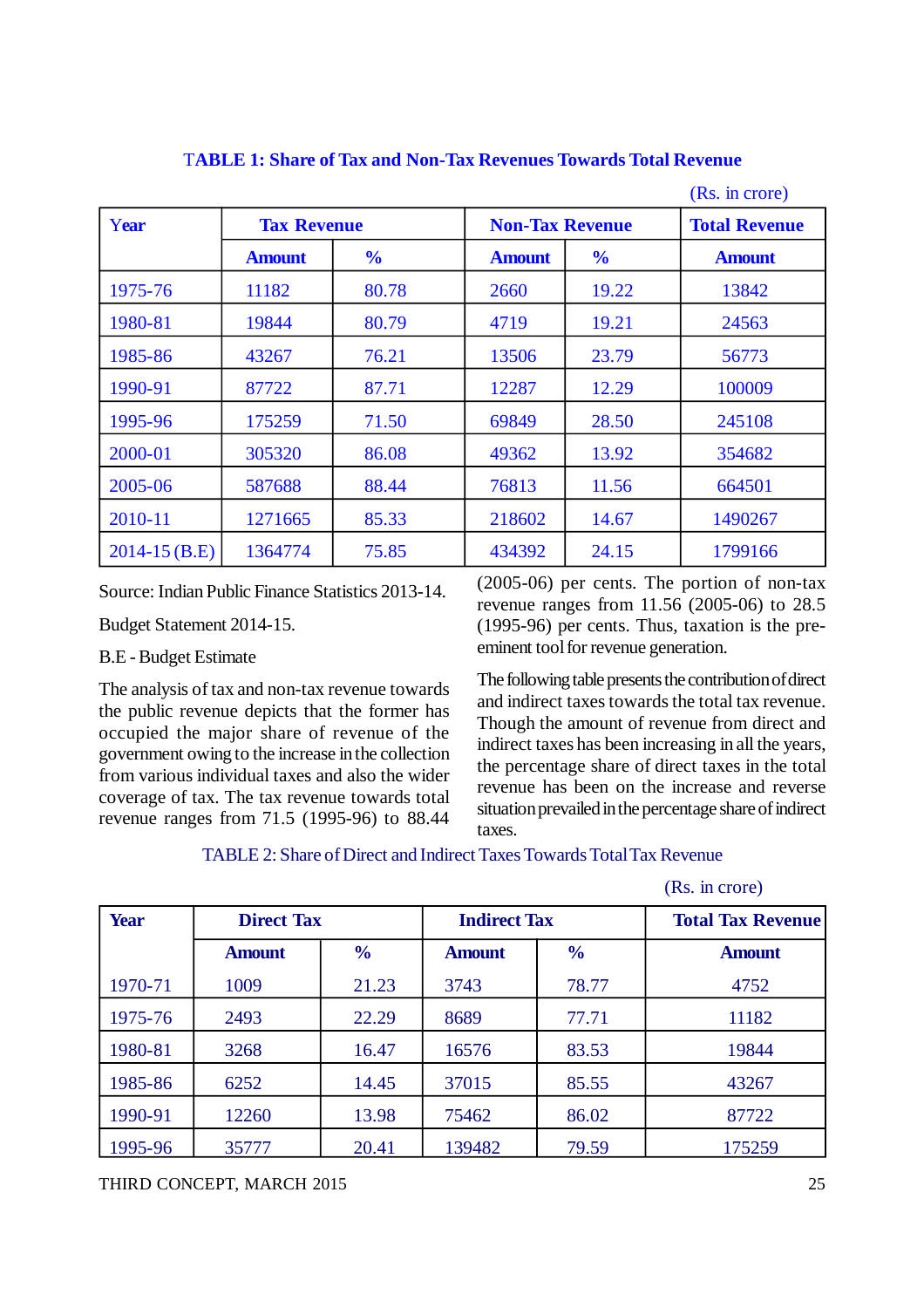### TABLE 1: Share of Tax and Non-Tax Revenues Towards Total Revenue

(Rs. in crore)

| Year | Tax Revenue | | Non-Tax Revenue | | Total Revenue |
|---|---|---|---|---|---|
| | Amount | % | Amount | % | Amount |
| 1975-76 | 11182 | 80.78 | 2660 | 19.22 | 13842 |
| 1980-81 | 19844 | 80.79 | 4719 | 19.21 | 24563 |
| 1985-86 | 43267 | 76.21 | 13506 | 23.79 | 56773 |
| 1990-91 | 87722 | 87.71 | 12287 | 12.29 | 100009 |
| 1995-96 | 175259 | 71.50 | 69849 | 28.50 | 245108 |
| 2000-01 | 305320 | 86.08 | 49362 | 13.92 | 354682 |
| 2005-06 | 587688 | 88.44 | 76813 | 11.56 | 664501 |
| 2010-11 | 1271665 | 85.33 | 218602 | 14.67 | 1490267 |
| 2014-15 (B.E) | 1364774 | 75.85 | 434392 | 24.15 | 1799166 |

Source: Indian Public Finance Statistics 2013-14.

Budget Statement 2014-15.

B.E - Budget Estimate

The analysis of tax and non-tax revenue towards the public revenue depicts that the former has occupied the major share of revenue of the government owing to the increase in the collection from various individual taxes and also the wider coverage of tax. The tax revenue towards total revenue ranges from 71.5 (1995-96) to 88.44 (2005-06) per cents. The portion of non-tax revenue ranges from 11.56 (2005-06) to 28.5 (1995-96) per cents. Thus, taxation is the pre-eminent tool for revenue generation.

The following table presents the contribution of direct and indirect taxes towards the total tax revenue. Though the amount of revenue from direct and indirect taxes has been increasing in all the years, the percentage share of direct taxes in the total revenue has been on the increase and reverse situation prevailed in the percentage share of indirect taxes.

### TABLE 2: Share of Direct and Indirect Taxes Towards Total Tax Revenue

(Rs. in crore)

| Year | Direct Tax | | Indirect Tax | | Total Tax Revenue |
|---|---|---|---|---|---|
| | Amount | % | Amount | % | Amount |
| 1970-71 | 1009 | 21.23 | 3743 | 78.77 | 4752 |
| 1975-76 | 2493 | 22.29 | 8689 | 77.71 | 11182 |
| 1980-81 | 3268 | 16.47 | 16576 | 83.53 | 19844 |
| 1985-86 | 6252 | 14.45 | 37015 | 85.55 | 43267 |
| 1990-91 | 12260 | 13.98 | 75462 | 86.02 | 87722 |
| 1995-96 | 35777 | 20.41 | 139482 | 79.59 | 175259 |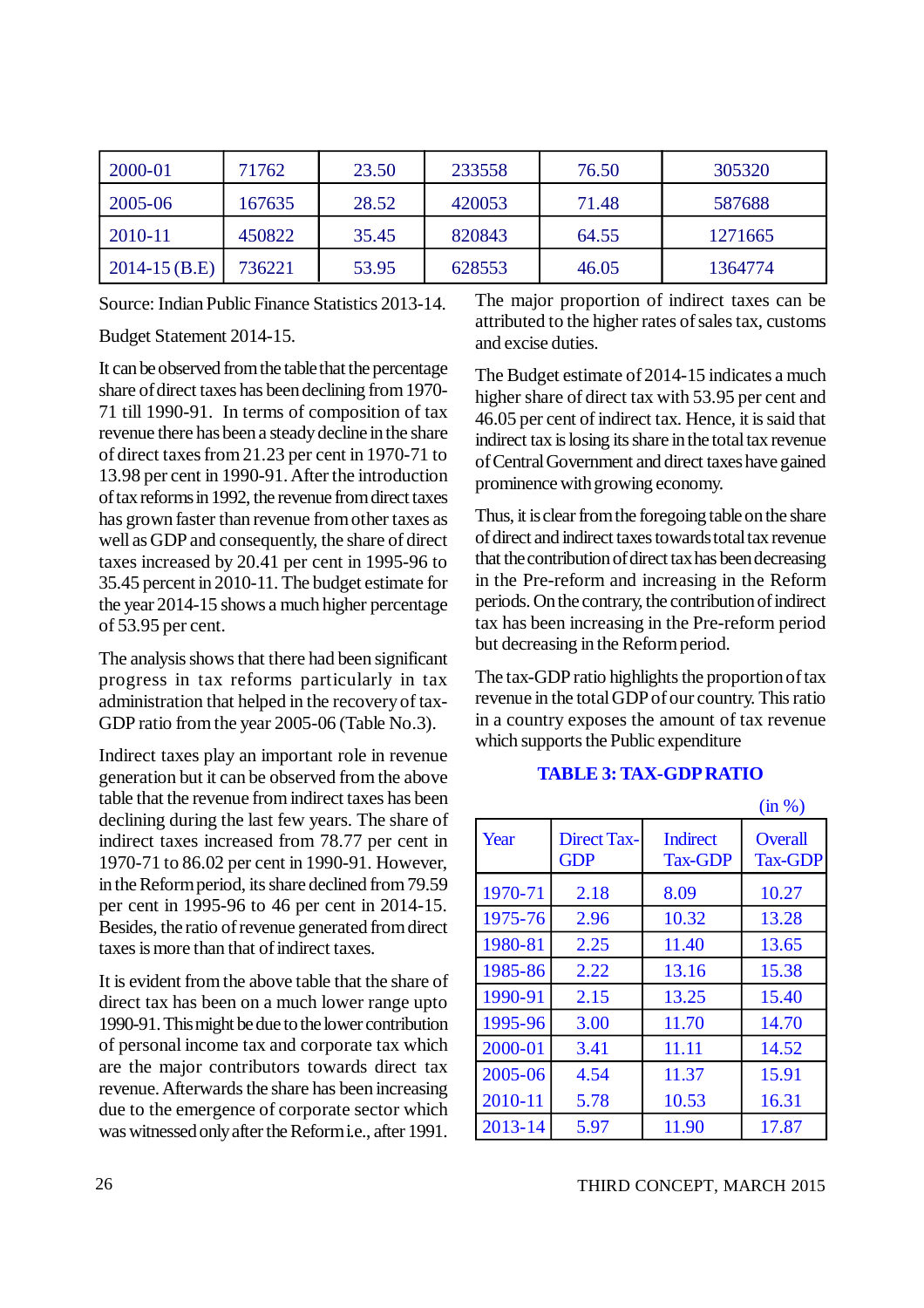| 2000-01 | 71762 | 23.50 | 233558 | 76.50 | 305320 |
|---|---|---|---|---|---|
| 2005-06 | 167635 | 28.52 | 420053 | 71.48 | 587688 |
| 2010-11 | 450822 | 35.45 | 820843 | 64.55 | 1271665 |
| 2014-15 (B.E) | 736221 | 53.95 | 628553 | 46.05 | 1364774 |

Source: Indian Public Finance Statistics 2013-14.

Budget Statement 2014-15.

It can be observed from the table that the percentage share of direct taxes has been declining from 1970-71 till 1990-91. In terms of composition of tax revenue there has been a steady decline in the share of direct taxes from 21.23 per cent in 1970-71 to 13.98 per cent in 1990-91. After the introduction of tax reforms in 1992, the revenue from direct taxes has grown faster than revenue from other taxes as well as GDP and consequently, the share of direct taxes increased by 20.41 per cent in 1995-96 to 35.45 percent in 2010-11. The budget estimate for the year 2014-15 shows a much higher percentage of 53.95 per cent.

The analysis shows that there had been significant progress in tax reforms particularly in tax administration that helped in the recovery of tax-GDP ratio from the year 2005-06 (Table No.3).

Indirect taxes play an important role in revenue generation but it can be observed from the above table that the revenue from indirect taxes has been declining during the last few years. The share of indirect taxes increased from 78.77 per cent in 1970-71 to 86.02 per cent in 1990-91. However, in the Reform period, its share declined from 79.59 per cent in 1995-96 to 46 per cent in 2014-15. Besides, the ratio of revenue generated from direct taxes is more than that of indirect taxes.

It is evident from the above table that the share of direct tax has been on a much lower range upto 1990-91. This might be due to the lower contribution of personal income tax and corporate tax which are the major contributors towards direct tax revenue. Afterwards the share has been increasing due to the emergence of corporate sector which was witnessed only after the Reform i.e., after 1991.

The major proportion of indirect taxes can be attributed to the higher rates of sales tax, customs and excise duties.

The Budget estimate of 2014-15 indicates a much higher share of direct tax with 53.95 per cent and 46.05 per cent of indirect tax. Hence, it is said that indirect tax is losing its share in the total tax revenue of Central Government and direct taxes have gained prominence with growing economy.

Thus, it is clear from the foregoing table on the share of direct and indirect taxes towards total tax revenue that the contribution of direct tax has been decreasing in the Pre-reform and increasing in the Reform periods. On the contrary, the contribution of indirect tax has been increasing in the Pre-reform period but decreasing in the Reform period.

The tax-GDP ratio highlights the proportion of tax revenue in the total GDP of our country. This ratio in a country exposes the amount of tax revenue which supports the Public expenditure

**TABLE 3: TAX-GDP RATIO**

(in %)

| Year | Direct Tax-GDP | Indirect Tax-GDP | Overall Tax-GDP |
|---|---|---|---|
| 1970-71 | 2.18 | 8.09 | 10.27 |
| 1975-76 | 2.96 | 10.32 | 13.28 |
| 1980-81 | 2.25 | 11.40 | 13.65 |
| 1985-86 | 2.22 | 13.16 | 15.38 |
| 1990-91 | 2.15 | 13.25 | 15.40 |
| 1995-96 | 3.00 | 11.70 | 14.70 |
| 2000-01 | 3.41 | 11.11 | 14.52 |
| 2005-06 | 4.54 | 11.37 | 15.91 |
| 2010-11 | 5.78 | 10.53 | 16.31 |
| 2013-14 | 5.97 | 11.90 | 17.87 |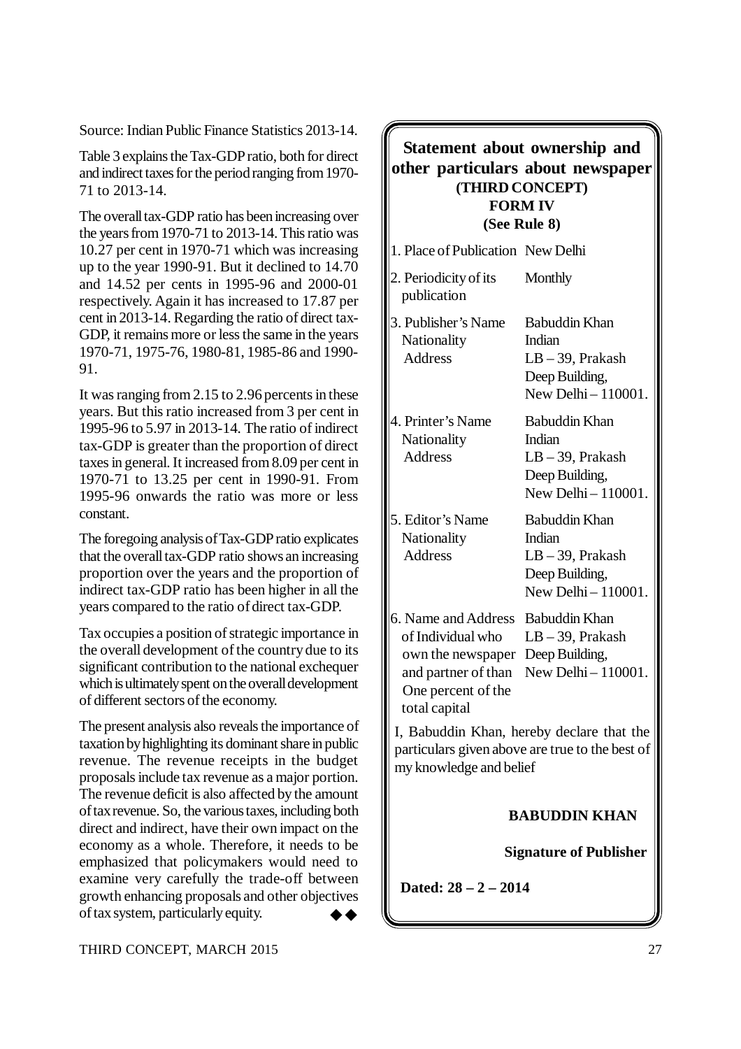Source: Indian Public Finance Statistics 2013-14.

Table 3 explains the Tax-GDP ratio, both for direct and indirect taxes for the period ranging from 1970-71 to 2013-14.

The overall tax-GDP ratio has been increasing over the years from 1970-71 to 2013-14. This ratio was 10.27 per cent in 1970-71 which was increasing up to the year 1990-91. But it declined to 14.70 and 14.52 per cents in 1995-96 and 2000-01 respectively. Again it has increased to 17.87 per cent in 2013-14. Regarding the ratio of direct tax-GDP, it remains more or less the same in the years 1970-71, 1975-76, 1980-81, 1985-86 and 1990-91.

It was ranging from 2.15 to 2.96 percents in these years. But this ratio increased from 3 per cent in 1995-96 to 5.97 in 2013-14. The ratio of indirect tax-GDP is greater than the proportion of direct taxes in general. It increased from 8.09 per cent in 1970-71 to 13.25 per cent in 1990-91. From 1995-96 onwards the ratio was more or less constant.

The foregoing analysis of Tax-GDP ratio explicates that the overall tax-GDP ratio shows an increasing proportion over the years and the proportion of indirect tax-GDP ratio has been higher in all the years compared to the ratio of direct tax-GDP.

Tax occupies a position of strategic importance in the overall development of the country due to its significant contribution to the national exchequer which is ultimately spent on the overall development of different sectors of the economy.

The present analysis also reveals the importance of taxation by highlighting its dominant share in public revenue. The revenue receipts in the budget proposals include tax revenue as a major portion. The revenue deficit is also affected by the amount of tax revenue. So, the various taxes, including both direct and indirect, have their own impact on the economy as a whole. Therefore, it needs to be emphasized that policymakers would need to examine very carefully the trade-off between growth enhancing proposals and other objectives of tax system, particularly equity. ◆◆

## Statement about ownership and other particulars about newspaper

**(THIRD CONCEPT)**
**FORM IV**
**(See Rule 8)**

| | |
|---|---|
| 1. Place of Publication | New Delhi |
| 2. Periodicity of its publication | Monthly |
| 3. Publisher's Name<br>Nationality<br>Address | Babuddin Khan<br>Indian<br>LB – 39, Prakash Deep Building, New Delhi – 110001. |
| 4. Printer's Name<br>Nationality<br>Address | Babuddin Khan<br>Indian<br>LB – 39, Prakash Deep Building, New Delhi – 110001. |
| 5. Editor's Name<br>Nationality<br>Address | Babuddin Khan<br>Indian<br>LB – 39, Prakash Deep Building, New Delhi – 110001. |
| 6. Name and Address of Individual who own the newspaper and partner of than One percent of the total capital | Babuddin Khan<br>LB – 39, Prakash Deep Building, New Delhi – 110001. |

I, Babuddin Khan, hereby declare that the particulars given above are true to the best of my knowledge and belief

**BABUDDIN KHAN**

**Signature of Publisher**

**Dated: 28 – 2 – 2014**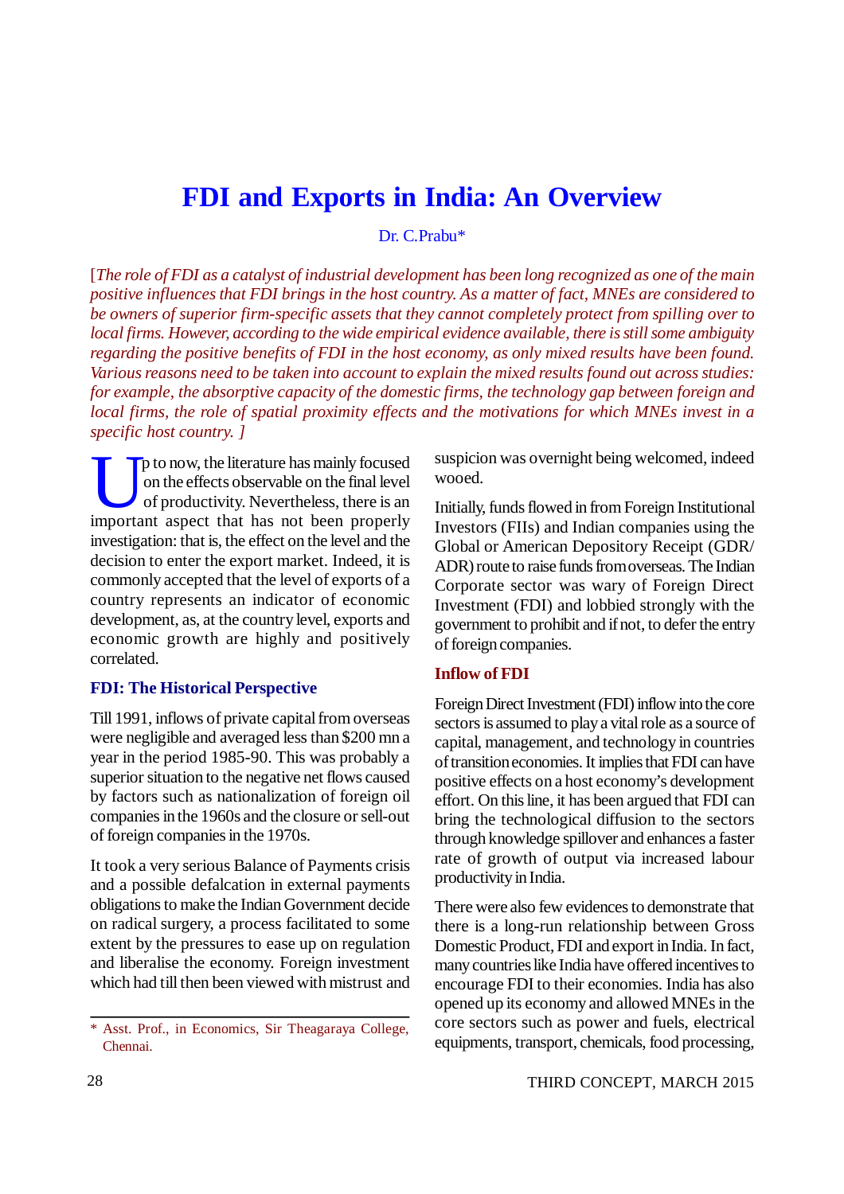# FDI and Exports in India: An Overview

Dr. C.Prabu*

*[The role of FDI as a catalyst of industrial development has been long recognized as one of the main positive influences that FDI brings in the host country. As a matter of fact, MNEs are considered to be owners of superior firm-specific assets that they cannot completely protect from spilling over to local firms. However, according to the wide empirical evidence available, there is still some ambiguity regarding the positive benefits of FDI in the host economy, as only mixed results have been found. Various reasons need to be taken into account to explain the mixed results found out across studies: for example, the absorptive capacity of the domestic firms, the technology gap between foreign and local firms, the role of spatial proximity effects and the motivations for which MNEs invest in a specific host country. ]*

Up to now, the literature has mainly focused on the effects observable on the final level of productivity. Nevertheless, there is an important aspect that has not been properly investigation: that is, the effect on the level and the decision to enter the export market. Indeed, it is commonly accepted that the level of exports of a country represents an indicator of economic development, as, at the country level, exports and economic growth are highly and positively correlated.

## FDI: The Historical Perspective

Till 1991, inflows of private capital from overseas were negligible and averaged less than $200 mn a year in the period 1985-90. This was probably a superior situation to the negative net flows caused by factors such as nationalization of foreign oil companies in the 1960s and the closure or sell-out of foreign companies in the 1970s.

It took a very serious Balance of Payments crisis and a possible defalcation in external payments obligations to make the Indian Government decide on radical surgery, a process facilitated to some extent by the pressures to ease up on regulation and liberalise the economy. Foreign investment which had till then been viewed with mistrust and suspicion was overnight being welcomed, indeed wooed.

Initially, funds flowed in from Foreign Institutional Investors (FIIs) and Indian companies using the Global or American Depository Receipt (GDR/ADR) route to raise funds from overseas. The Indian Corporate sector was wary of Foreign Direct Investment (FDI) and lobbied strongly with the government to prohibit and if not, to defer the entry of foreign companies.

## Inflow of FDI

Foreign Direct Investment (FDI) inflow into the core sectors is assumed to play a vital role as a source of capital, management, and technology in countries of transition economies. It implies that FDI can have positive effects on a host economy's development effort. On this line, it has been argued that FDI can bring the technological diffusion to the sectors through knowledge spillover and enhances a faster rate of growth of output via increased labour productivity in India.

There were also few evidences to demonstrate that there is a long-run relationship between Gross Domestic Product, FDI and export in India. In fact, many countries like India have offered incentives to encourage FDI to their economies. India has also opened up its economy and allowed MNEs in the core sectors such as power and fuels, electrical equipments, transport, chemicals, food processing,

* Asst. Prof., in Economics, Sir Theagaraya College, Chennai.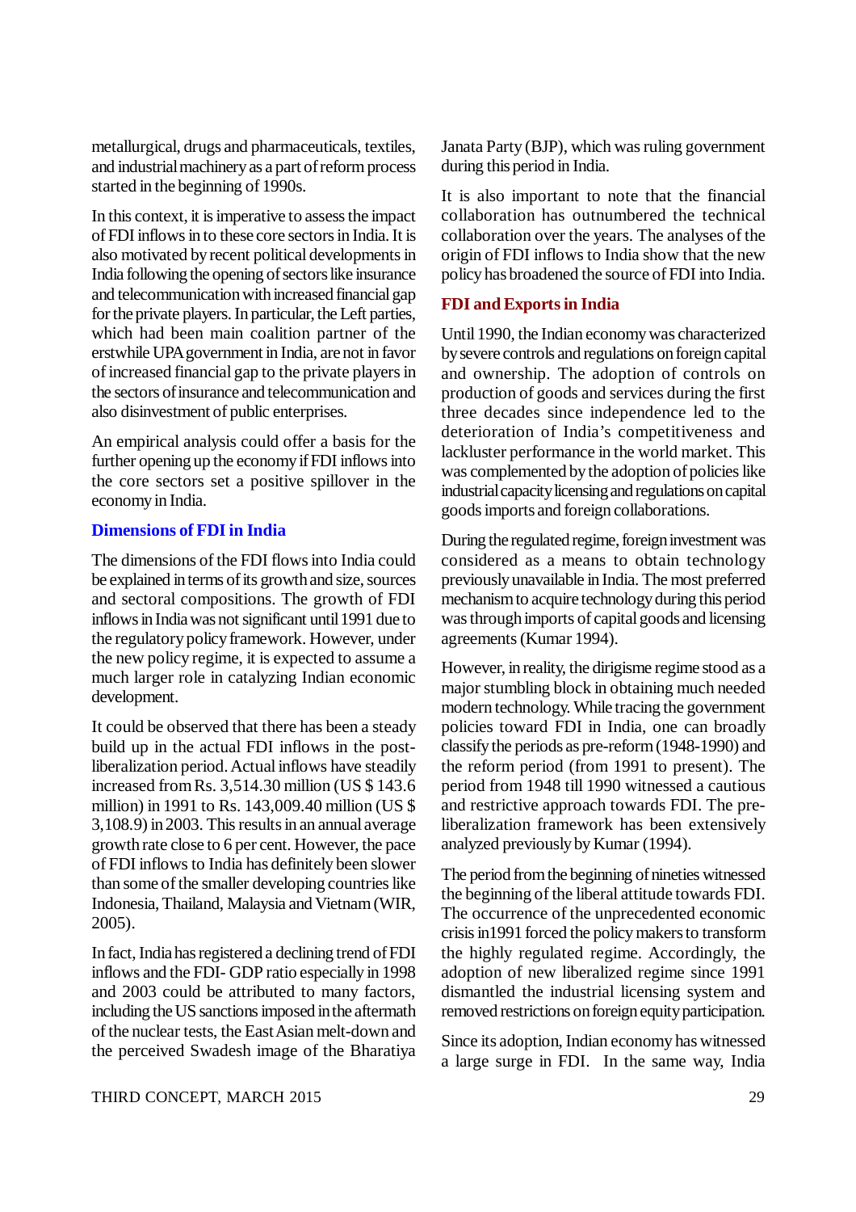metallurgical, drugs and pharmaceuticals, textiles, and industrial machinery as a part of reform process started in the beginning of 1990s.

In this context, it is imperative to assess the impact of FDI inflows in to these core sectors in India. It is also motivated by recent political developments in India following the opening of sectors like insurance and telecommunication with increased financial gap for the private players. In particular, the Left parties, which had been main coalition partner of the erstwhile UPA government in India, are not in favor of increased financial gap to the private players in the sectors of insurance and telecommunication and also disinvestment of public enterprises.

An empirical analysis could offer a basis for the further opening up the economy if FDI inflows into the core sectors set a positive spillover in the economy in India.

## Dimensions of FDI in India

The dimensions of the FDI flows into India could be explained in terms of its growth and size, sources and sectoral compositions. The growth of FDI inflows in India was not significant until 1991 due to the regulatory policy framework. However, under the new policy regime, it is expected to assume a much larger role in catalyzing Indian economic development.

It could be observed that there has been a steady build up in the actual FDI inflows in the post-liberalization period. Actual inflows have steadily increased from Rs. 3,514.30 million (US $ 143.6 million) in 1991 to Rs. 143,009.40 million (US $ 3,108.9) in 2003. This results in an annual average growth rate close to 6 per cent. However, the pace of FDI inflows to India has definitely been slower than some of the smaller developing countries like Indonesia, Thailand, Malaysia and Vietnam (WIR, 2005).

In fact, India has registered a declining trend of FDI inflows and the FDI- GDP ratio especially in 1998 and 2003 could be attributed to many factors, including the US sanctions imposed in the aftermath of the nuclear tests, the East Asian melt-down and the perceived Swadesh image of the Bharatiya Janata Party (BJP), which was ruling government during this period in India.

It is also important to note that the financial collaboration has outnumbered the technical collaboration over the years. The analyses of the origin of FDI inflows to India show that the new policy has broadened the source of FDI into India.

## FDI and Exports in India

Until 1990, the Indian economy was characterized by severe controls and regulations on foreign capital and ownership. The adoption of controls on production of goods and services during the first three decades since independence led to the deterioration of India's competitiveness and lackluster performance in the world market. This was complemented by the adoption of policies like industrial capacity licensing and regulations on capital goods imports and foreign collaborations.

During the regulated regime, foreign investment was considered as a means to obtain technology previously unavailable in India. The most preferred mechanism to acquire technology during this period was through imports of capital goods and licensing agreements (Kumar 1994).

However, in reality, the dirigisme regime stood as a major stumbling block in obtaining much needed modern technology. While tracing the government policies toward FDI in India, one can broadly classify the periods as pre-reform (1948-1990) and the reform period (from 1991 to present). The period from 1948 till 1990 witnessed a cautious and restrictive approach towards FDI. The pre-liberalization framework has been extensively analyzed previously by Kumar (1994).

The period from the beginning of nineties witnessed the beginning of the liberal attitude towards FDI. The occurrence of the unprecedented economic crisis in1991 forced the policy makers to transform the highly regulated regime. Accordingly, the adoption of new liberalized regime since 1991 dismantled the industrial licensing system and removed restrictions on foreign equity participation.

Since its adoption, Indian economy has witnessed a large surge in FDI. In the same way, India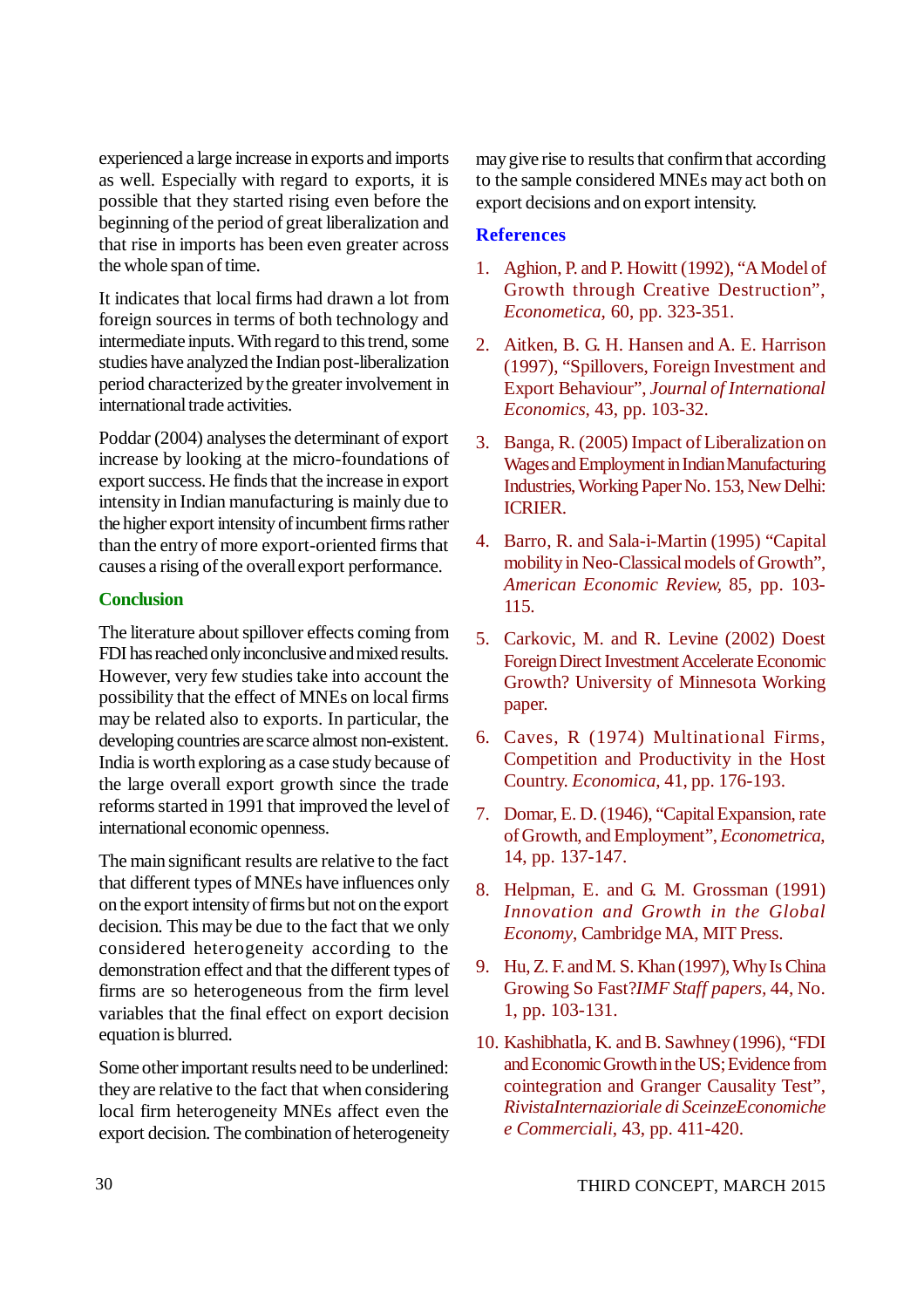experienced a large increase in exports and imports as well. Especially with regard to exports, it is possible that they started rising even before the beginning of the period of great liberalization and that rise in imports has been even greater across the whole span of time.

It indicates that local firms had drawn a lot from foreign sources in terms of both technology and intermediate inputs. With regard to this trend, some studies have analyzed the Indian post-liberalization period characterized by the greater involvement in international trade activities.

Poddar (2004) analyses the determinant of export increase by looking at the micro-foundations of export success. He finds that the increase in export intensity in Indian manufacturing is mainly due to the higher export intensity of incumbent firms rather than the entry of more export-oriented firms that causes a rising of the overall export performance.

## Conclusion

The literature about spillover effects coming from FDI has reached only inconclusive and mixed results. However, very few studies take into account the possibility that the effect of MNEs on local firms may be related also to exports. In particular, the developing countries are scarce almost non-existent. India is worth exploring as a case study because of the large overall export growth since the trade reforms started in 1991 that improved the level of international economic openness.

The main significant results are relative to the fact that different types of MNEs have influences only on the export intensity of firms but not on the export decision. This may be due to the fact that we only considered heterogeneity according to the demonstration effect and that the different types of firms are so heterogeneous from the firm level variables that the final effect on export decision equation is blurred.

Some other important results need to be underlined: they are relative to the fact that when considering local firm heterogeneity MNEs affect even the export decision. The combination of heterogeneity may give rise to results that confirm that according to the sample considered MNEs may act both on export decisions and on export intensity.

## References

1. Aghion, P. and P. Howitt (1992), "A Model of Growth through Creative Destruction", *Econometica*, 60, pp. 323-351.
2. Aitken, B. G. H. Hansen and A. E. Harrison (1997), "Spillovers, Foreign Investment and Export Behaviour", *Journal of International Economics*, 43, pp. 103-32.
3. Banga, R. (2005) Impact of Liberalization on Wages and Employment in Indian Manufacturing Industries, Working Paper No. 153, New Delhi: ICRIER.
4. Barro, R. and Sala-i-Martin (1995) "Capital mobility in Neo-Classical models of Growth", *American Economic Review*, 85, pp. 103-115.
5. Carkovic, M. and R. Levine (2002) Doest Foreign Direct Investment Accelerate Economic Growth? University of Minnesota Working paper.
6. Caves, R (1974) Multinational Firms, Competition and Productivity in the Host Country. *Economica*, 41, pp. 176-193.
7. Domar, E. D. (1946), "Capital Expansion, rate of Growth, and Employment", *Econometrica*, 14, pp. 137-147.
8. Helpman, E. and G. M. Grossman (1991) *Innovation and Growth in the Global Economy*, Cambridge MA, MIT Press.
9. Hu, Z. F. and M. S. Khan (1997), Why Is China Growing So Fast?*IMF Staff papers*, 44, No. 1, pp. 103-131.
10. Kashibhatla, K. and B. Sawhney (1996), "FDI and Economic Growth in the US; Evidence from cointegration and Granger Causality Test", *RivistaInternazioriale di SceinzeEconomiche e Commerciali*, 43, pp. 411-420.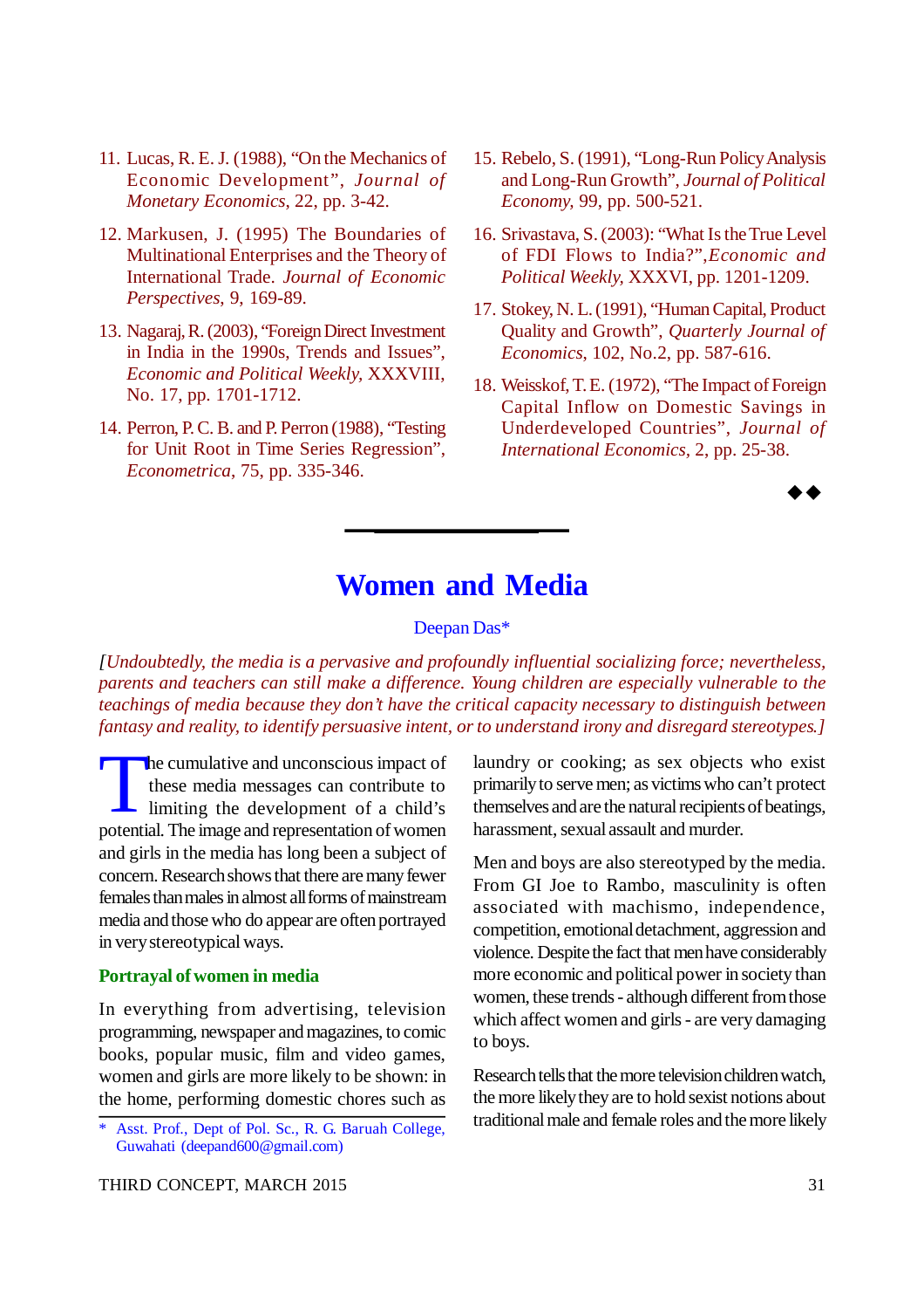11. Lucas, R. E. J. (1988), "On the Mechanics of Economic Development", *Journal of Monetary Economics*, 22, pp. 3-42.

12. Markusen, J. (1995) The Boundaries of Multinational Enterprises and the Theory of International Trade. *Journal of Economic Perspectives*, 9, 169-89.

13. Nagaraj, R. (2003), "Foreign Direct Investment in India in the 1990s, Trends and Issues", *Economic and Political Weekly*, XXXVIII, No. 17, pp. 1701-1712.

14. Perron, P. C. B. and P. Perron (1988), "Testing for Unit Root in Time Series Regression", *Econometrica*, 75, pp. 335-346.

15. Rebelo, S. (1991), "Long-Run Policy Analysis and Long-Run Growth", *Journal of Political Economy*, 99, pp. 500-521.

16. Srivastava, S. (2003): "What Is the True Level of FDI Flows to India?",*Economic and Political Weekly*, XXXVI, pp. 1201-1209.

17. Stokey, N. L. (1991), "Human Capital, Product Quality and Growth", *Quarterly Journal of Economics*, 102, No.2, pp. 587-616.

18. Weisskof, T. E. (1972), "The Impact of Foreign Capital Inflow on Domestic Savings in Underdeveloped Countries", *Journal of International Economics*, 2, pp. 25-38.

◆◆

# Women and Media

Deepan Das*

*[Undoubtedly, the media is a pervasive and profoundly influential socializing force; nevertheless, parents and teachers can still make a difference. Young children are especially vulnerable to the teachings of media because they don't have the critical capacity necessary to distinguish between fantasy and reality, to identify persuasive intent, or to understand irony and disregard stereotypes.]*

The cumulative and unconscious impact of these media messages can contribute to limiting the development of a child's potential. The image and representation of women and girls in the media has long been a subject of concern. Research shows that there are many fewer females than males in almost all forms of mainstream media and those who do appear are often portrayed in very stereotypical ways.

## Portrayal of women in media

In everything from advertising, television programming, newspaper and magazines, to comic books, popular music, film and video games, women and girls are more likely to be shown: in the home, performing domestic chores such as laundry or cooking; as sex objects who exist primarily to serve men; as victims who can't protect themselves and are the natural recipients of beatings, harassment, sexual assault and murder.

Men and boys are also stereotyped by the media. From GI Joe to Rambo, masculinity is often associated with machismo, independence, competition, emotional detachment, aggression and violence. Despite the fact that men have considerably more economic and political power in society than women, these trends - although different from those which affect women and girls - are very damaging to boys.

Research tells that the more television children watch, the more likely they are to hold sexist notions about traditional male and female roles and the more likely

\* Asst. Prof., Dept of Pol. Sc., R. G. Baruah College, Guwahati (deepand600@gmail.com)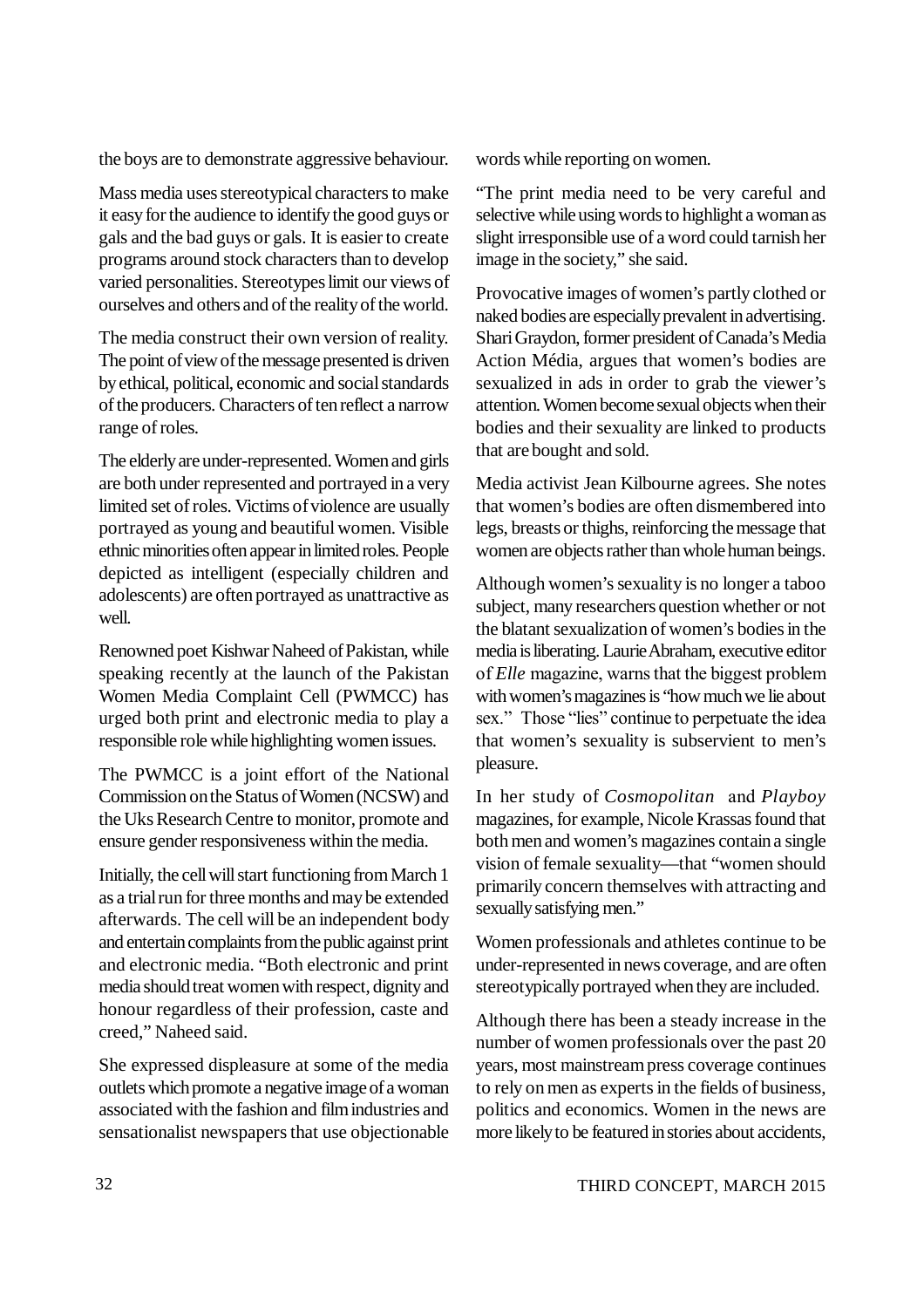the boys are to demonstrate aggressive behaviour.

Mass media uses stereotypical characters to make it easy for the audience to identify the good guys or gals and the bad guys or gals. It is easier to create programs around stock characters than to develop varied personalities. Stereotypes limit our views of ourselves and others and of the reality of the world.

The media construct their own version of reality. The point of view of the message presented is driven by ethical, political, economic and social standards of the producers. Characters often reflect a narrow range of roles.

The elderly are under-represented. Women and girls are both under represented and portrayed in a very limited set of roles. Victims of violence are usually portrayed as young and beautiful women. Visible ethnic minorities often appear in limited roles. People depicted as intelligent (especially children and adolescents) are often portrayed as unattractive as well.

Renowned poet Kishwar Naheed of Pakistan, while speaking recently at the launch of the Pakistan Women Media Complaint Cell (PWMCC) has urged both print and electronic media to play a responsible role while highlighting women issues.

The PWMCC is a joint effort of the National Commission on the Status of Women (NCSW) and the Uks Research Centre to monitor, promote and ensure gender responsiveness within the media.

Initially, the cell will start functioning from March 1 as a trial run for three months and may be extended afterwards. The cell will be an independent body and entertain complaints from the public against print and electronic media. "Both electronic and print media should treat women with respect, dignity and honour regardless of their profession, caste and creed," Naheed said.

She expressed displeasure at some of the media outlets which promote a negative image of a woman associated with the fashion and film industries and sensationalist newspapers that use objectionable words while reporting on women.

"The print media need to be very careful and selective while using words to highlight a woman as slight irresponsible use of a word could tarnish her image in the society," she said.

Provocative images of women's partly clothed or naked bodies are especially prevalent in advertising. Shari Graydon, former president of Canada's Media Action Média, argues that women's bodies are sexualized in ads in order to grab the viewer's attention. Women become sexual objects when their bodies and their sexuality are linked to products that are bought and sold.

Media activist Jean Kilbourne agrees. She notes that women's bodies are often dismembered into legs, breasts or thighs, reinforcing the message that women are objects rather than whole human beings.

Although women's sexuality is no longer a taboo subject, many researchers question whether or not the blatant sexualization of women's bodies in the media is liberating. Laurie Abraham, executive editor of *Elle* magazine, warns that the biggest problem with women's magazines is "how much we lie about sex." Those "lies" continue to perpetuate the idea that women's sexuality is subservient to men's pleasure.

In her study of *Cosmopolitan* and *Playboy* magazines, for example, Nicole Krassas found that both men and women's magazines contain a single vision of female sexuality—that "women should primarily concern themselves with attracting and sexually satisfying men."

Women professionals and athletes continue to be under-represented in news coverage, and are often stereotypically portrayed when they are included.

Although there has been a steady increase in the number of women professionals over the past 20 years, most mainstream press coverage continues to rely on men as experts in the fields of business, politics and economics. Women in the news are more likely to be featured in stories about accidents,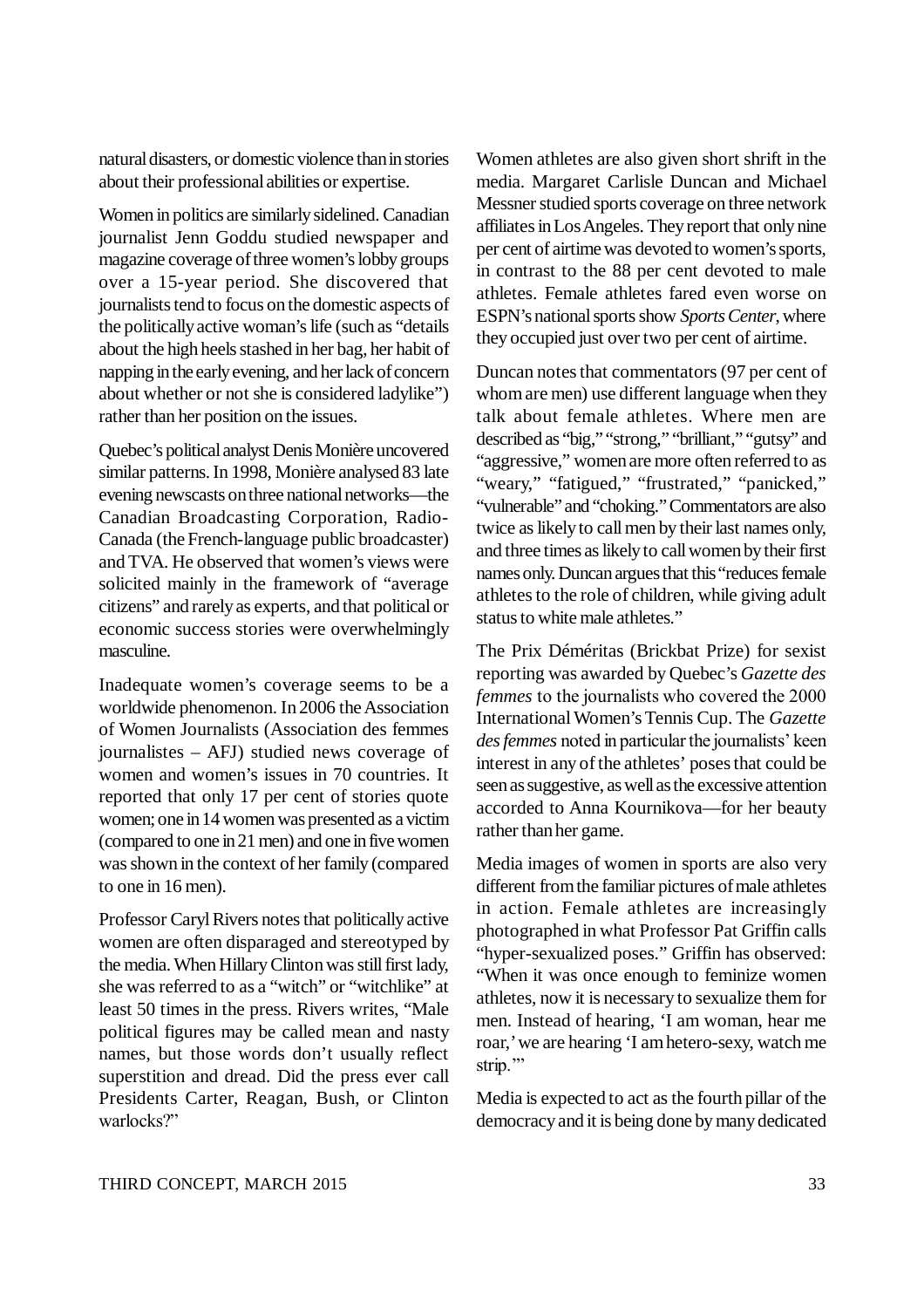natural disasters, or domestic violence than in stories about their professional abilities or expertise.

Women in politics are similarly sidelined. Canadian journalist Jenn Goddu studied newspaper and magazine coverage of three women's lobby groups over a 15-year period. She discovered that journalists tend to focus on the domestic aspects of the politically active woman's life (such as "details about the high heels stashed in her bag, her habit of napping in the early evening, and her lack of concern about whether or not she is considered ladylike") rather than her position on the issues.

Quebec's political analyst Denis Monière uncovered similar patterns. In 1998, Monière analysed 83 late evening newscasts on three national networks—the Canadian Broadcasting Corporation, Radio-Canada (the French-language public broadcaster) and TVA. He observed that women's views were solicited mainly in the framework of "average citizens" and rarely as experts, and that political or economic success stories were overwhelmingly masculine.

Inadequate women's coverage seems to be a worldwide phenomenon. In 2006 the Association of Women Journalists (Association des femmes journalistes – AFJ) studied news coverage of women and women's issues in 70 countries. It reported that only 17 per cent of stories quote women; one in 14 women was presented as a victim (compared to one in 21 men) and one in five women was shown in the context of her family (compared to one in 16 men).

Professor Caryl Rivers notes that politically active women are often disparaged and stereotyped by the media. When Hillary Clinton was still first lady, she was referred to as a "witch" or "witchlike" at least 50 times in the press. Rivers writes, "Male political figures may be called mean and nasty names, but those words don't usually reflect superstition and dread. Did the press ever call Presidents Carter, Reagan, Bush, or Clinton warlocks?"

Women athletes are also given short shrift in the media. Margaret Carlisle Duncan and Michael Messner studied sports coverage on three network affiliates in Los Angeles. They report that only nine per cent of airtime was devoted to women's sports, in contrast to the 88 per cent devoted to male athletes. Female athletes fared even worse on ESPN's national sports show *Sports Center*, where they occupied just over two per cent of airtime.

Duncan notes that commentators (97 per cent of whom are men) use different language when they talk about female athletes. Where men are described as "big," "strong," "brilliant," "gutsy" and "aggressive," women are more often referred to as "weary," "fatigued," "frustrated," "panicked," "vulnerable" and "choking." Commentators are also twice as likely to call men by their last names only, and three times as likely to call women by their first names only. Duncan argues that this "reduces female athletes to the role of children, while giving adult status to white male athletes."

The Prix Déméritas (Brickbat Prize) for sexist reporting was awarded by Quebec's *Gazette des femmes* to the journalists who covered the 2000 International Women's Tennis Cup. The *Gazette des femmes* noted in particular the journalists' keen interest in any of the athletes' poses that could be seen as suggestive, as well as the excessive attention accorded to Anna Kournikova—for her beauty rather than her game.

Media images of women in sports are also very different from the familiar pictures of male athletes in action. Female athletes are increasingly photographed in what Professor Pat Griffin calls "hyper-sexualized poses." Griffin has observed: "When it was once enough to feminize women athletes, now it is necessary to sexualize them for men. Instead of hearing, 'I am woman, hear me roar,' we are hearing 'I am hetero-sexy, watch me strip.'"

Media is expected to act as the fourth pillar of the democracy and it is being done by many dedicated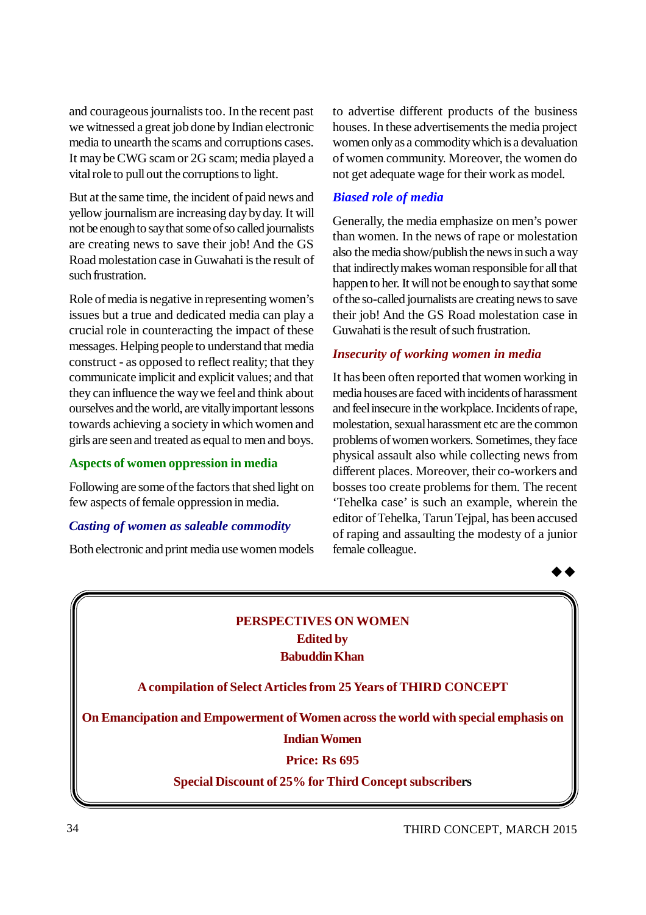and courageous journalists too. In the recent past we witnessed a great job done by Indian electronic media to unearth the scams and corruptions cases. It may be CWG scam or 2G scam; media played a vital role to pull out the corruptions to light.

But at the same time, the incident of paid news and yellow journalism are increasing day by day. It will not be enough to say that some of so called journalists are creating news to save their job! And the GS Road molestation case in Guwahati is the result of such frustration.

Role of media is negative in representing women's issues but a true and dedicated media can play a crucial role in counteracting the impact of these messages. Helping people to understand that media construct - as opposed to reflect reality; that they communicate implicit and explicit values; and that they can influence the way we feel and think about ourselves and the world, are vitally important lessons towards achieving a society in which women and girls are seen and treated as equal to men and boys.

## Aspects of women oppression in media

Following are some of the factors that shed light on few aspects of female oppression in media.

### *Casting of women as saleable commodity*

Both electronic and print media use women models to advertise different products of the business houses. In these advertisements the media project women only as a commodity which is a devaluation of women community. Moreover, the women do not get adequate wage for their work as model.

### *Biased role of media*

Generally, the media emphasize on men's power than women. In the news of rape or molestation also the media show/publish the news in such a way that indirectly makes woman responsible for all that happen to her. It will not be enough to say that some of the so-called journalists are creating news to save their job! And the GS Road molestation case in Guwahati is the result of such frustration.

### *Insecurity of working women in media*

It has been often reported that women working in media houses are faced with incidents of harassment and feel insecure in the workplace. Incidents of rape, molestation, sexual harassment etc are the common problems of women workers. Sometimes, they face physical assault also while collecting news from different places. Moreover, their co-workers and bosses too create problems for them. The recent 'Tehelka case' is such an example, wherein the editor of Tehelka, Tarun Tejpal, has accused of raping and assaulting the modesty of a junior female colleague.

◆◆

---

**PERSPECTIVES ON WOMEN**
**Edited by**
**Babuddin Khan**

**A compilation of Select Articles from 25 Years of THIRD CONCEPT**

**On Emancipation and Empowerment of Women across the world with special emphasis on Indian Women**

**Price: Rs 695**

**Special Discount of 25% for Third Concept subscribers**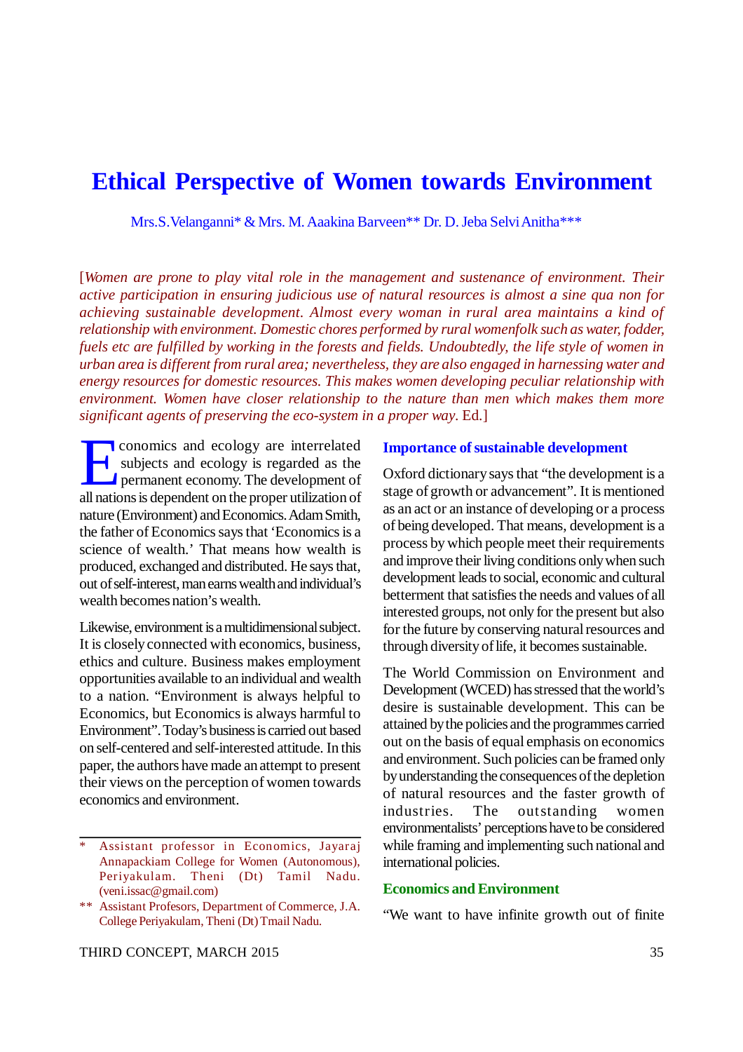# Ethical Perspective of Women towards Environment

Mrs.S.Velanganni* & Mrs. M. Aakina Barveen** Dr. D. Jeba Selvi Anitha***

[*Women are prone to play vital role in the management and sustenance of environment. Their active participation in ensuring judicious use of natural resources is almost a sine qua non for achieving sustainable development. Almost every woman in rural area maintains a kind of relationship with environment. Domestic chores performed by rural womenfolk such as water, fodder, fuels etc are fulfilled by working in the forests and fields. Undoubtedly, the life style of women in urban area is different from rural area; nevertheless, they are also engaged in harnessing water and energy resources for domestic resources. This makes women developing peculiar relationship with environment. Women have closer relationship to the nature than men which makes them more significant agents of preserving the eco-system in a proper way.* Ed.]

Economics and ecology are interrelated subjects and ecology is regarded as the permanent economy. The development of all nations is dependent on the proper utilization of nature (Environment) and Economics. Adam Smith, the father of Economics says that 'Economics is a science of wealth.' That means how wealth is produced, exchanged and distributed. He says that, out of self-interest, man earns wealth and individual's wealth becomes nation's wealth.

Likewise, environment is a multidimensional subject. It is closely connected with economics, business, ethics and culture. Business makes employment opportunities available to an individual and wealth to a nation. "Environment is always helpful to Economics, but Economics is always harmful to Environment". Today's business is carried out based on self-centered and self-interested attitude. In this paper, the authors have made an attempt to present their views on the perception of women towards economics and environment.

## Importance of sustainable development

Oxford dictionary says that "the development is a stage of growth or advancement". It is mentioned as an act or an instance of developing or a process of being developed. That means, development is a process by which people meet their requirements and improve their living conditions only when such development leads to social, economic and cultural betterment that satisfies the needs and values of all interested groups, not only for the present but also for the future by conserving natural resources and through diversity of life, it becomes sustainable.

The World Commission on Environment and Development (WCED) has stressed that the world's desire is sustainable development. This can be attained by the policies and the programmes carried out on the basis of equal emphasis on economics and environment. Such policies can be framed only by understanding the consequences of the depletion of natural resources and the faster growth of industries. The outstanding women environmentalists' perceptions have to be considered while framing and implementing such national and international policies.

## Economics and Environment

"We want to have infinite growth out of finite

---

\* Assistant professor in Economics, Jayaraj Annapackiam College for Women (Autonomous), Periyakulam. Theni (Dt) Tamil Nadu. (veni.issac@gmail.com)

\*\* Assistant Profesors, Department of Commerce, J.A. College Periyakulam, Theni (Dt) Tmail Nadu.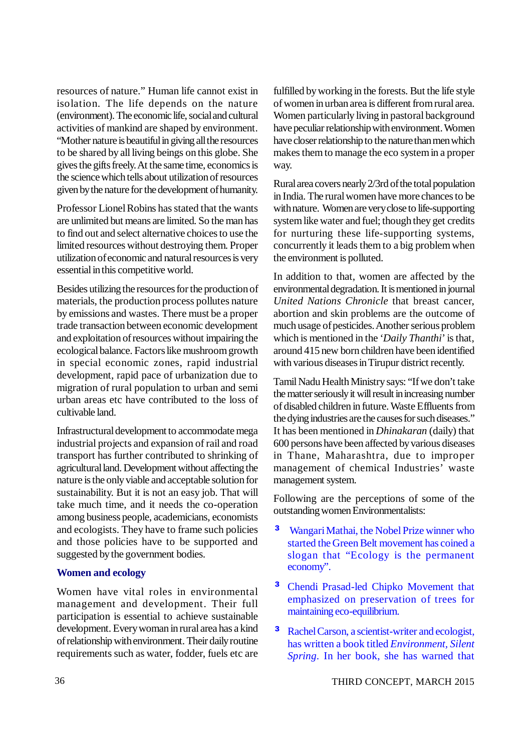resources of nature." Human life cannot exist in isolation. The life depends on the nature (environment). The economic life, social and cultural activities of mankind are shaped by environment. "Mother nature is beautiful in giving all the resources to be shared by all living beings on this globe. She gives the gifts freely. At the same time, economics is the science which tells about utilization of resources given by the nature for the development of humanity.

Professor Lionel Robins has stated that the wants are unlimited but means are limited. So the man has to find out and select alternative choices to use the limited resources without destroying them. Proper utilization of economic and natural resources is very essential in this competitive world.

Besides utilizing the resources for the production of materials, the production process pollutes nature by emissions and wastes. There must be a proper trade transaction between economic development and exploitation of resources without impairing the ecological balance. Factors like mushroom growth in special economic zones, rapid industrial development, rapid pace of urbanization due to migration of rural population to urban and semi urban areas etc have contributed to the loss of cultivable land.

Infrastructural development to accommodate mega industrial projects and expansion of rail and road transport has further contributed to shrinking of agricultural land. Development without affecting the nature is the only viable and acceptable solution for sustainability. But it is not an easy job. That will take much time, and it needs the co-operation among business people, academicians, economists and ecologists. They have to frame such policies and those policies have to be supported and suggested by the government bodies.

## Women and ecology

Women have vital roles in environmental management and development. Their full participation is essential to achieve sustainable development. Every woman in rural area has a kind of relationship with environment. Their daily routine requirements such as water, fodder, fuels etc are fulfilled by working in the forests. But the life style of women in urban area is different from rural area. Women particularly living in pastoral background have peculiar relationship with environment. Women have closer relationship to the nature than men which makes them to manage the eco system in a proper way.

Rural area covers nearly 2/3rd of the total population in India. The rural women have more chances to be with nature. Women are very close to life-supporting system like water and fuel; though they get credits for nurturing these life-supporting systems, concurrently it leads them to a big problem when the environment is polluted.

In addition to that, women are affected by the environmental degradation. It is mentioned in journal *United Nations Chronicle* that breast cancer, abortion and skin problems are the outcome of much usage of pesticides. Another serious problem which is mentioned in the '*Daily Thanthi*' is that, around 415 new born children have been identified with various diseases in Tirupur district recently.

Tamil Nadu Health Ministry says: "If we don't take the matter seriously it will result in increasing number of disabled children in future. Waste Effluents from the dying industries are the causes for such diseases." It has been mentioned in *Dhinakaran* (daily) that 600 persons have been affected by various diseases in Thane, Maharashtra, due to improper management of chemical Industries' waste management system.

Following are the perceptions of some of the outstanding women Environmentalists:

- Wangari Mathai, the Nobel Prize winner who started the Green Belt movement has coined a slogan that "Ecology is the permanent economy".
- Chendi Prasad-led Chipko Movement that emphasized on preservation of trees for maintaining eco-equilibrium.
- Rachel Carson, a scientist-writer and ecologist, has written a book titled *Environment, Silent Spring*. In her book, she has warned that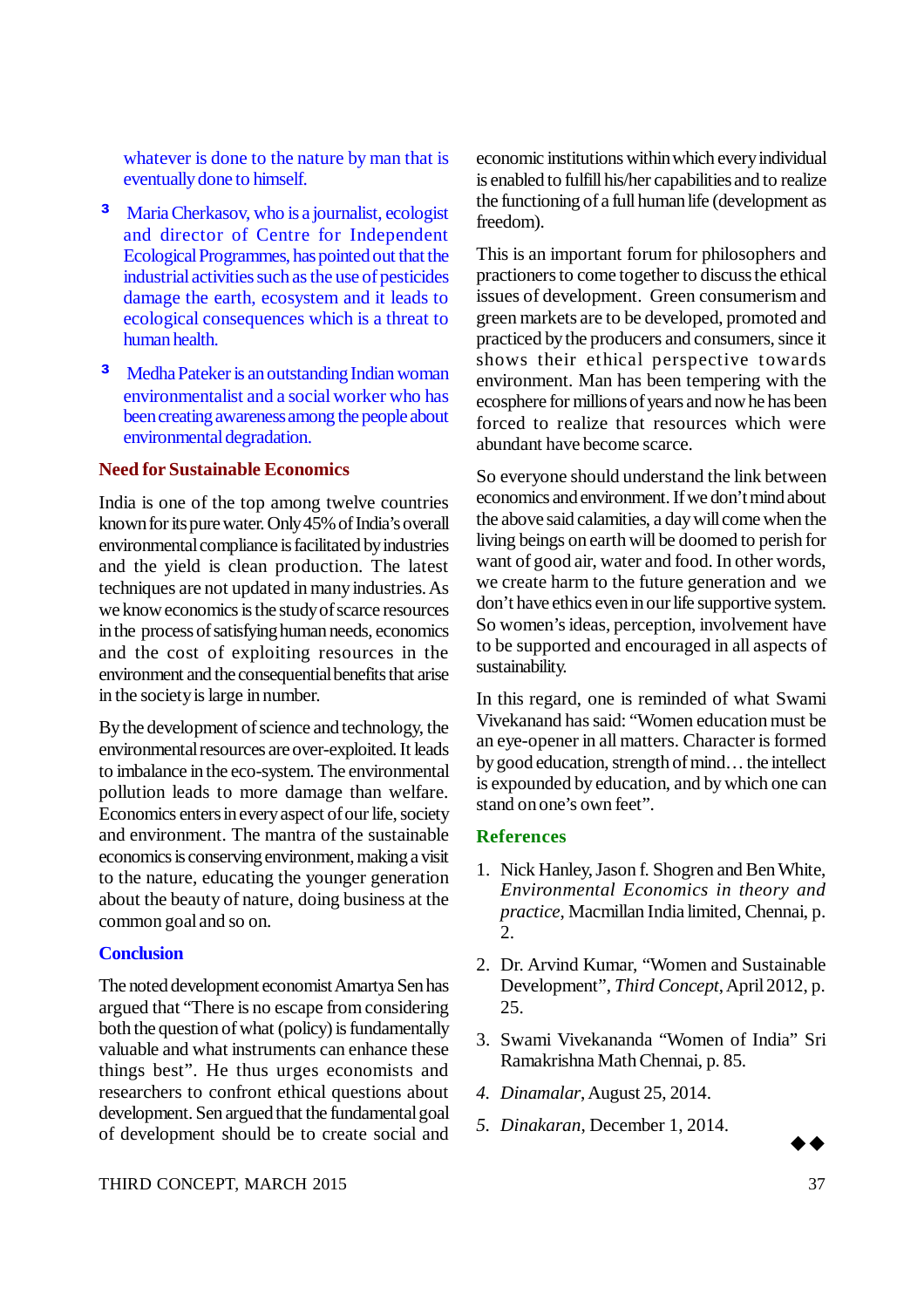whatever is done to the nature by man that is eventually done to himself.

- Maria Cherkasov, who is a journalist, ecologist and director of Centre for Independent Ecological Programmes, has pointed out that the industrial activities such as the use of pesticides damage the earth, ecosystem and it leads to ecological consequences which is a threat to human health.

- Medha Pateker is an outstanding Indian woman environmentalist and a social worker who has been creating awareness among the people about environmental degradation.

### Need for Sustainable Economics

India is one of the top among twelve countries known for its pure water. Only 45% of India's overall environmental compliance is facilitated by industries and the yield is clean production. The latest techniques are not updated in many industries. As we know economics is the study of scarce resources in the process of satisfying human needs, economics and the cost of exploiting resources in the environment and the consequential benefits that arise in the society is large in number.

By the development of science and technology, the environmental resources are over-exploited. It leads to imbalance in the eco-system. The environmental pollution leads to more damage than welfare. Economics enters in every aspect of our life, society and environment. The mantra of the sustainable economics is conserving environment, making a visit to the nature, educating the younger generation about the beauty of nature, doing business at the common goal and so on.

### Conclusion

The noted development economist Amartya Sen has argued that "There is no escape from considering both the question of what (policy) is fundamentally valuable and what instruments can enhance these things best". He thus urges economists and researchers to confront ethical questions about development. Sen argued that the fundamental goal of development should be to create social and economic institutions within which every individual is enabled to fulfill his/her capabilities and to realize the functioning of a full human life (development as freedom).

This is an important forum for philosophers and practioners to come together to discuss the ethical issues of development. Green consumerism and green markets are to be developed, promoted and practiced by the producers and consumers, since it shows their ethical perspective towards environment. Man has been tempering with the ecosphere for millions of years and now he has been forced to realize that resources which were abundant have become scarce.

So everyone should understand the link between economics and environment. If we don't mind about the above said calamities, a day will come when the living beings on earth will be doomed to perish for want of good air, water and food. In other words, we create harm to the future generation and we don't have ethics even in our life supportive system. So women's ideas, perception, involvement have to be supported and encouraged in all aspects of sustainability.

In this regard, one is reminded of what Swami Vivekanand has said: "Women education must be an eye-opener in all matters. Character is formed by good education, strength of mind… the intellect is expounded by education, and by which one can stand on one's own feet".

### References

1. Nick Hanley, Jason f. Shogren and Ben White, *Environmental Economics in theory and practice*, Macmillan India limited, Chennai, p. 2.
2. Dr. Arvind Kumar, "Women and Sustainable Development", *Third Concept*, April 2012, p. 25.
3. Swami Vivekananda "Women of India" Sri Ramakrishna Math Chennai, p. 85.
4. *Dinamalar*, August 25, 2014.
5. *Dinakaran*, December 1, 2014.

◆◆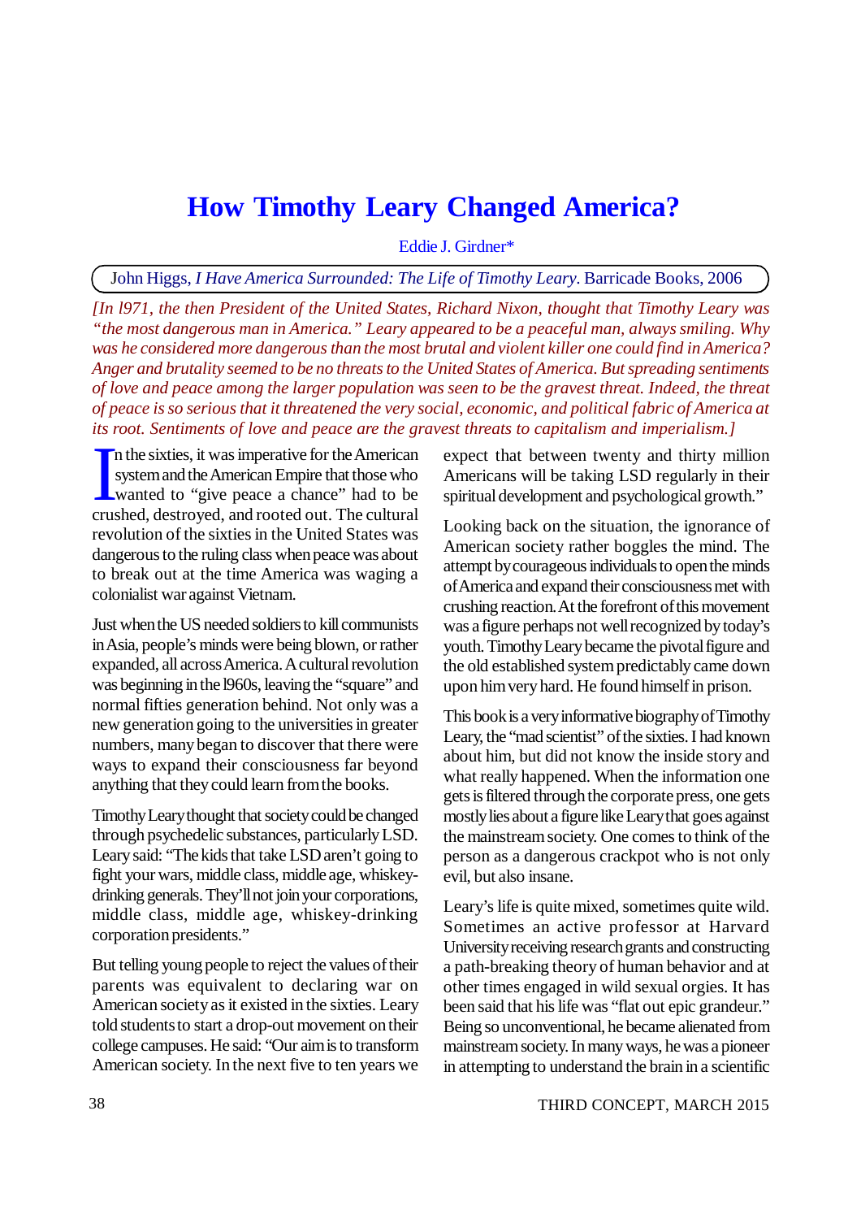# How Timothy Leary Changed America?

Eddie J. Girdner*

John Higgs, *I Have America Surrounded: The Life of Timothy Leary*. Barricade Books, 2006

*[In l971, the then President of the United States, Richard Nixon, thought that Timothy Leary was "the most dangerous man in America." Leary appeared to be a peaceful man, always smiling. Why was he considered more dangerous than the most brutal and violent killer one could find in America? Anger and brutality seemed to be no threats to the United States of America. But spreading sentiments of love and peace among the larger population was seen to be the gravest threat. Indeed, the threat of peace is so serious that it threatened the very social, economic, and political fabric of America at its root. Sentiments of love and peace are the gravest threats to capitalism and imperialism.]*

In the sixties, it was imperative for the American system and the American Empire that those who wanted to "give peace a chance" had to be crushed, destroyed, and rooted out. The cultural revolution of the sixties in the United States was dangerous to the ruling class when peace was about to break out at the time America was waging a colonialist war against Vietnam.

Just when the US needed soldiers to kill communists in Asia, people's minds were being blown, or rather expanded, all across America. A cultural revolution was beginning in the l960s, leaving the "square" and normal fifties generation behind. Not only was a new generation going to the universities in greater numbers, many began to discover that there were ways to expand their consciousness far beyond anything that they could learn from the books.

Timothy Leary thought that society could be changed through psychedelic substances, particularly LSD. Leary said: "The kids that take LSD aren't going to fight your wars, middle class, middle age, whiskey-drinking generals. They'll not join your corporations, middle class, middle age, whiskey-drinking corporation presidents."

But telling young people to reject the values of their parents was equivalent to declaring war on American society as it existed in the sixties. Leary told students to start a drop-out movement on their college campuses. He said: "Our aim is to transform American society. In the next five to ten years we expect that between twenty and thirty million Americans will be taking LSD regularly in their spiritual development and psychological growth."

Looking back on the situation, the ignorance of American society rather boggles the mind. The attempt by courageous individuals to open the minds of America and expand their consciousness met with crushing reaction. At the forefront of this movement was a figure perhaps not well recognized by today's youth. Timothy Leary became the pivotal figure and the old established system predictably came down upon him very hard. He found himself in prison.

This book is a very informative biography of Timothy Leary, the "mad scientist" of the sixties. I had known about him, but did not know the inside story and what really happened. When the information one gets is filtered through the corporate press, one gets mostly lies about a figure like Leary that goes against the mainstream society. One comes to think of the person as a dangerous crackpot who is not only evil, but also insane.

Leary's life is quite mixed, sometimes quite wild. Sometimes an active professor at Harvard University receiving research grants and constructing a path-breaking theory of human behavior and at other times engaged in wild sexual orgies. It has been said that his life was "flat out epic grandeur." Being so unconventional, he became alienated from mainstream society. In many ways, he was a pioneer in attempting to understand the brain in a scientific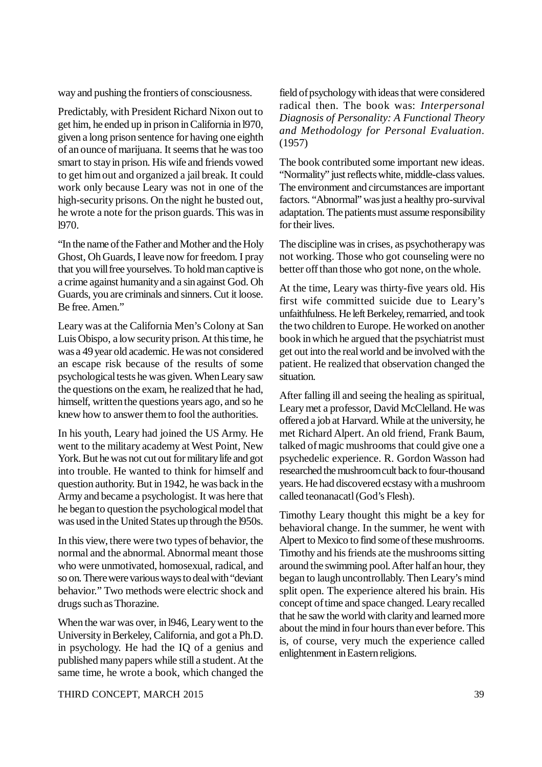way and pushing the frontiers of consciousness.

Predictably, with President Richard Nixon out to get him, he ended up in prison in California in l970, given a long prison sentence for having one eighth of an ounce of marijuana. It seems that he was too smart to stay in prison. His wife and friends vowed to get him out and organized a jail break. It could work only because Leary was not in one of the high-security prisons. On the night he busted out, he wrote a note for the prison guards. This was in l970.

"In the name of the Father and Mother and the Holy Ghost, Oh Guards, I leave now for freedom. I pray that you will free yourselves. To hold man captive is a crime against humanity and a sin against God. Oh Guards, you are criminals and sinners. Cut it loose. Be free. Amen."

Leary was at the California Men's Colony at San Luis Obispo, a low security prison. At this time, he was a 49 year old academic. He was not considered an escape risk because of the results of some psychological tests he was given. When Leary saw the questions on the exam, he realized that he had, himself, written the questions years ago, and so he knew how to answer them to fool the authorities.

In his youth, Leary had joined the US Army. He went to the military academy at West Point, New York. But he was not cut out for military life and got into trouble. He wanted to think for himself and question authority. But in 1942, he was back in the Army and became a psychologist. It was here that he began to question the psychological model that was used in the United States up through the l950s.

In this view, there were two types of behavior, the normal and the abnormal. Abnormal meant those who were unmotivated, homosexual, radical, and so on. There were various ways to deal with "deviant behavior." Two methods were electric shock and drugs such as Thorazine.

When the war was over, in l946, Leary went to the University in Berkeley, California, and got a Ph.D. in psychology. He had the IQ of a genius and published many papers while still a student. At the same time, he wrote a book, which changed the field of psychology with ideas that were considered radical then. The book was: *Interpersonal Diagnosis of Personality: A Functional Theory and Methodology for Personal Evaluation*. (1957)

The book contributed some important new ideas. "Normality" just reflects white, middle-class values. The environment and circumstances are important factors. "Abnormal" was just a healthy pro-survival adaptation. The patients must assume responsibility for their lives.

The discipline was in crises, as psychotherapy was not working. Those who got counseling were no better off than those who got none, on the whole.

At the time, Leary was thirty-five years old. His first wife committed suicide due to Leary's unfaithfulness. He left Berkeley, remarried, and took the two children to Europe. He worked on another book in which he argued that the psychiatrist must get out into the real world and be involved with the patient. He realized that observation changed the situation.

After falling ill and seeing the healing as spiritual, Leary met a professor, David McClelland. He was offered a job at Harvard. While at the university, he met Richard Alpert. An old friend, Frank Baum, talked of magic mushrooms that could give one a psychedelic experience. R. Gordon Wasson had researched the mushroom cult back to four-thousand years. He had discovered ecstasy with a mushroom called teonanacatl (God's Flesh).

Timothy Leary thought this might be a key for behavioral change. In the summer, he went with Alpert to Mexico to find some of these mushrooms. Timothy and his friends ate the mushrooms sitting around the swimming pool. After half an hour, they began to laugh uncontrollably. Then Leary's mind split open. The experience altered his brain. His concept of time and space changed. Leary recalled that he saw the world with clarity and learned more about the mind in four hours than ever before. This is, of course, very much the experience called enlightenment in Eastern religions.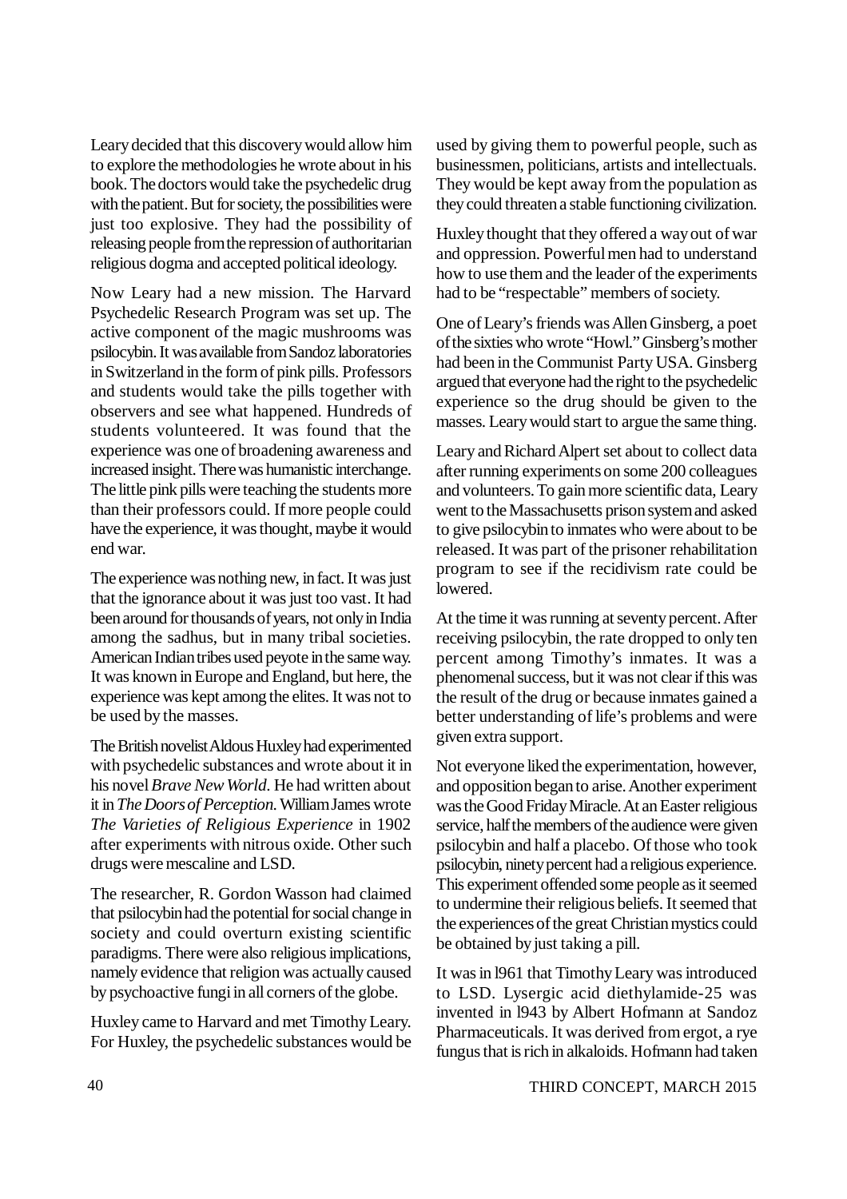Leary decided that this discovery would allow him to explore the methodologies he wrote about in his book. The doctors would take the psychedelic drug with the patient. But for society, the possibilities were just too explosive. They had the possibility of releasing people from the repression of authoritarian religious dogma and accepted political ideology.

Now Leary had a new mission. The Harvard Psychedelic Research Program was set up. The active component of the magic mushrooms was psilocybin. It was available from Sandoz laboratories in Switzerland in the form of pink pills. Professors and students would take the pills together with observers and see what happened. Hundreds of students volunteered. It was found that the experience was one of broadening awareness and increased insight. There was humanistic interchange. The little pink pills were teaching the students more than their professors could. If more people could have the experience, it was thought, maybe it would end war.

The experience was nothing new, in fact. It was just that the ignorance about it was just too vast. It had been around for thousands of years, not only in India among the sadhus, but in many tribal societies. American Indian tribes used peyote in the same way. It was known in Europe and England, but here, the experience was kept among the elites. It was not to be used by the masses.

The British novelist Aldous Huxley had experimented with psychedelic substances and wrote about it in his novel *Brave New World.* He had written about it in *The Doors of Perception.* William James wrote *The Varieties of Religious Experience* in 1902 after experiments with nitrous oxide. Other such drugs were mescaline and LSD.

The researcher, R. Gordon Wasson had claimed that psilocybin had the potential for social change in society and could overturn existing scientific paradigms. There were also religious implications, namely evidence that religion was actually caused by psychoactive fungi in all corners of the globe.

Huxley came to Harvard and met Timothy Leary. For Huxley, the psychedelic substances would be used by giving them to powerful people, such as businessmen, politicians, artists and intellectuals. They would be kept away from the population as they could threaten a stable functioning civilization.

Huxley thought that they offered a way out of war and oppression. Powerful men had to understand how to use them and the leader of the experiments had to be "respectable" members of society.

One of Leary's friends was Allen Ginsberg, a poet of the sixties who wrote "Howl." Ginsberg's mother had been in the Communist Party USA. Ginsberg argued that everyone had the right to the psychedelic experience so the drug should be given to the masses. Leary would start to argue the same thing.

Leary and Richard Alpert set about to collect data after running experiments on some 200 colleagues and volunteers. To gain more scientific data, Leary went to the Massachusetts prison system and asked to give psilocybin to inmates who were about to be released. It was part of the prisoner rehabilitation program to see if the recidivism rate could be lowered.

At the time it was running at seventy percent. After receiving psilocybin, the rate dropped to only ten percent among Timothy's inmates. It was a phenomenal success, but it was not clear if this was the result of the drug or because inmates gained a better understanding of life's problems and were given extra support.

Not everyone liked the experimentation, however, and opposition began to arise. Another experiment was the Good Friday Miracle. At an Easter religious service, half the members of the audience were given psilocybin and half a placebo. Of those who took psilocybin, ninety percent had a religious experience. This experiment offended some people as it seemed to undermine their religious beliefs. It seemed that the experiences of the great Christian mystics could be obtained by just taking a pill.

It was in l961 that Timothy Leary was introduced to LSD. Lysergic acid diethylamide-25 was invented in l943 by Albert Hofmann at Sandoz Pharmaceuticals. It was derived from ergot, a rye fungus that is rich in alkaloids. Hofmann had taken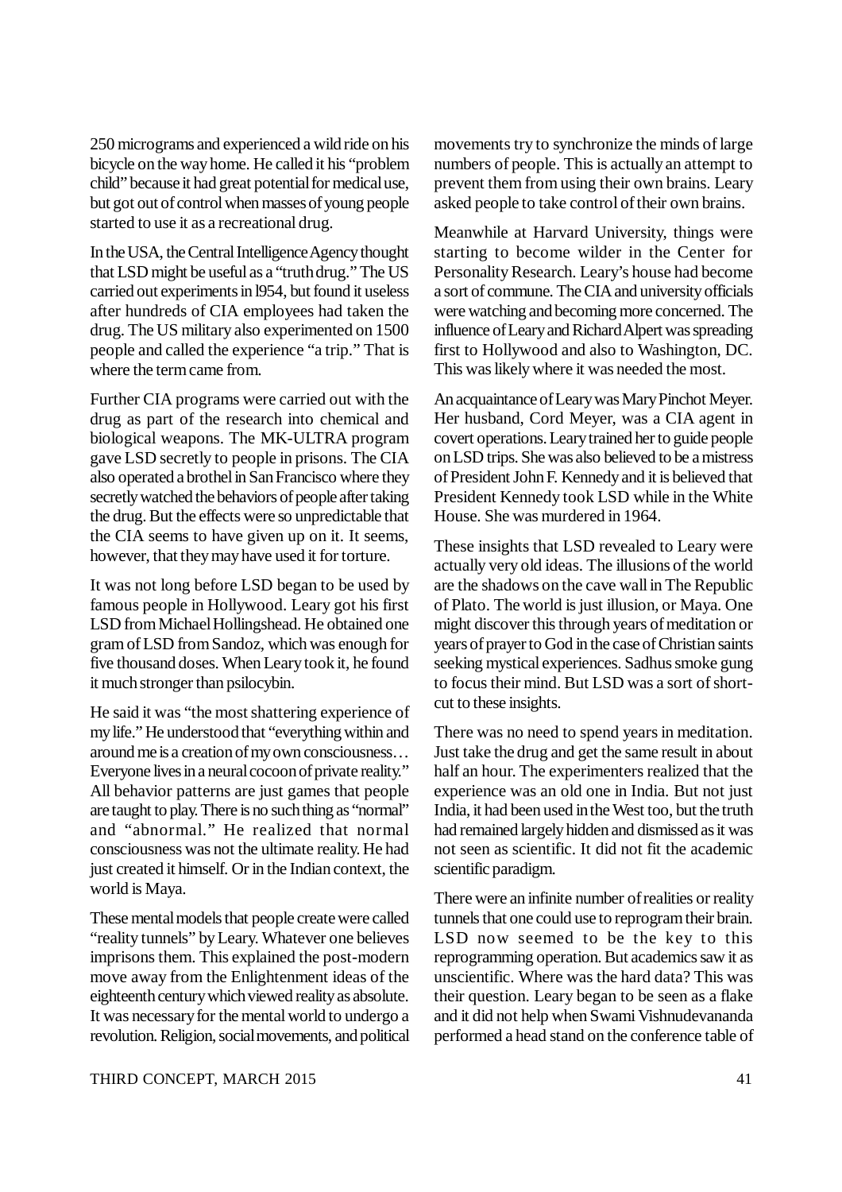250 micrograms and experienced a wild ride on his bicycle on the way home. He called it his "problem child" because it had great potential for medical use, but got out of control when masses of young people started to use it as a recreational drug.

In the USA, the Central Intelligence Agency thought that LSD might be useful as a "truth drug." The US carried out experiments in l954, but found it useless after hundreds of CIA employees had taken the drug. The US military also experimented on 1500 people and called the experience "a trip." That is where the term came from.

Further CIA programs were carried out with the drug as part of the research into chemical and biological weapons. The MK-ULTRA program gave LSD secretly to people in prisons. The CIA also operated a brothel in San Francisco where they secretly watched the behaviors of people after taking the drug. But the effects were so unpredictable that the CIA seems to have given up on it. It seems, however, that they may have used it for torture.

It was not long before LSD began to be used by famous people in Hollywood. Leary got his first LSD from Michael Hollingshead. He obtained one gram of LSD from Sandoz, which was enough for five thousand doses. When Leary took it, he found it much stronger than psilocybin.

He said it was "the most shattering experience of my life." He understood that "everything within and around me is a creation of my own consciousness… Everyone lives in a neural cocoon of private reality." All behavior patterns are just games that people are taught to play. There is no such thing as "normal" and "abnormal." He realized that normal consciousness was not the ultimate reality. He had just created it himself. Or in the Indian context, the world is Maya.

These mental models that people create were called "reality tunnels" by Leary. Whatever one believes imprisons them. This explained the post-modern move away from the Enlightenment ideas of the eighteenth century which viewed reality as absolute. It was necessary for the mental world to undergo a revolution. Religion, social movements, and political movements try to synchronize the minds of large numbers of people. This is actually an attempt to prevent them from using their own brains. Leary asked people to take control of their own brains.

Meanwhile at Harvard University, things were starting to become wilder in the Center for Personality Research. Leary's house had become a sort of commune. The CIA and university officials were watching and becoming more concerned. The influence of Leary and Richard Alpert was spreading first to Hollywood and also to Washington, DC. This was likely where it was needed the most.

An acquaintance of Leary was Mary Pinchot Meyer. Her husband, Cord Meyer, was a CIA agent in covert operations. Leary trained her to guide people on LSD trips. She was also believed to be a mistress of President John F. Kennedy and it is believed that President Kennedy took LSD while in the White House. She was murdered in 1964.

These insights that LSD revealed to Leary were actually very old ideas. The illusions of the world are the shadows on the cave wall in The Republic of Plato. The world is just illusion, or Maya. One might discover this through years of meditation or years of prayer to God in the case of Christian saints seeking mystical experiences. Sadhus smoke gung to focus their mind. But LSD was a sort of short-cut to these insights.

There was no need to spend years in meditation. Just take the drug and get the same result in about half an hour. The experimenters realized that the experience was an old one in India. But not just India, it had been used in the West too, but the truth had remained largely hidden and dismissed as it was not seen as scientific. It did not fit the academic scientific paradigm.

There were an infinite number of realities or reality tunnels that one could use to reprogram their brain. LSD now seemed to be the key to this reprogramming operation. But academics saw it as unscientific. Where was the hard data? This was their question. Leary began to be seen as a flake and it did not help when Swami Vishnudevananda performed a head stand on the conference table of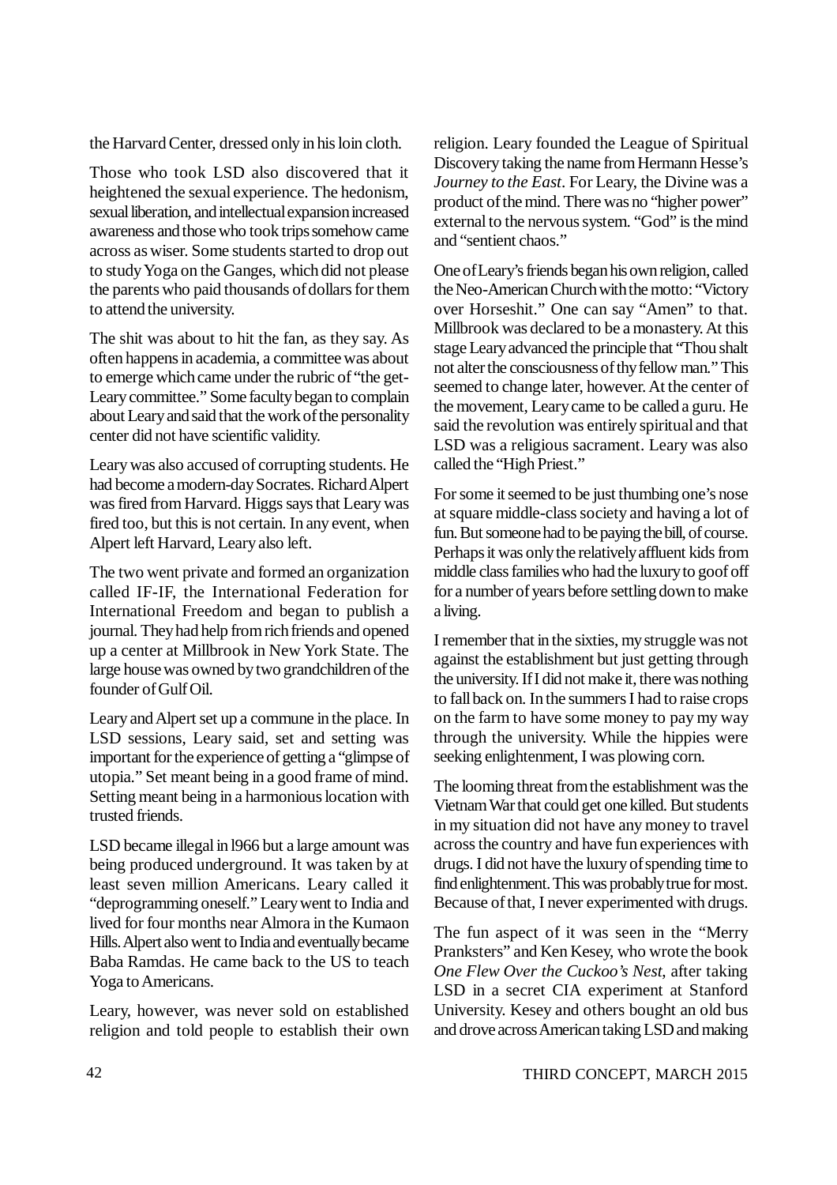the Harvard Center, dressed only in his loin cloth.

Those who took LSD also discovered that it heightened the sexual experience. The hedonism, sexual liberation, and intellectual expansion increased awareness and those who took trips somehow came across as wiser. Some students started to drop out to study Yoga on the Ganges, which did not please the parents who paid thousands of dollars for them to attend the university.

The shit was about to hit the fan, as they say. As often happens in academia, a committee was about to emerge which came under the rubric of "the get-Leary committee." Some faculty began to complain about Leary and said that the work of the personality center did not have scientific validity.

Leary was also accused of corrupting students. He had become a modern-day Socrates. Richard Alpert was fired from Harvard. Higgs says that Leary was fired too, but this is not certain. In any event, when Alpert left Harvard, Leary also left.

The two went private and formed an organization called IF-IF, the International Federation for International Freedom and began to publish a journal. They had help from rich friends and opened up a center at Millbrook in New York State. The large house was owned by two grandchildren of the founder of Gulf Oil.

Leary and Alpert set up a commune in the place. In LSD sessions, Leary said, set and setting was important for the experience of getting a "glimpse of utopia." Set meant being in a good frame of mind. Setting meant being in a harmonious location with trusted friends.

LSD became illegal in l966 but a large amount was being produced underground. It was taken by at least seven million Americans. Leary called it "deprogramming oneself." Leary went to India and lived for four months near Almora in the Kumaon Hills. Alpert also went to India and eventually became Baba Ramdas. He came back to the US to teach Yoga to Americans.

Leary, however, was never sold on established religion and told people to establish their own religion. Leary founded the League of Spiritual Discovery taking the name from Hermann Hesse's *Journey to the East*. For Leary, the Divine was a product of the mind. There was no "higher power" external to the nervous system. "God" is the mind and "sentient chaos."

One of Leary's friends began his own religion, called the Neo-American Church with the motto: "Victory over Horseshit." One can say "Amen" to that. Millbrook was declared to be a monastery. At this stage Leary advanced the principle that "Thou shalt not alter the consciousness of thy fellow man." This seemed to change later, however. At the center of the movement, Leary came to be called a guru. He said the revolution was entirely spiritual and that LSD was a religious sacrament. Leary was also called the "High Priest."

For some it seemed to be just thumbing one's nose at square middle-class society and having a lot of fun. But someone had to be paying the bill, of course. Perhaps it was only the relatively affluent kids from middle class families who had the luxury to goof off for a number of years before settling down to make a living.

I remember that in the sixties, my struggle was not against the establishment but just getting through the university. If I did not make it, there was nothing to fall back on. In the summers I had to raise crops on the farm to have some money to pay my way through the university. While the hippies were seeking enlightenment, I was plowing corn.

The looming threat from the establishment was the Vietnam War that could get one killed. But students in my situation did not have any money to travel across the country and have fun experiences with drugs. I did not have the luxury of spending time to find enlightenment. This was probably true for most. Because of that, I never experimented with drugs.

The fun aspect of it was seen in the "Merry Pranksters" and Ken Kesey, who wrote the book *One Flew Over the Cuckoo's Nest*, after taking LSD in a secret CIA experiment at Stanford University. Kesey and others bought an old bus and drove across American taking LSD and making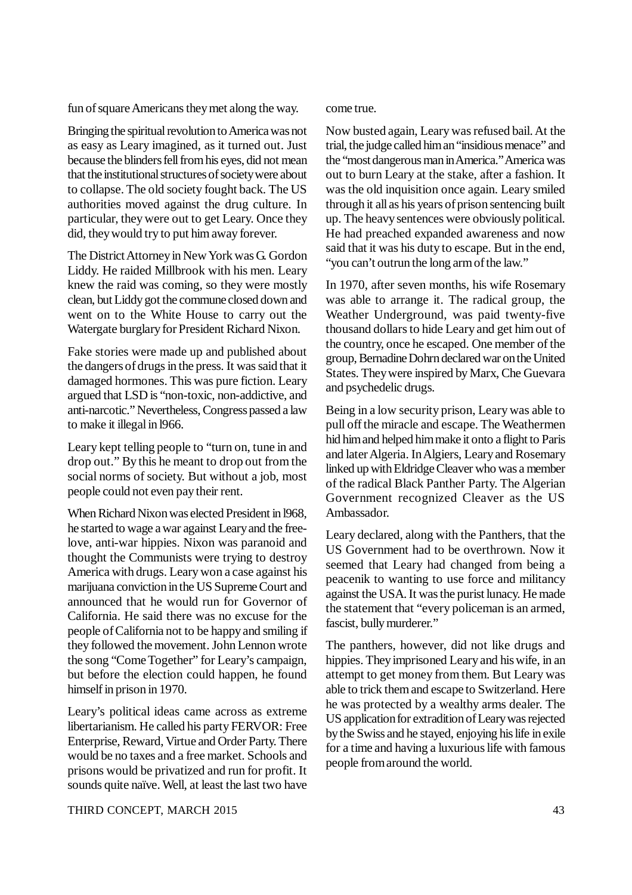fun of square Americans they met along the way.

Bringing the spiritual revolution to America was not as easy as Leary imagined, as it turned out. Just because the blinders fell from his eyes, did not mean that the institutional structures of society were about to collapse. The old society fought back. The US authorities moved against the drug culture. In particular, they were out to get Leary. Once they did, they would try to put him away forever.

The District Attorney in New York was G. Gordon Liddy. He raided Millbrook with his men. Leary knew the raid was coming, so they were mostly clean, but Liddy got the commune closed down and went on to the White House to carry out the Watergate burglary for President Richard Nixon.

Fake stories were made up and published about the dangers of drugs in the press. It was said that it damaged hormones. This was pure fiction. Leary argued that LSD is "non-toxic, non-addictive, and anti-narcotic." Nevertheless, Congress passed a law to make it illegal in l966.

Leary kept telling people to "turn on, tune in and drop out." By this he meant to drop out from the social norms of society. But without a job, most people could not even pay their rent.

When Richard Nixon was elected President in l968, he started to wage a war against Leary and the free-love, anti-war hippies. Nixon was paranoid and thought the Communists were trying to destroy America with drugs. Leary won a case against his marijuana conviction in the US Supreme Court and announced that he would run for Governor of California. He said there was no excuse for the people of California not to be happy and smiling if they followed the movement. John Lennon wrote the song "Come Together" for Leary's campaign, but before the election could happen, he found himself in prison in 1970.

Leary's political ideas came across as extreme libertarianism. He called his party FERVOR: Free Enterprise, Reward, Virtue and Order Party. There would be no taxes and a free market. Schools and prisons would be privatized and run for profit. It sounds quite naïve. Well, at least the last two have come true.

Now busted again, Leary was refused bail. At the trial, the judge called him an "insidious menace" and the "most dangerous man in America." America was out to burn Leary at the stake, after a fashion. It was the old inquisition once again. Leary smiled through it all as his years of prison sentencing built up. The heavy sentences were obviously political. He had preached expanded awareness and now said that it was his duty to escape. But in the end, "you can't outrun the long arm of the law."

In 1970, after seven months, his wife Rosemary was able to arrange it. The radical group, the Weather Underground, was paid twenty-five thousand dollars to hide Leary and get him out of the country, once he escaped. One member of the group, Bernadine Dohrn declared war on the United States. They were inspired by Marx, Che Guevara and psychedelic drugs.

Being in a low security prison, Leary was able to pull off the miracle and escape. The Weathermen hid him and helped him make it onto a flight to Paris and later Algeria. In Algiers, Leary and Rosemary linked up with Eldridge Cleaver who was a member of the radical Black Panther Party. The Algerian Government recognized Cleaver as the US Ambassador.

Leary declared, along with the Panthers, that the US Government had to be overthrown. Now it seemed that Leary had changed from being a peacenik to wanting to use force and militancy against the USA. It was the purist lunacy. He made the statement that "every policeman is an armed, fascist, bully murderer."

The panthers, however, did not like drugs and hippies. They imprisoned Leary and his wife, in an attempt to get money from them. But Leary was able to trick them and escape to Switzerland. Here he was protected by a wealthy arms dealer. The US application for extradition of Leary was rejected by the Swiss and he stayed, enjoying his life in exile for a time and having a luxurious life with famous people from around the world.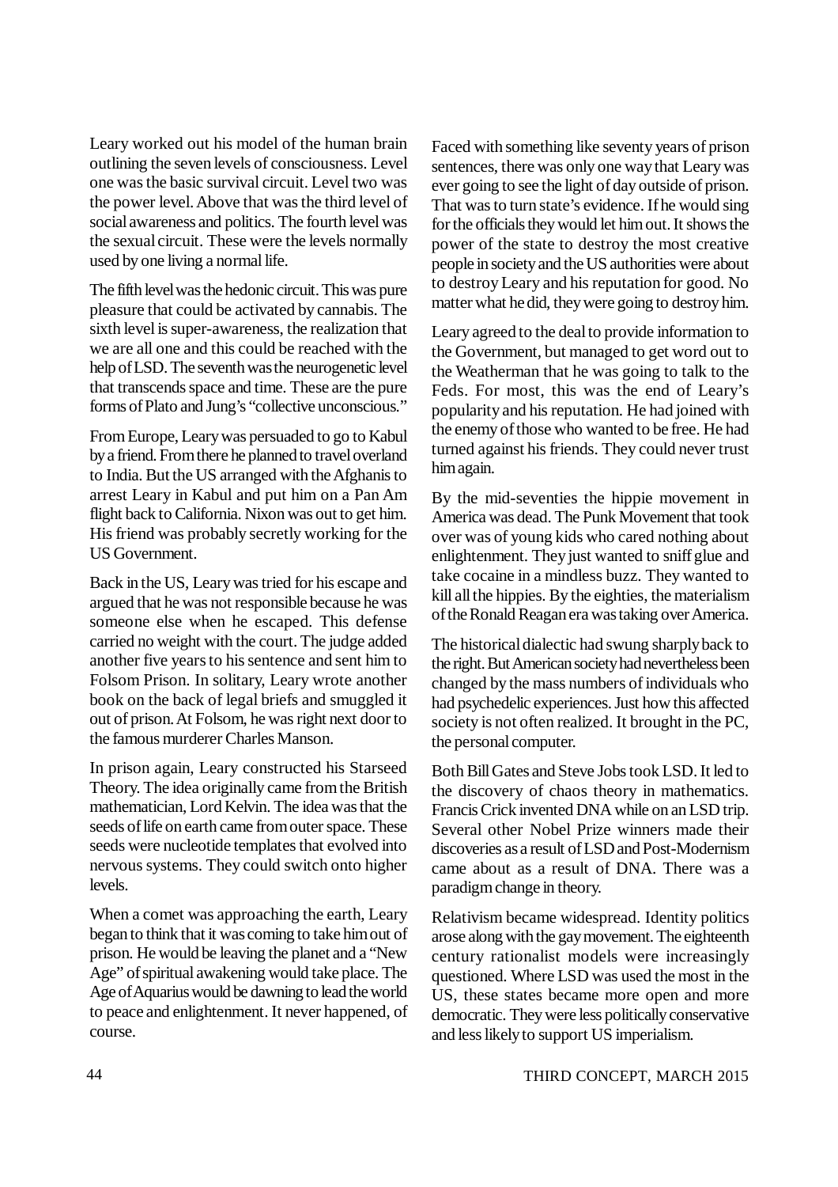Leary worked out his model of the human brain outlining the seven levels of consciousness. Level one was the basic survival circuit. Level two was the power level. Above that was the third level of social awareness and politics. The fourth level was the sexual circuit. These were the levels normally used by one living a normal life.

The fifth level was the hedonic circuit. This was pure pleasure that could be activated by cannabis. The sixth level is super-awareness, the realization that we are all one and this could be reached with the help of LSD. The seventh was the neurogenetic level that transcends space and time. These are the pure forms of Plato and Jung's "collective unconscious."

From Europe, Leary was persuaded to go to Kabul by a friend. From there he planned to travel overland to India. But the US arranged with the Afghanis to arrest Leary in Kabul and put him on a Pan Am flight back to California. Nixon was out to get him. His friend was probably secretly working for the US Government.

Back in the US, Leary was tried for his escape and argued that he was not responsible because he was someone else when he escaped. This defense carried no weight with the court. The judge added another five years to his sentence and sent him to Folsom Prison. In solitary, Leary wrote another book on the back of legal briefs and smuggled it out of prison. At Folsom, he was right next door to the famous murderer Charles Manson.

In prison again, Leary constructed his Starseed Theory. The idea originally came from the British mathematician, Lord Kelvin. The idea was that the seeds of life on earth came from outer space. These seeds were nucleotide templates that evolved into nervous systems. They could switch onto higher levels.

When a comet was approaching the earth, Leary began to think that it was coming to take him out of prison. He would be leaving the planet and a "New Age" of spiritual awakening would take place. The Age of Aquarius would be dawning to lead the world to peace and enlightenment. It never happened, of course.

Faced with something like seventy years of prison sentences, there was only one way that Leary was ever going to see the light of day outside of prison. That was to turn state's evidence. If he would sing for the officials they would let him out. It shows the power of the state to destroy the most creative people in society and the US authorities were about to destroy Leary and his reputation for good. No matter what he did, they were going to destroy him.

Leary agreed to the deal to provide information to the Government, but managed to get word out to the Weatherman that he was going to talk to the Feds. For most, this was the end of Leary's popularity and his reputation. He had joined with the enemy of those who wanted to be free. He had turned against his friends. They could never trust him again.

By the mid-seventies the hippie movement in America was dead. The Punk Movement that took over was of young kids who cared nothing about enlightenment. They just wanted to sniff glue and take cocaine in a mindless buzz. They wanted to kill all the hippies. By the eighties, the materialism of the Ronald Reagan era was taking over America.

The historical dialectic had swung sharply back to the right. But American society had nevertheless been changed by the mass numbers of individuals who had psychedelic experiences. Just how this affected society is not often realized. It brought in the PC, the personal computer.

Both Bill Gates and Steve Jobs took LSD. It led to the discovery of chaos theory in mathematics. Francis Crick invented DNA while on an LSD trip. Several other Nobel Prize winners made their discoveries as a result of LSD and Post-Modernism came about as a result of DNA. There was a paradigm change in theory.

Relativism became widespread. Identity politics arose along with the gay movement. The eighteenth century rationalist models were increasingly questioned. Where LSD was used the most in the US, these states became more open and more democratic. They were less politically conservative and less likely to support US imperialism.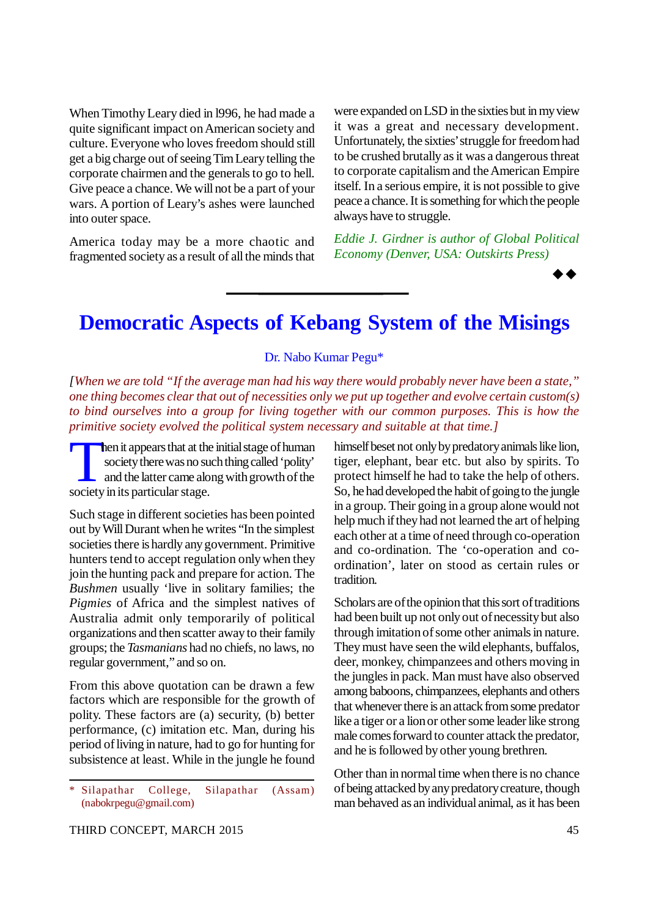When Timothy Leary died in l996, he had made a quite significant impact on American society and culture. Everyone who loves freedom should still get a big charge out of seeing Tim Leary telling the corporate chairmen and the generals to go to hell. Give peace a chance. We will not be a part of your wars. A portion of Leary's ashes were launched into outer space.

America today may be a more chaotic and fragmented society as a result of all the minds that were expanded on LSD in the sixties but in my view it was a great and necessary development. Unfortunately, the sixties' struggle for freedom had to be crushed brutally as it was a dangerous threat to corporate capitalism and the American Empire itself. In a serious empire, it is not possible to give peace a chance. It is something for which the people always have to struggle.

*Eddie J. Girdner is author of Global Political Economy (Denver, USA: Outskirts Press)*

◆◆

---

# Democratic Aspects of Kebang System of the Misings

Dr. Nabo Kumar Pegu*

*[When we are told "If the average man had his way there would probably never have been a state," one thing becomes clear that out of necessities only we put up together and evolve certain custom(s) to bind ourselves into a group for living together with our common purposes. This is how the primitive society evolved the political system necessary and suitable at that time.]*

Then it appears that at the initial stage of human society there was no such thing called 'polity' and the latter came along with growth of the society in its particular stage.

Such stage in different societies has been pointed out by Will Durant when he writes "In the simplest societies there is hardly any government. Primitive hunters tend to accept regulation only when they join the hunting pack and prepare for action. The *Bushmen* usually 'live in solitary families; the *Pigmies* of Africa and the simplest natives of Australia admit only temporarily of political organizations and then scatter away to their family groups; the *Tasmanians* had no chiefs, no laws, no regular government," and so on.

From this above quotation can be drawn a few factors which are responsible for the growth of polity. These factors are (a) security, (b) better performance, (c) imitation etc. Man, during his period of living in nature, had to go for hunting for subsistence at least. While in the jungle he found himself beset not only by predatory animals like lion, tiger, elephant, bear etc. but also by spirits. To protect himself he had to take the help of others. So, he had developed the habit of going to the jungle in a group. Their going in a group alone would not help much if they had not learned the art of helping each other at a time of need through co-operation and co-ordination. The 'co-operation and co-ordination', later on stood as certain rules or tradition.

Scholars are of the opinion that this sort of traditions had been built up not only out of necessity but also through imitation of some other animals in nature. They must have seen the wild elephants, buffalos, deer, monkey, chimpanzees and others moving in the jungles in pack. Man must have also observed among baboons, chimpanzees, elephants and others that whenever there is an attack from some predator like a tiger or a lion or other some leader like strong male comes forward to counter attack the predator, and he is followed by other young brethren.

Other than in normal time when there is no chance of being attacked by any predatory creature, though man behaved as an individual animal, as it has been

---

\* Silapathar College, Silapathar (Assam) (nabokrpegu@gmail.com)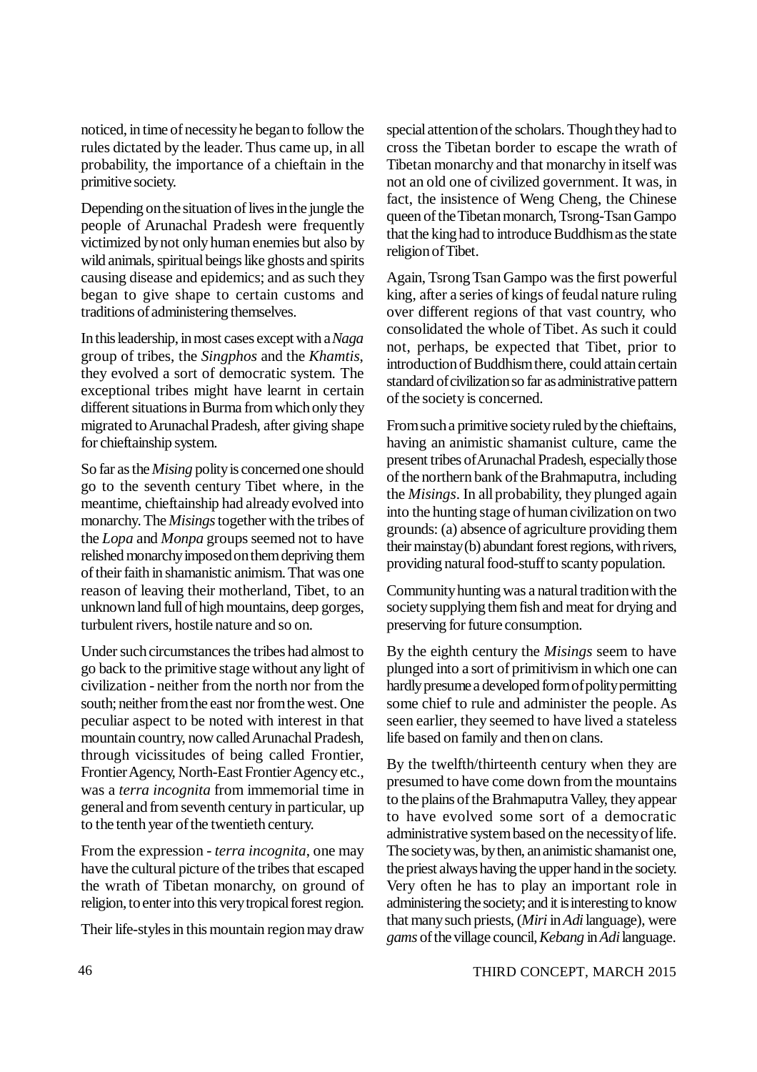noticed, in time of necessity he began to follow the rules dictated by the leader. Thus came up, in all probability, the importance of a chieftain in the primitive society.

Depending on the situation of lives in the jungle the people of Arunachal Pradesh were frequently victimized by not only human enemies but also by wild animals, spiritual beings like ghosts and spirits causing disease and epidemics; and as such they began to give shape to certain customs and traditions of administering themselves.

In this leadership, in most cases except with a *Naga* group of tribes, the *Singphos* and the *Khamtis*, they evolved a sort of democratic system. The exceptional tribes might have learnt in certain different situations in Burma from which only they migrated to Arunachal Pradesh, after giving shape for chieftainship system.

So far as the *Mising* polity is concerned one should go to the seventh century Tibet where, in the meantime, chieftainship had already evolved into monarchy. The *Misings* together with the tribes of the *Lopa* and *Monpa* groups seemed not to have relished monarchy imposed on them depriving them of their faith in shamanistic animism. That was one reason of leaving their motherland, Tibet, to an unknown land full of high mountains, deep gorges, turbulent rivers, hostile nature and so on.

Under such circumstances the tribes had almost to go back to the primitive stage without any light of civilization - neither from the north nor from the south; neither from the east nor from the west. One peculiar aspect to be noted with interest in that mountain country, now called Arunachal Pradesh, through vicissitudes of being called Frontier, Frontier Agency, North-East Frontier Agency etc., was a *terra incognita* from immemorial time in general and from seventh century in particular, up to the tenth year of the twentieth century.

From the expression - *terra incognita*, one may have the cultural picture of the tribes that escaped the wrath of Tibetan monarchy, on ground of religion, to enter into this very tropical forest region.

Their life-styles in this mountain region may draw special attention of the scholars. Though they had to cross the Tibetan border to escape the wrath of Tibetan monarchy and that monarchy in itself was not an old one of civilized government. It was, in fact, the insistence of Weng Cheng, the Chinese queen of the Tibetan monarch, Tsrong-Tsan Gampo that the king had to introduce Buddhism as the state religion of Tibet.

Again, Tsrong Tsan Gampo was the first powerful king, after a series of kings of feudal nature ruling over different regions of that vast country, who consolidated the whole of Tibet. As such it could not, perhaps, be expected that Tibet, prior to introduction of Buddhism there, could attain certain standard of civilization so far as administrative pattern of the society is concerned.

From such a primitive society ruled by the chieftains, having an animistic shamanist culture, came the present tribes of Arunachal Pradesh, especially those of the northern bank of the Brahmaputra, including the *Misings*. In all probability, they plunged again into the hunting stage of human civilization on two grounds: (a) absence of agriculture providing them their mainstay (b) abundant forest regions, with rivers, providing natural food-stuff to scanty population.

Community hunting was a natural tradition with the society supplying them fish and meat for drying and preserving for future consumption.

By the eighth century the *Misings* seem to have plunged into a sort of primitivism in which one can hardly presume a developed form of polity permitting some chief to rule and administer the people. As seen earlier, they seemed to have lived a stateless life based on family and then on clans.

By the twelfth/thirteenth century when they are presumed to have come down from the mountains to the plains of the Brahmaputra Valley, they appear to have evolved some sort of a democratic administrative system based on the necessity of life. The society was, by then, an animistic shamanist one, the priest always having the upper hand in the society. Very often he has to play an important role in administering the society; and it is interesting to know that many such priests, (*Miri* in *Adi* language), were *gams* of the village council, *Kebang* in *Adi* language.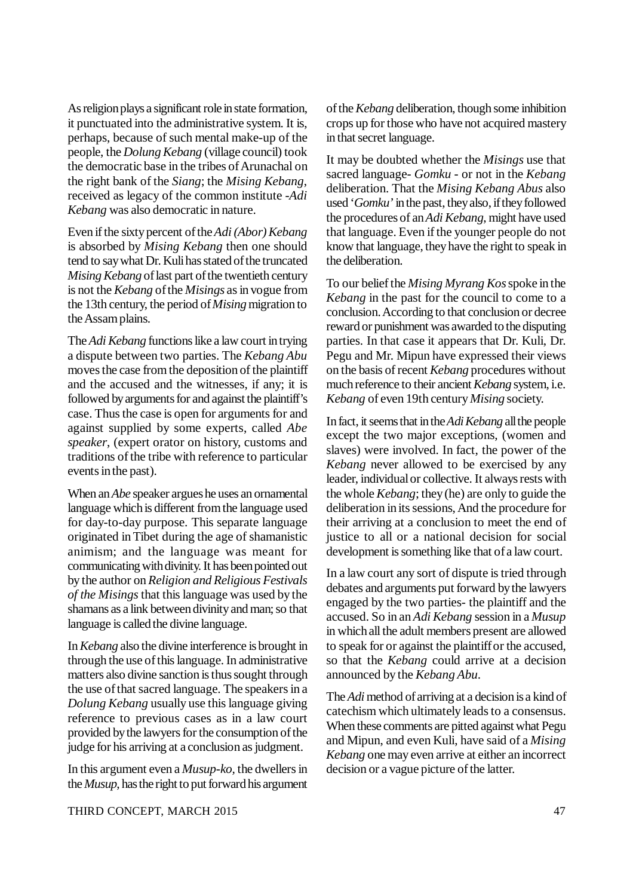As religion plays a significant role in state formation, it punctuated into the administrative system. It is, perhaps, because of such mental make-up of the people, the *Dolung Kebang* (village council) took the democratic base in the tribes of Arunachal on the right bank of the *Siang*; the *Mising Kebang*, received as legacy of the common institute -*Adi Kebang* was also democratic in nature.

Even if the sixty percent of the *Adi (Abor) Kebang* is absorbed by *Mising Kebang* then one should tend to say what Dr. Kuli has stated of the truncated *Mising Kebang* of last part of the twentieth century is not the *Kebang* of the *Misings* as in vogue from the 13th century, the period of *Mising* migration to the Assam plains.

The *Adi Kebang* functions like a law court in trying a dispute between two parties. The *Kebang Abu* moves the case from the deposition of the plaintiff and the accused and the witnesses, if any; it is followed by arguments for and against the plaintiff's case. Thus the case is open for arguments for and against supplied by some experts, called *Abe speaker*, (expert orator on history, customs and traditions of the tribe with reference to particular events in the past).

When an *Abe* speaker argues he uses an ornamental language which is different from the language used for day-to-day purpose. This separate language originated in Tibet during the age of shamanistic animism; and the language was meant for communicating with divinity. It has been pointed out by the author on *Religion and Religious Festivals of the Misings* that this language was used by the shamans as a link between divinity and man; so that language is called the divine language.

In *Kebang* also the divine interference is brought in through the use of this language. In administrative matters also divine sanction is thus sought through the use of that sacred language. The speakers in a *Dolung Kebang* usually use this language giving reference to previous cases as in a law court provided by the lawyers for the consumption of the judge for his arriving at a conclusion as judgment.

In this argument even a *Musup-ko*, the dwellers in the *Musup*, has the right to put forward his argument of the *Kebang* deliberation, though some inhibition crops up for those who have not acquired mastery in that secret language.

It may be doubted whether the *Misings* use that sacred language- *Gomku* - or not in the *Kebang* deliberation. That the *Mising Kebang Abus* also used '*Gomku*' in the past, they also, if they followed the procedures of an *Adi Kebang*, might have used that language. Even if the younger people do not know that language, they have the right to speak in the deliberation.

To our belief the *Mising Myrang Kos* spoke in the *Kebang* in the past for the council to come to a conclusion. According to that conclusion or decree reward or punishment was awarded to the disputing parties. In that case it appears that Dr. Kuli, Dr. Pegu and Mr. Mipun have expressed their views on the basis of recent *Kebang* procedures without much reference to their ancient *Kebang* system, i.e. *Kebang* of even 19th century *Mising* society.

In fact, it seems that in the *Adi Kebang* all the people except the two major exceptions, (women and slaves) were involved. In fact, the power of the *Kebang* never allowed to be exercised by any leader, individual or collective. It always rests with the whole *Kebang*; they (he) are only to guide the deliberation in its sessions, And the procedure for their arriving at a conclusion to meet the end of justice to all or a national decision for social development is something like that of a law court.

In a law court any sort of dispute is tried through debates and arguments put forward by the lawyers engaged by the two parties- the plaintiff and the accused. So in an *Adi Kebang* session in a *Musup* in which all the adult members present are allowed to speak for or against the plaintiff or the accused, so that the *Kebang* could arrive at a decision announced by the *Kebang Abu*.

The *Adi* method of arriving at a decision is a kind of catechism which ultimately leads to a consensus. When these comments are pitted against what Pegu and Mipun, and even Kuli, have said of a *Mising Kebang* one may even arrive at either an incorrect decision or a vague picture of the latter.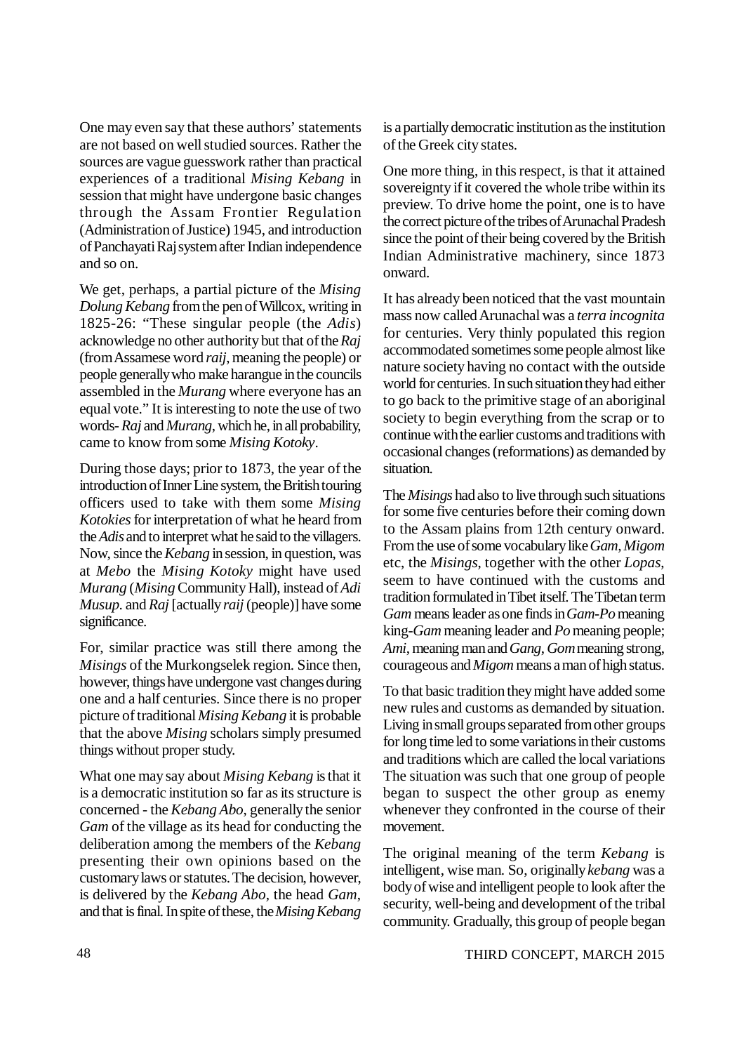One may even say that these authors' statements are not based on well studied sources. Rather the sources are vague guesswork rather than practical experiences of a traditional *Mising Kebang* in session that might have undergone basic changes through the Assam Frontier Regulation (Administration of Justice) 1945, and introduction of Panchayati Raj system after Indian independence and so on.

We get, perhaps, a partial picture of the *Mising Dolung Kebang* from the pen of Willcox, writing in 1825-26: "These singular people (the *Adis*) acknowledge no other authority but that of the *Raj* (from Assamese word *raij*, meaning the people) or people generally who make harangue in the councils assembled in the *Murang* where everyone has an equal vote." It is interesting to note the use of two words- *Raj* and *Murang*, which he, in all probability, came to know from some *Mising Kotoky*.

During those days; prior to 1873, the year of the introduction of Inner Line system, the British touring officers used to take with them some *Mising Kotokies* for interpretation of what he heard from the *Adis* and to interpret what he said to the villagers. Now, since the *Kebang* in session, in question, was at *Mebo* the *Mising Kotoky* might have used *Murang* (*Mising* Community Hall), instead of *Adi Musup*. and *Raj* [actually *raij* (people)] have some significance.

For, similar practice was still there among the *Misings* of the Murkongselek region. Since then, however, things have undergone vast changes during one and a half centuries. Since there is no proper picture of traditional *Mising Kebang* it is probable that the above *Mising* scholars simply presumed things without proper study.

What one may say about *Mising Kebang* is that it is a democratic institution so far as its structure is concerned - the *Kebang Abo*, generally the senior *Gam* of the village as its head for conducting the deliberation among the members of the *Kebang* presenting their own opinions based on the customary laws or statutes. The decision, however, is delivered by the *Kebang Abo*, the head *Gam*, and that is final. In spite of these, the *Mising Kebang* is a partially democratic institution as the institution of the Greek city states.

One more thing, in this respect, is that it attained sovereignty if it covered the whole tribe within its preview. To drive home the point, one is to have the correct picture of the tribes of Arunachal Pradesh since the point of their being covered by the British Indian Administrative machinery, since 1873 onward.

It has already been noticed that the vast mountain mass now called Arunachal was a *terra incognita* for centuries. Very thinly populated this region accommodated sometimes some people almost like nature society having no contact with the outside world for centuries. In such situation they had either to go back to the primitive stage of an aboriginal society to begin everything from the scrap or to continue with the earlier customs and traditions with occasional changes (reformations) as demanded by situation.

The *Misings* had also to live through such situations for some five centuries before their coming down to the Assam plains from 12th century onward. From the use of some vocabulary like *Gam*, *Migom* etc, the *Misings*, together with the other *Lopas*, seem to have continued with the customs and tradition formulated in Tibet itself. The Tibetan term *Gam* means leader as one finds in *Gam-Po* meaning king-*Gam* meaning leader and *Po* meaning people; *Ami*, meaning man and *Gang*, *Gom* meaning strong, courageous and *Migom* means a man of high status.

To that basic tradition they might have added some new rules and customs as demanded by situation. Living in small groups separated from other groups for long time led to some variations in their customs and traditions which are called the local variations The situation was such that one group of people began to suspect the other group as enemy whenever they confronted in the course of their movement.

The original meaning of the term *Kebang* is intelligent, wise man. So, originally *kebang* was a body of wise and intelligent people to look after the security, well-being and development of the tribal community. Gradually, this group of people began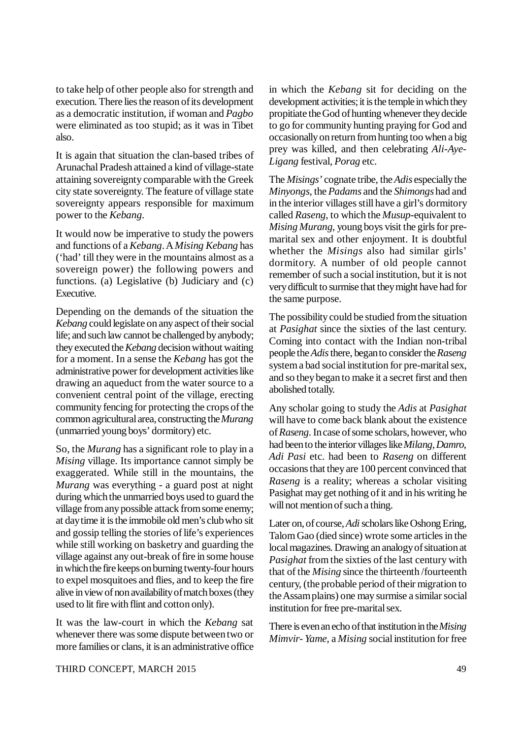to take help of other people also for strength and execution. There lies the reason of its development as a democratic institution, if woman and *Pagbo* were eliminated as too stupid; as it was in Tibet also.

It is again that situation the clan-based tribes of Arunachal Pradesh attained a kind of village-state attaining sovereignty comparable with the Greek city state sovereignty. The feature of village state sovereignty appears responsible for maximum power to the *Kebang*.

It would now be imperative to study the powers and functions of a *Kebang*. A *Mising Kebang* has ('had' till they were in the mountains almost as a sovereign power) the following powers and functions. (a) Legislative (b) Judiciary and (c) Executive.

Depending on the demands of the situation the *Kebang* could legislate on any aspect of their social life; and such law cannot be challenged by anybody; they executed the *Kebang* decision without waiting for a moment. In a sense the *Kebang* has got the administrative power for development activities like drawing an aqueduct from the water source to a convenient central point of the village, erecting community fencing for protecting the crops of the common agricultural area, constructing the *Murang* (unmarried young boys' dormitory) etc.

So, the *Murang* has a significant role to play in a *Mising* village. Its importance cannot simply be exaggerated. While still in the mountains, the *Murang* was everything - a guard post at night during which the unmarried boys used to guard the village from any possible attack from some enemy; at day time it is the immobile old men's club who sit and gossip telling the stories of life's experiences while still working on basketry and guarding the village against any out-break of fire in some house in which the fire keeps on burning twenty-four hours to expel mosquitoes and flies, and to keep the fire alive in view of non availability of match boxes (they used to lit fire with flint and cotton only).

It was the law-court in which the *Kebang* sat whenever there was some dispute between two or more families or clans, it is an administrative office in which the *Kebang* sit for deciding on the development activities; it is the temple in which they propitiate the God of hunting whenever they decide to go for community hunting praying for God and occasionally on return from hunting too when a big prey was killed, and then celebrating *Ali-Aye-Ligang* festival, *Porag* etc.

The *Misings'* cognate tribe, the *Adis* especially the *Minyongs*, the *Padams* and the *Shimongs* had and in the interior villages still have a girl's dormitory called *Raseng*, to which the *Musup*-equivalent to *Mising Murang*, young boys visit the girls for pre-marital sex and other enjoyment. It is doubtful whether the *Misings* also had similar girls' dormitory. A number of old people cannot remember of such a social institution, but it is not very difficult to surmise that they might have had for the same purpose.

The possibility could be studied from the situation at *Pasighat* since the sixties of the last century. Coming into contact with the Indian non-tribal people the *Adis* there, began to consider the *Raseng* system a bad social institution for pre-marital sex, and so they began to make it a secret first and then abolished totally.

Any scholar going to study the *Adis* at *Pasighat* will have to come back blank about the existence of *Raseng*. In case of some scholars, however, who had been to the interior villages like *Milang*, *Damro*, *Adi Pasi* etc. had been to *Raseng* on different occasions that they are 100 percent convinced that *Raseng* is a reality; whereas a scholar visiting Pasighat may get nothing of it and in his writing he will not mention of such a thing.

Later on, of course, *Adi* scholars like Oshong Ering, Talom Gao (died since) wrote some articles in the local magazines. Drawing an analogy of situation at *Pasighat* from the sixties of the last century with that of the *Mising* since the thirteenth /fourteenth century, (the probable period of their migration to the Assam plains) one may surmise a similar social institution for free pre-marital sex.

There is even an echo of that institution in the *Mising Mimvir- Yame*, a *Mising* social institution for free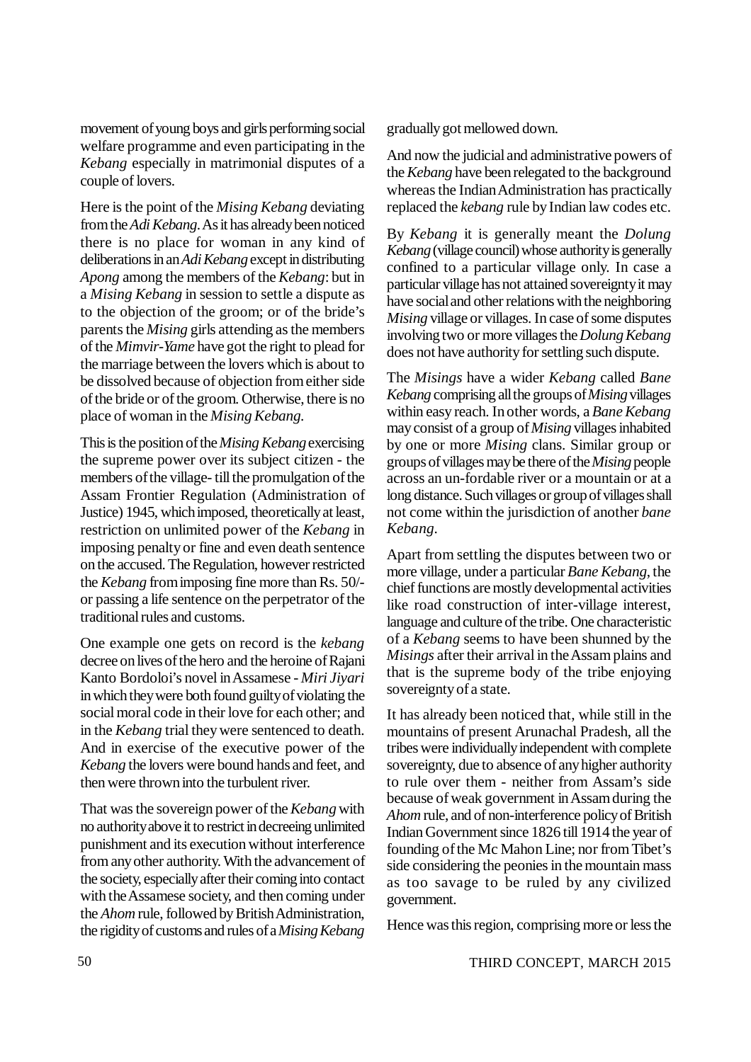movement of young boys and girls performing social welfare programme and even participating in the *Kebang* especially in matrimonial disputes of a couple of lovers.

Here is the point of the *Mising Kebang* deviating from the *Adi Kebang*. As it has already been noticed there is no place for woman in any kind of deliberations in an *Adi Kebang* except in distributing *Apong* among the members of the *Kebang*: but in a *Mising Kebang* in session to settle a dispute as to the objection of the groom; or of the bride's parents the *Mising* girls attending as the members of the *Mimvir-Yame* have got the right to plead for the marriage between the lovers which is about to be dissolved because of objection from either side of the bride or of the groom. Otherwise, there is no place of woman in the *Mising Kebang*.

This is the position of the *Mising Kebang* exercising the supreme power over its subject citizen - the members of the village- till the promulgation of the Assam Frontier Regulation (Administration of Justice) 1945, which imposed, theoretically at least, restriction on unlimited power of the *Kebang* in imposing penalty or fine and even death sentence on the accused. The Regulation, however restricted the *Kebang* from imposing fine more than Rs. 50/- or passing a life sentence on the perpetrator of the traditional rules and customs.

One example one gets on record is the *kebang* decree on lives of the hero and the heroine of Rajani Kanto Bordoloi's novel in Assamese - *Miri Jiyari* in which they were both found guilty of violating the social moral code in their love for each other; and in the *Kebang* trial they were sentenced to death. And in exercise of the executive power of the *Kebang* the lovers were bound hands and feet, and then were thrown into the turbulent river.

That was the sovereign power of the *Kebang* with no authority above it to restrict in decreeing unlimited punishment and its execution without interference from any other authority. With the advancement of the society, especially after their coming into contact with the Assamese society, and then coming under the *Ahom* rule, followed by British Administration, the rigidity of customs and rules of a *Mising Kebang* gradually got mellowed down.

And now the judicial and administrative powers of the *Kebang* have been relegated to the background whereas the Indian Administration has practically replaced the *kebang* rule by Indian law codes etc.

By *Kebang* it is generally meant the *Dolung Kebang* (village council) whose authority is generally confined to a particular village only. In case a particular village has not attained sovereignty it may have social and other relations with the neighboring *Mising* village or villages. In case of some disputes involving two or more villages the *Dolung Kebang* does not have authority for settling such dispute.

The *Misings* have a wider *Kebang* called *Bane Kebang* comprising all the groups of *Mising* villages within easy reach. In other words, a *Bane Kebang* may consist of a group of *Mising* villages inhabited by one or more *Mising* clans. Similar group or groups of villages may be there of the *Mising* people across an un-fordable river or a mountain or at a long distance. Such villages or group of villages shall not come within the jurisdiction of another *bane Kebang*.

Apart from settling the disputes between two or more village, under a particular *Bane Kebang*, the chief functions are mostly developmental activities like road construction of inter-village interest, language and culture of the tribe. One characteristic of a *Kebang* seems to have been shunned by the *Misings* after their arrival in the Assam plains and that is the supreme body of the tribe enjoying sovereignty of a state.

It has already been noticed that, while still in the mountains of present Arunachal Pradesh, all the tribes were individually independent with complete sovereignty, due to absence of any higher authority to rule over them - neither from Assam's side because of weak government in Assam during the *Ahom* rule, and of non-interference policy of British Indian Government since 1826 till 1914 the year of founding of the Mc Mahon Line; nor from Tibet's side considering the peonies in the mountain mass as too savage to be ruled by any civilized government.

Hence was this region, comprising more or less the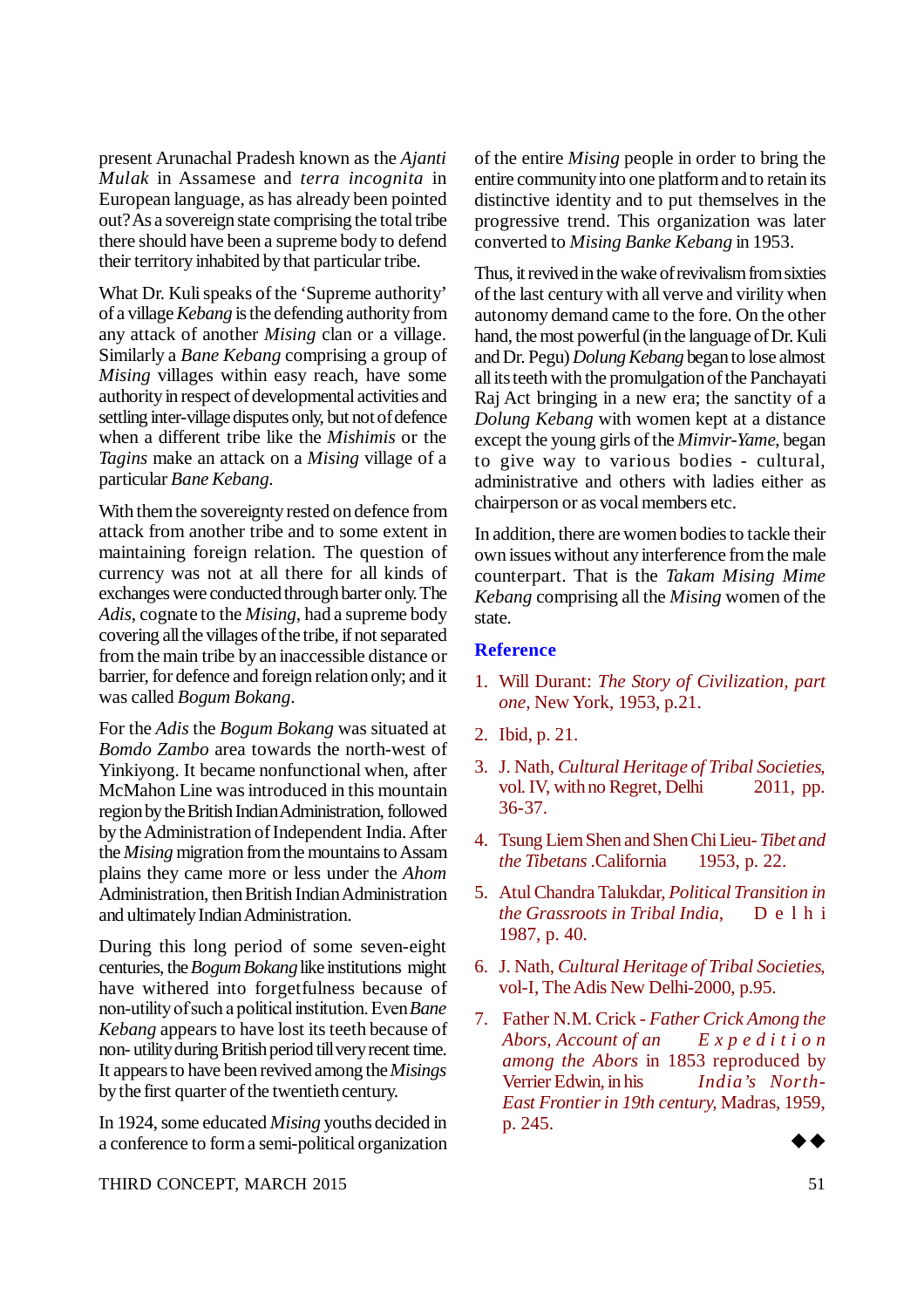present Arunachal Pradesh known as the *Ajanti Mulak* in Assamese and *terra incognita* in European language, as has already been pointed out? As a sovereign state comprising the total tribe there should have been a supreme body to defend their territory inhabited by that particular tribe.

What Dr. Kuli speaks of the 'Supreme authority' of a village *Kebang* is the defending authority from any attack of another *Mising* clan or a village. Similarly a *Bane Kebang* comprising a group of *Mising* villages within easy reach, have some authority in respect of developmental activities and settling inter-village disputes only, but not of defence when a different tribe like the *Mishimis* or the *Tagins* make an attack on a *Mising* village of a particular *Bane Kebang*.

With them the sovereignty rested on defence from attack from another tribe and to some extent in maintaining foreign relation. The question of currency was not at all there for all kinds of exchanges were conducted through barter only. The *Adis*, cognate to the *Mising*, had a supreme body covering all the villages of the tribe, if not separated from the main tribe by an inaccessible distance or barrier, for defence and foreign relation only; and it was called *Bogum Bokang*.

For the *Adis* the *Bogum Bokang* was situated at *Bomdo Zambo* area towards the north-west of Yinkiyong. It became nonfunctional when, after McMahon Line was introduced in this mountain region by the British Indian Administration, followed by the Administration of Independent India. After the *Mising* migration from the mountains to Assam plains they came more or less under the *Ahom* Administration, then British Indian Administration and ultimately Indian Administration.

During this long period of some seven-eight centuries, the *Bogum Bokang* like institutions might have withered into forgetfulness because of non-utility of such a political institution. Even *Bane Kebang* appears to have lost its teeth because of non- utility during British period till very recent time. It appears to have been revived among the *Misings* by the first quarter of the twentieth century.

In 1924, some educated *Mising* youths decided in a conference to form a semi-political organization of the entire *Mising* people in order to bring the entire community into one platform and to retain its distinctive identity and to put themselves in the progressive trend. This organization was later converted to *Mising Banke Kebang* in 1953.

Thus, it revived in the wake of revivalism from sixties of the last century with all verve and virility when autonomy demand came to the fore. On the other hand, the most powerful (in the language of Dr. Kuli and Dr. Pegu) *Dolung Kebang* began to lose almost all its teeth with the promulgation of the Panchayati Raj Act bringing in a new era; the sanctity of a *Dolung Kebang* with women kept at a distance except the young girls of the *Mimvir-Yame*, began to give way to various bodies - cultural, administrative and others with ladies either as chairperson or as vocal members etc.

In addition, there are women bodies to tackle their own issues without any interference from the male counterpart. That is the *Takam Mising Mime Kebang* comprising all the *Mising* women of the state.

## Reference

1. Will Durant: *The Story of Civilization, part one*, New York, 1953, p.21.
2. Ibid, p. 21.
3. J. Nath, *Cultural Heritage of Tribal Societies*, vol. IV, with no Regret, Delhi 2011, pp. 36-37.
4. Tsung Liem Shen and Shen Chi Lieu- *Tibet and the Tibetans* .California 1953, p. 22.
5. Atul Chandra Talukdar, *Political Transition in the Grassroots in Tribal India*, Delhi 1987, p. 40.
6. J. Nath, *Cultural Heritage of Tribal Societies*, vol-I, The Adis New Delhi-2000, p.95.
7. Father N.M. Crick - *Father Crick Among the Abors, Account of an Expedition among the Abors* in 1853 reproduced by Verrier Edwin, in his *India's North-East Frontier in 19th century*, Madras, 1959, p. 245.

◆◆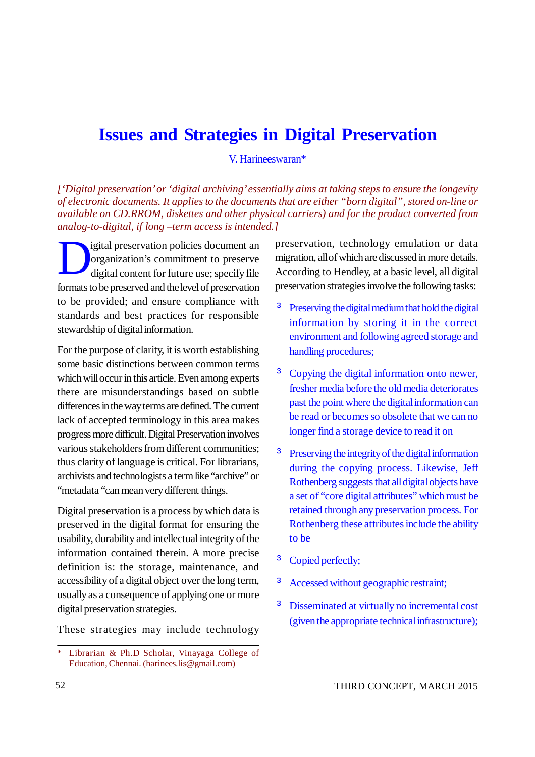# Issues and Strategies in Digital Preservation

V. Harineeswaran*

*['Digital preservation' or 'digital archiving' essentially aims at taking steps to ensure the longevity of electronic documents. It applies to the documents that are either "born digital", stored on-line or available on CD.RROM, diskettes and other physical carriers) and for the product converted from analog-to-digital, if long –term access is intended.]*

Digital preservation policies document an organization's commitment to preserve digital content for future use; specify file formats to be preserved and the level of preservation to be provided; and ensure compliance with standards and best practices for responsible stewardship of digital information.

For the purpose of clarity, it is worth establishing some basic distinctions between common terms which will occur in this article. Even among experts there are misunderstandings based on subtle differences in the way terms are defined. The current lack of accepted terminology in this area makes progress more difficult. Digital Preservation involves various stakeholders from different communities; thus clarity of language is critical. For librarians, archivists and technologists a term like "archive" or "metadata "can mean very different things.

Digital preservation is a process by which data is preserved in the digital format for ensuring the usability, durability and intellectual integrity of the information contained therein. A more precise definition is: the storage, maintenance, and accessibility of a digital object over the long term, usually as a consequence of applying one or more digital preservation strategies.

These strategies may include technology preservation, technology emulation or data migration, all of which are discussed in more details. According to Hendley, at a basic level, all digital preservation strategies involve the following tasks:

- Preserving the digital medium that hold the digital information by storing it in the correct environment and following agreed storage and handling procedures;
- Copying the digital information onto newer, fresher media before the old media deteriorates past the point where the digital information can be read or becomes so obsolete that we can no longer find a storage device to read it on
- Preserving the integrity of the digital information during the copying process. Likewise, Jeff Rothenberg suggests that all digital objects have a set of "core digital attributes" which must be retained through any preservation process. For Rothenberg these attributes include the ability to be
- Copied perfectly;
- Accessed without geographic restraint;
- Disseminated at virtually no incremental cost (given the appropriate technical infrastructure);

\* Librarian & Ph.D Scholar, Vinayaga College of Education, Chennai. (harinees.lis@gmail.com)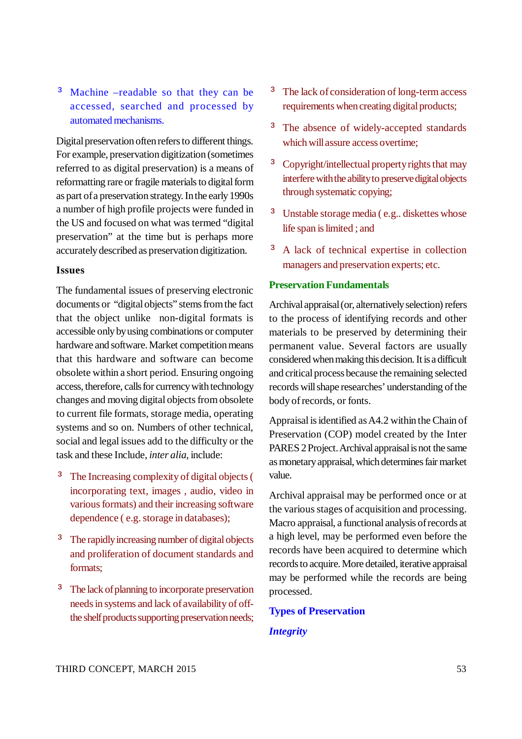- Machine –readable so that they can be accessed, searched and processed by automated mechanisms.

Digital preservation often refers to different things. For example, preservation digitization (sometimes referred to as digital preservation) is a means of reformatting rare or fragile materials to digital form as part of a preservation strategy. In the early 1990s a number of high profile projects were funded in the US and focused on what was termed "digital preservation" at the time but is perhaps more accurately described as preservation digitization.

### Issues

The fundamental issues of preserving electronic documents or "digital objects" stems from the fact that the object unlike non-digital formats is accessible only by using combinations or computer hardware and software. Market competition means that this hardware and software can become obsolete within a short period. Ensuring ongoing access, therefore, calls for currency with technology changes and moving digital objects from obsolete to current file formats, storage media, operating systems and so on. Numbers of other technical, social and legal issues add to the difficulty or the task and these Include, *inter alia*, include:

- The Increasing complexity of digital objects ( incorporating text, images , audio, video in various formats) and their increasing software dependence ( e.g. storage in databases);
- The rapidly increasing number of digital objects and proliferation of document standards and formats;
- The lack of planning to incorporate preservation needs in systems and lack of availability of off-the shelf products supporting preservation needs;
- The lack of consideration of long-term access requirements when creating digital products;
- The absence of widely-accepted standards which will assure access overtime;
- Copyright/intellectual property rights that may interfere with the ability to preserve digital objects through systematic copying;
- Unstable storage media ( e.g.. diskettes whose life span is limited ; and
- A lack of technical expertise in collection managers and preservation experts; etc.

### Preservation Fundamentals

Archival appraisal (or, alternatively selection) refers to the process of identifying records and other materials to be preserved by determining their permanent value. Several factors are usually considered when making this decision. It is a difficult and critical process because the remaining selected records will shape researches' understanding of the body of records, or fonts.

Appraisal is identified as A4.2 within the Chain of Preservation (COP) model created by the Inter PARES 2 Project. Archival appraisal is not the same as monetary appraisal, which determines fair market value.

Archival appraisal may be performed once or at the various stages of acquisition and processing. Macro appraisal, a functional analysis of records at a high level, may be performed even before the records have been acquired to determine which records to acquire. More detailed, iterative appraisal may be performed while the records are being processed.

### Types of Preservation

#### *Integrity*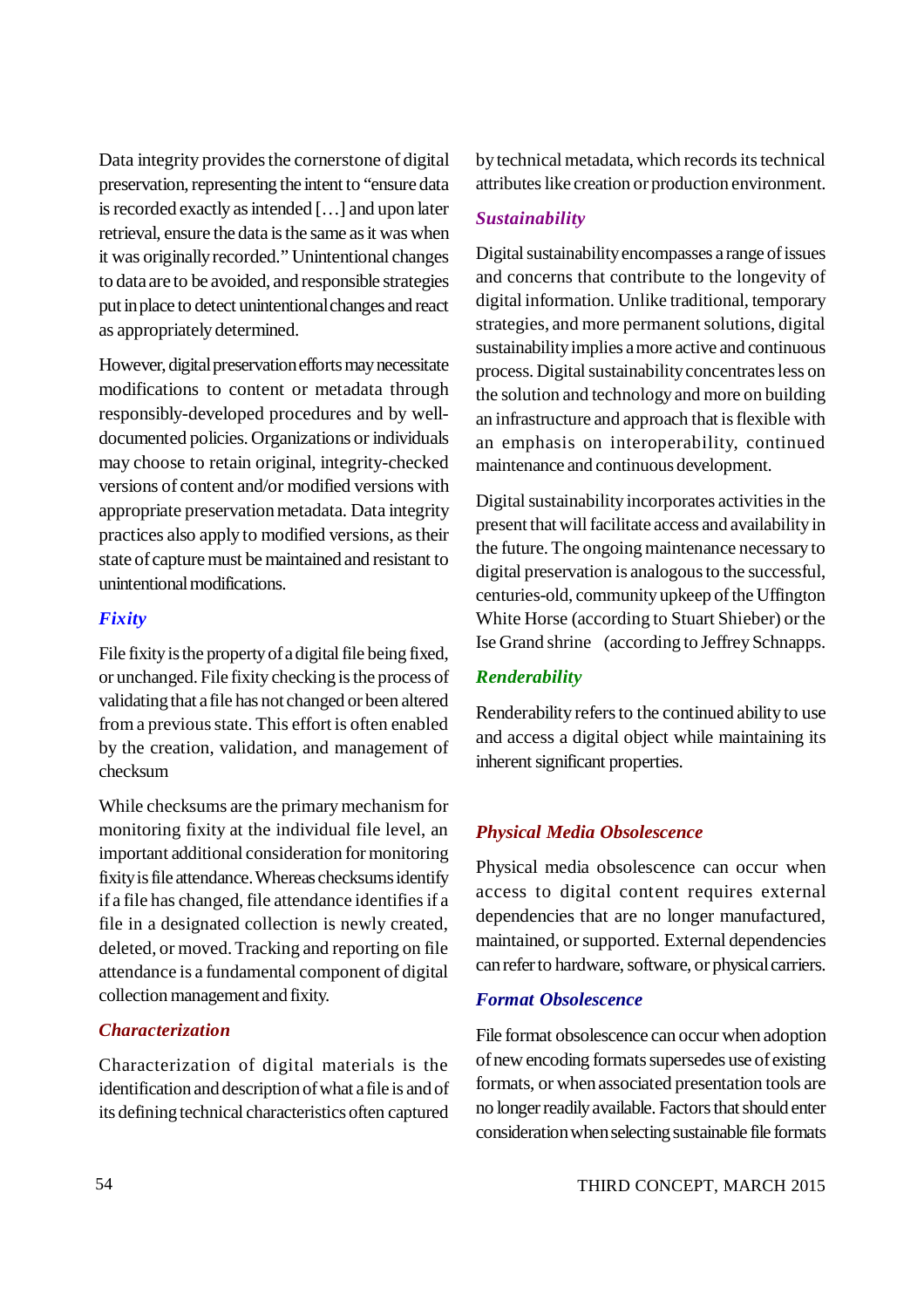Data integrity provides the cornerstone of digital preservation, representing the intent to "ensure data is recorded exactly as intended […] and upon later retrieval, ensure the data is the same as it was when it was originally recorded." Unintentional changes to data are to be avoided, and responsible strategies put in place to detect unintentional changes and react as appropriately determined.

However, digital preservation efforts may necessitate modifications to content or metadata through responsibly-developed procedures and by well-documented policies. Organizations or individuals may choose to retain original, integrity-checked versions of content and/or modified versions with appropriate preservation metadata. Data integrity practices also apply to modified versions, as their state of capture must be maintained and resistant to unintentional modifications.

### *Fixity*

File fixity is the property of a digital file being fixed, or unchanged. File fixity checking is the process of validating that a file has not changed or been altered from a previous state. This effort is often enabled by the creation, validation, and management of checksum

While checksums are the primary mechanism for monitoring fixity at the individual file level, an important additional consideration for monitoring fixity is file attendance. Whereas checksums identify if a file has changed, file attendance identifies if a file in a designated collection is newly created, deleted, or moved. Tracking and reporting on file attendance is a fundamental component of digital collection management and fixity.

### *Characterization*

Characterization of digital materials is the identification and description of what a file is and of its defining technical characteristics often captured by technical metadata, which records its technical attributes like creation or production environment.

### *Sustainability*

Digital sustainability encompasses a range of issues and concerns that contribute to the longevity of digital information. Unlike traditional, temporary strategies, and more permanent solutions, digital sustainability implies a more active and continuous process. Digital sustainability concentrates less on the solution and technology and more on building an infrastructure and approach that is flexible with an emphasis on interoperability, continued maintenance and continuous development.

Digital sustainability incorporates activities in the present that will facilitate access and availability in the future. The ongoing maintenance necessary to digital preservation is analogous to the successful, centuries-old, community upkeep of the Uffington White Horse (according to Stuart Shieber) or the Ise Grand shrine (according to Jeffrey Schnapps.

### *Renderability*

Renderability refers to the continued ability to use and access a digital object while maintaining its inherent significant properties.

### *Physical Media Obsolescence*

Physical media obsolescence can occur when access to digital content requires external dependencies that are no longer manufactured, maintained, or supported. External dependencies can refer to hardware, software, or physical carriers.

### *Format Obsolescence*

File format obsolescence can occur when adoption of new encoding formats supersedes use of existing formats, or when associated presentation tools are no longer readily available. Factors that should enter consideration when selecting sustainable file formats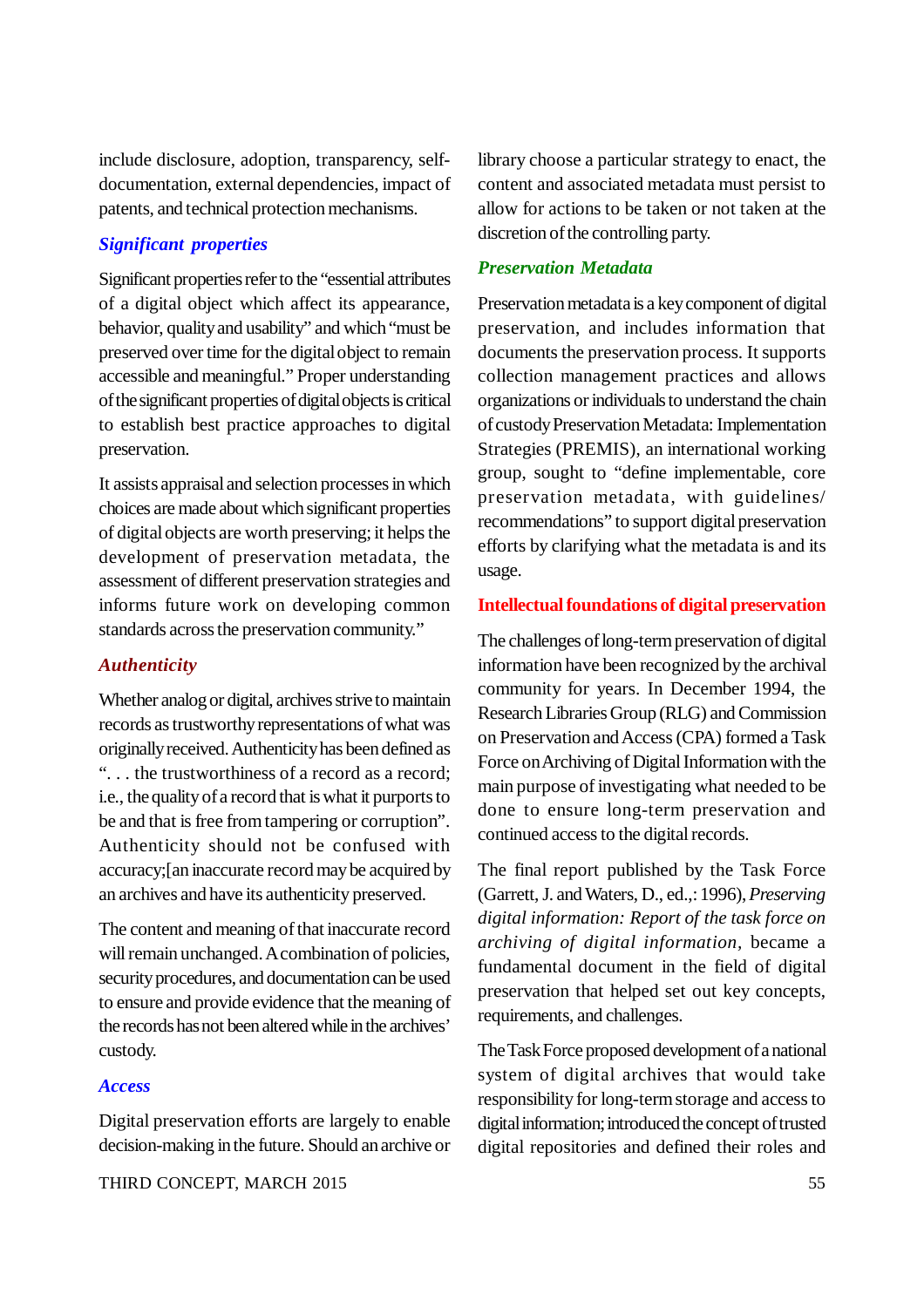include disclosure, adoption, transparency, self-documentation, external dependencies, impact of patents, and technical protection mechanisms.

### *Significant properties*

Significant properties refer to the "essential attributes of a digital object which affect its appearance, behavior, quality and usability" and which "must be preserved over time for the digital object to remain accessible and meaningful." Proper understanding of the significant properties of digital objects is critical to establish best practice approaches to digital preservation.

It assists appraisal and selection processes in which choices are made about which significant properties of digital objects are worth preserving; it helps the development of preservation metadata, the assessment of different preservation strategies and informs future work on developing common standards across the preservation community."

### *Authenticity*

Whether analog or digital, archives strive to maintain records as trustworthy representations of what was originally received. Authenticity has been defined as ". . . the trustworthiness of a record as a record; i.e., the quality of a record that is what it purports to be and that is free from tampering or corruption". Authenticity should not be confused with accuracy;[an inaccurate record may be acquired by an archives and have its authenticity preserved.

The content and meaning of that inaccurate record will remain unchanged. A combination of policies, security procedures, and documentation can be used to ensure and provide evidence that the meaning of the records has not been altered while in the archives' custody.

### *Access*

Digital preservation efforts are largely to enable decision-making in the future. Should an archive or library choose a particular strategy to enact, the content and associated metadata must persist to allow for actions to be taken or not taken at the discretion of the controlling party.

### *Preservation Metadata*

Preservation metadata is a key component of digital preservation, and includes information that documents the preservation process. It supports collection management practices and allows organizations or individuals to understand the chain of custody Preservation Metadata: Implementation Strategies (PREMIS), an international working group, sought to "define implementable, core preservation metadata, with guidelines/ recommendations" to support digital preservation efforts by clarifying what the metadata is and its usage.

## Intellectual foundations of digital preservation

The challenges of long-term preservation of digital information have been recognized by the archival community for years. In December 1994, the Research Libraries Group (RLG) and Commission on Preservation and Access (CPA) formed a Task Force on Archiving of Digital Information with the main purpose of investigating what needed to be done to ensure long-term preservation and continued access to the digital records.

The final report published by the Task Force (Garrett, J. and Waters, D., ed.,: 1996), *Preserving digital information: Report of the task force on archiving of digital information*, became a fundamental document in the field of digital preservation that helped set out key concepts, requirements, and challenges.

The Task Force proposed development of a national system of digital archives that would take responsibility for long-term storage and access to digital information; introduced the concept of trusted digital repositories and defined their roles and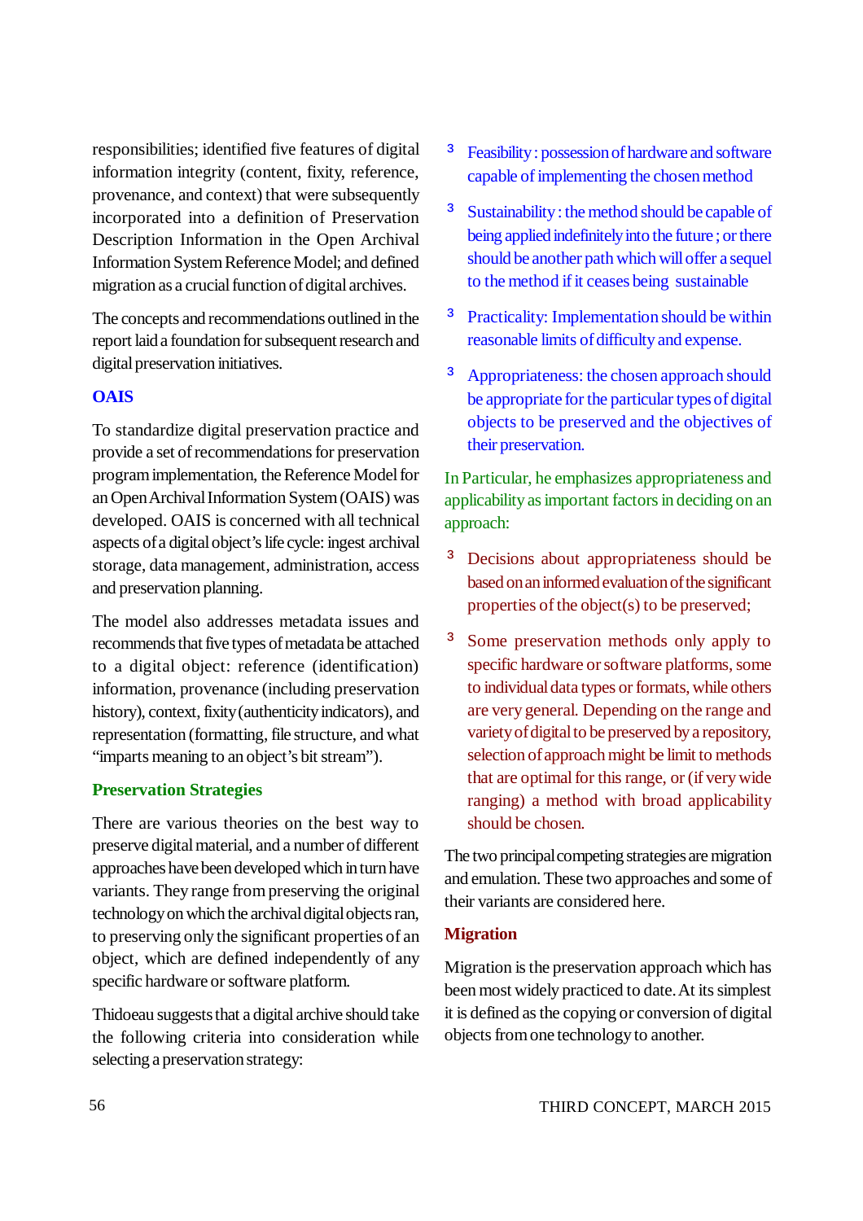responsibilities; identified five features of digital information integrity (content, fixity, reference, provenance, and context) that were subsequently incorporated into a definition of Preservation Description Information in the Open Archival Information System Reference Model; and defined migration as a crucial function of digital archives.

The concepts and recommendations outlined in the report laid a foundation for subsequent research and digital preservation initiatives.

## OAIS

To standardize digital preservation practice and provide a set of recommendations for preservation program implementation, the Reference Model for an Open Archival Information System (OAIS) was developed. OAIS is concerned with all technical aspects of a digital object's life cycle: ingest archival storage, data management, administration, access and preservation planning.

The model also addresses metadata issues and recommends that five types of metadata be attached to a digital object: reference (identification) information, provenance (including preservation history), context, fixity (authenticity indicators), and representation (formatting, file structure, and what "imparts meaning to an object's bit stream").

## Preservation Strategies

There are various theories on the best way to preserve digital material, and a number of different approaches have been developed which in turn have variants. They range from preserving the original technology on which the archival digital objects ran, to preserving only the significant properties of an object, which are defined independently of any specific hardware or software platform.

Thidoeau suggests that a digital archive should take the following criteria into consideration while selecting a preservation strategy:

- Feasibility : possession of hardware and software capable of implementing the chosen method
- Sustainability : the method should be capable of being applied indefinitely into the future ; or there should be another path which will offer a sequel to the method if it ceases being sustainable
- Practicality: Implementation should be within reasonable limits of difficulty and expense.
- Appropriateness: the chosen approach should be appropriate for the particular types of digital objects to be preserved and the objectives of their preservation.

In Particular, he emphasizes appropriateness and applicability as important factors in deciding on an approach:

- Decisions about appropriateness should be based on an informed evaluation of the significant properties of the object(s) to be preserved;
- Some preservation methods only apply to specific hardware or software platforms, some to individual data types or formats, while others are very general. Depending on the range and variety of digital to be preserved by a repository, selection of approach might be limit to methods that are optimal for this range, or (if very wide ranging) a method with broad applicability should be chosen.

The two principal competing strategies are migration and emulation. These two approaches and some of their variants are considered here.

## Migration

Migration is the preservation approach which has been most widely practiced to date. At its simplest it is defined as the copying or conversion of digital objects from one technology to another.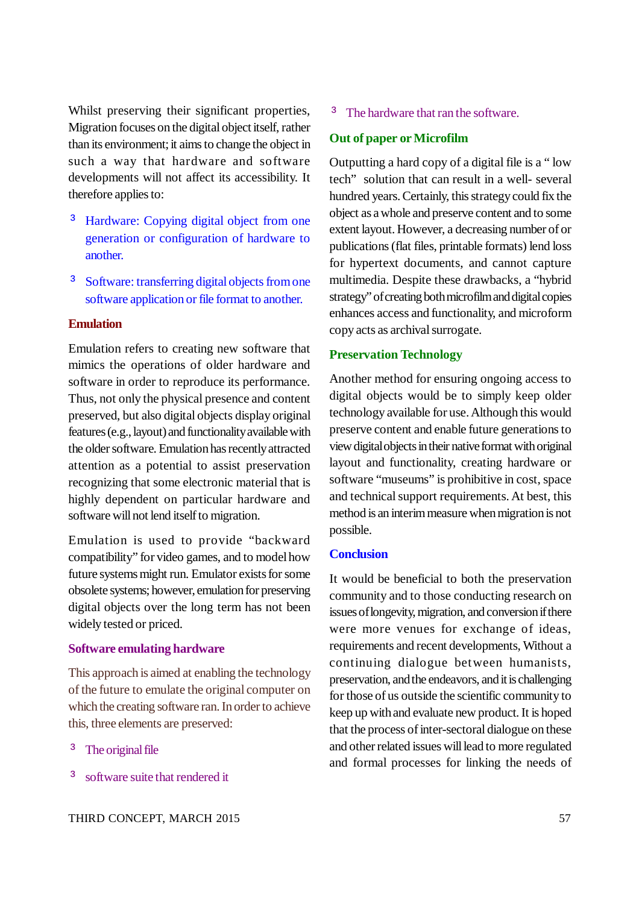Whilst preserving their significant properties, Migration focuses on the digital object itself, rather than its environment; it aims to change the object in such a way that hardware and software developments will not affect its accessibility. It therefore applies to:

- Hardware: Copying digital object from one generation or configuration of hardware to another.
- Software: transferring digital objects from one software application or file format to another.

### Emulation

Emulation refers to creating new software that mimics the operations of older hardware and software in order to reproduce its performance. Thus, not only the physical presence and content preserved, but also digital objects display original features (e.g., layout) and functionality available with the older software. Emulation has recently attracted attention as a potential to assist preservation recognizing that some electronic material that is highly dependent on particular hardware and software will not lend itself to migration.

Emulation is used to provide "backward compatibility" for video games, and to model how future systems might run. Emulator exists for some obsolete systems; however, emulation for preserving digital objects over the long term has not been widely tested or priced.

### Software emulating hardware

This approach is aimed at enabling the technology of the future to emulate the original computer on which the creating software ran. In order to achieve this, three elements are preserved:

- The original file
- software suite that rendered it
- The hardware that ran the software.

### Out of paper or Microfilm

Outputting a hard copy of a digital file is a " low tech" solution that can result in a well- several hundred years. Certainly, this strategy could fix the object as a whole and preserve content and to some extent layout. However, a decreasing number of or publications (flat files, printable formats) lend loss for hypertext documents, and cannot capture multimedia. Despite these drawbacks, a "hybrid strategy" of creating both microfilm and digital copies enhances access and functionality, and microform copy acts as archival surrogate.

### Preservation Technology

Another method for ensuring ongoing access to digital objects would be to simply keep older technology available for use. Although this would preserve content and enable future generations to view digital objects in their native format with original layout and functionality, creating hardware or software "museums" is prohibitive in cost, space and technical support requirements. At best, this method is an interim measure when migration is not possible.

### Conclusion

It would be beneficial to both the preservation community and to those conducting research on issues of longevity, migration, and conversion if there were more venues for exchange of ideas, requirements and recent developments, Without a continuing dialogue between humanists, preservation, and the endeavors, and it is challenging for those of us outside the scientific community to keep up with and evaluate new product. It is hoped that the process of inter-sectoral dialogue on these and other related issues will lead to more regulated and formal processes for linking the needs of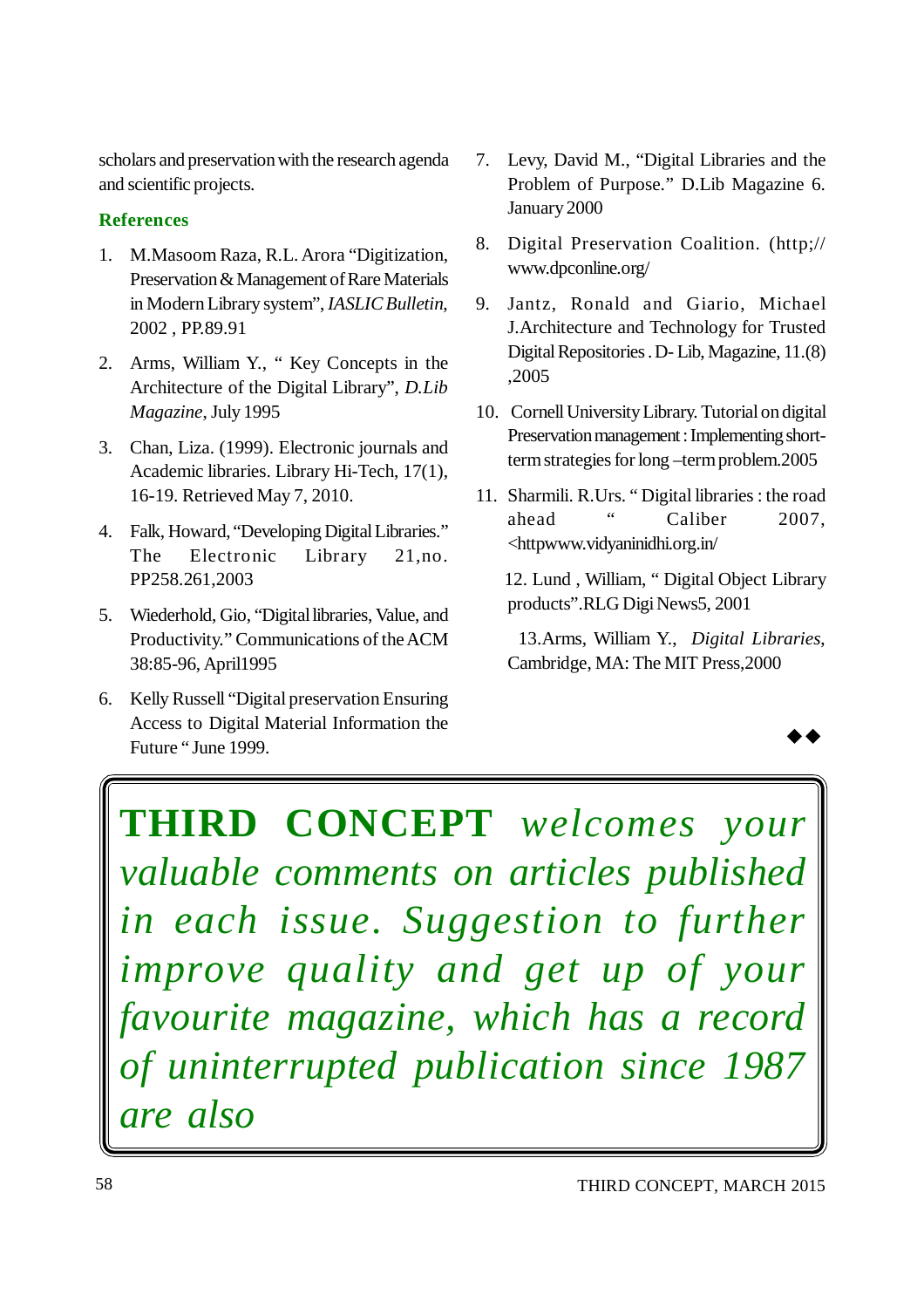scholars and preservation with the research agenda and scientific projects.

## References

1. M.Masoom Raza, R.L. Arora "Digitization, Preservation & Management of Rare Materials in Modern Library system", *IASLIC Bulletin*, 2002 , PP.89.91
2. Arms, William Y., " Key Concepts in the Architecture of the Digital Library", *D.Lib Magazine*, July 1995
3. Chan, Liza. (1999). Electronic journals and Academic libraries. Library Hi-Tech, 17(1), 16-19. Retrieved May 7, 2010.
4. Falk, Howard, "Developing Digital Libraries." The Electronic Library 21,no. PP258.261,2003
5. Wiederhold, Gio, "Digital libraries, Value, and Productivity." Communications of the ACM 38:85-96, April1995
6. Kelly Russell "Digital preservation Ensuring Access to Digital Material Information the Future " June 1999.
7. Levy, David M., "Digital Libraries and the Problem of Purpose." D.Lib Magazine 6. January 2000
8. Digital Preservation Coalition. (http;// www.dpconline.org/
9. Jantz, Ronald and Giario, Michael J.Architecture and Technology for Trusted Digital Repositories . D- Lib, Magazine, 11.(8) ,2005
10. Cornell University Library. Tutorial on digital Preservation management : Implementing short-term strategies for long –term problem.2005
11. Sharmili. R.Urs. " Digital libraries : the road ahead " Caliber 2007, <httpwww.vidyaninidhi.org.in/

12. Lund , William, " Digital Object Library products".RLG Digi News5, 2001

13.Arms, William Y., *Digital Libraries*, Cambridge, MA: The MIT Press,2000

◆◆

**THIRD CONCEPT** *welcomes your valuable comments on articles published in each issue. Suggestion to further improve quality and get up of your favourite magazine, which has a record of uninterrupted publication since 1987 are also*